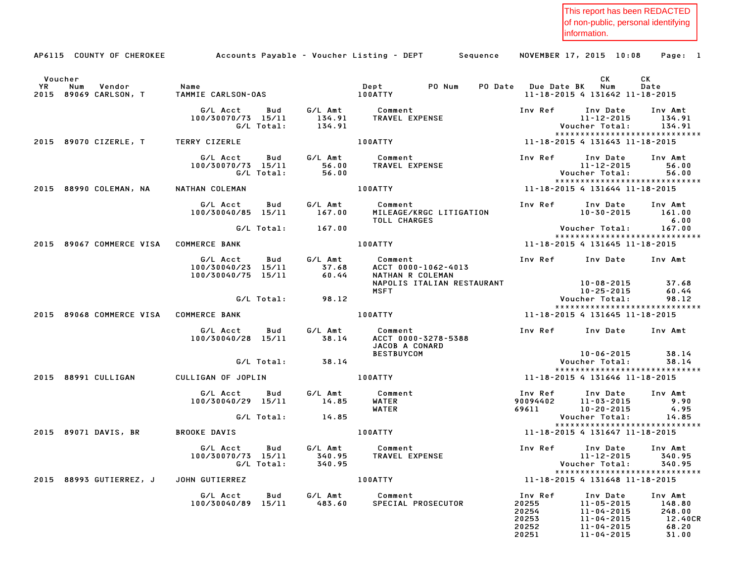This report has been REDACTED of non-public, personal identifying information.

AP6115 COUNTY OF CHEROKEE    Accounts Payable - Voucher Listing - DEPT    Sequence    NOVEMBER 17, 2015 10:08

| Voucher YR | Num | Vendor | Name | Dept | PO Num | PO Date | Due Date | BK | CK Num | CK Date |
|---|---|---|---|---|---|---|---|---|---|---|
| 2015 | 89069 | CARLSON, T | TAMMIE CARLSON-OAS | 100ATTY | | | 11-18-2015 | 4 | 131642 | 11-18-2015 |

| G/L Acct | Bud | G/L Amt | Comment | Inv Ref | Inv Date | Inv Amt |
|---|---|---|---|---|---|---|
| 100/30070/73 | 15/11 | 134.91 | TRAVEL EXPENSE | | 11-12-2015 | 134.91 |
| G/L Total: | | 134.91 | | | Voucher Total: | 134.91 |

****************************

| Voucher YR | Num | Vendor | Name | Dept | PO Num | PO Date | Due Date | BK | CK Num | CK Date |
|---|---|---|---|---|---|---|---|---|---|---|
| 2015 | 89070 | CIZERLE, T | TERRY CIZERLE | 100ATTY | | | 11-18-2015 | 4 | 131643 | 11-18-2015 |

| G/L Acct | Bud | G/L Amt | Comment | Inv Ref | Inv Date | Inv Amt |
|---|---|---|---|---|---|---|
| 100/30070/73 | 15/11 | 56.00 | TRAVEL EXPENSE | | 11-12-2015 | 56.00 |
| G/L Total: | | 56.00 | | | Voucher Total: | 56.00 |

****************************

| Voucher YR | Num | Vendor | Name | Dept | PO Num | PO Date | Due Date | BK | CK Num | CK Date |
|---|---|---|---|---|---|---|---|---|---|---|
| 2015 | 88990 | COLEMAN, NA | NATHAN COLEMAN | 100ATTY | | | 11-18-2015 | 4 | 131644 | 11-18-2015 |

| G/L Acct | Bud | G/L Amt | Comment | Inv Ref | Inv Date | Inv Amt |
|---|---|---|---|---|---|---|
| 100/30040/85 | 15/11 | 167.00 | MILEAGE/KRGC LITIGATION | | 10-30-2015 | 161.00 |
| | | | TOLL CHARGES | | | 6.00 |
| G/L Total: | | 167.00 | | | Voucher Total: | 167.00 |

****************************

| Voucher YR | Num | Vendor | Name | Dept | PO Num | PO Date | Due Date | BK | CK Num | CK Date |
|---|---|---|---|---|---|---|---|---|---|---|
| 2015 | 89067 | COMMERCE VISA | COMMERCE BANK | 100ATTY | | | 11-18-2015 | 4 | 131645 | 11-18-2015 |

| G/L Acct | Bud | G/L Amt | Comment | Inv Ref | Inv Date | Inv Amt |
|---|---|---|---|---|---|---|
| 100/30040/23 | 15/11 | 37.68 | ACCT 0000-1062-4013 | | | |
| 100/30040/75 | 15/11 | 60.44 | NATHAN R COLEMAN | | | |
| | | | NAPOLIS ITALIAN RESTAURANT | | 10-08-2015 | 37.68 |
| | | | MSFT | | 10-25-2015 | 60.44 |
| G/L Total: | | 98.12 | | | Voucher Total: | 98.12 |

****************************

| Voucher YR | Num | Vendor | Name | Dept | PO Num | PO Date | Due Date | BK | CK Num | CK Date |
|---|---|---|---|---|---|---|---|---|---|---|
| 2015 | 89068 | COMMERCE VISA | COMMERCE BANK | 100ATTY | | | 11-18-2015 | 4 | 131645 | 11-18-2015 |

| G/L Acct | Bud | G/L Amt | Comment | Inv Ref | Inv Date | Inv Amt |
|---|---|---|---|---|---|---|
| 100/30040/28 | 15/11 | 38.14 | ACCT 0000-3278-5388 | | | |
| | | | JACOB A CONARD | | | |
| | | | BESTBUYCOM | | 10-06-2015 | 38.14 |
| G/L Total: | | 38.14 | | | Voucher Total: | 38.14 |

****************************

| Voucher YR | Num | Vendor | Name | Dept | PO Num | PO Date | Due Date | BK | CK Num | CK Date |
|---|---|---|---|---|---|---|---|---|---|---|
| 2015 | 88991 | CULLIGAN | CULLIGAN OF JOPLIN | 100ATTY | | | 11-18-2015 | 4 | 131646 | 11-18-2015 |

| G/L Acct | Bud | G/L Amt | Comment | Inv Ref | Inv Date | Inv Amt |
|---|---|---|---|---|---|---|
| 100/30040/29 | 15/11 | 14.85 | WATER | 90094402 | 11-03-2015 | 9.90 |
| | | | WATER | 69611 | 10-20-2015 | 4.95 |
| G/L Total: | | 14.85 | | | Voucher Total: | 14.85 |

****************************

| Voucher YR | Num | Vendor | Name | Dept | PO Num | PO Date | Due Date | BK | CK Num | CK Date |
|---|---|---|---|---|---|---|---|---|---|---|
| 2015 | 89071 | DAVIS, BR | BROOKE DAVIS | 100ATTY | | | 11-18-2015 | 4 | 131647 | 11-18-2015 |

| G/L Acct | Bud | G/L Amt | Comment | Inv Ref | Inv Date | Inv Amt |
|---|---|---|---|---|---|---|
| 100/30070/73 | 15/11 | 340.95 | TRAVEL EXPENSE | | 11-12-2015 | 340.95 |
| G/L Total: | | 340.95 | | | Voucher Total: | 340.95 |

****************************

| Voucher YR | Num | Vendor | Name | Dept | PO Num | PO Date | Due Date | BK | CK Num | CK Date |
|---|---|---|---|---|---|---|---|---|---|---|
| 2015 | 88993 | GUTIERREZ, J | JOHN GUTIERREZ | 100ATTY | | | 11-18-2015 | 4 | 131648 | 11-18-2015 |

| G/L Acct | Bud | G/L Amt | Comment | Inv Ref | Inv Date | Inv Amt |
|---|---|---|---|---|---|---|
| 100/30040/89 | 15/11 | 483.60 | SPECIAL PROSECUTOR | 20255 | 11-05-2015 | 148.80 |
| | | | | 20254 | 11-04-2015 | 248.00 |
| | | | | 20253 | 11-04-2015 | 12.40CR |
| | | | | 20252 | 11-04-2015 | 68.20 |
| | | | | 20251 | 11-04-2015 | 31.00 |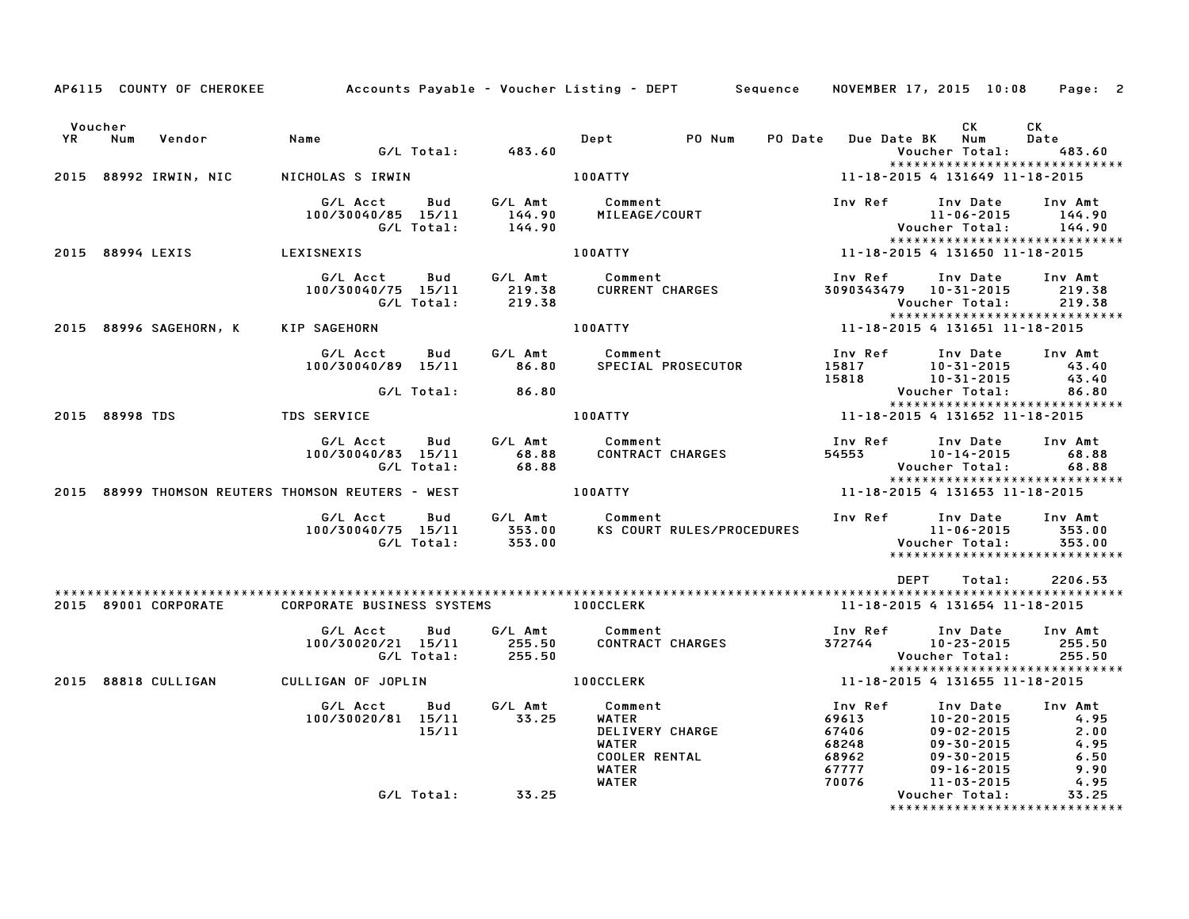AP6115 COUNTY OF CHEROKEE — Accounts Payable - Voucher Listing - DEPT — Sequence — NOVEMBER 17, 2015 10:08

| Voucher YR | Num | Vendor | Name | Dept | PO Num | PO Date | Due Date | BK | CK Num | CK Date |
|---|---|---|---|---|---|---|---|---|---|---|

G/L Total: 483.60 — Voucher Total: 483.60

******************************

**2015 88992 IRWIN, NIC — NICHOLAS S IRWIN — 100ATTY — 11-18-2015 4 131649 11-18-2015**

| G/L Acct | Bud | G/L Amt | Comment | Inv Ref | Inv Date | Inv Amt |
|---|---|---|---|---|---|---|
| 100/30040/85 | 15/11 | 144.90 | MILEAGE/COURT | | 11-06-2015 | 144.90 |
| | G/L Total: | 144.90 | | | Voucher Total: | 144.90 |

******************************

**2015 88994 LEXIS — LEXISNEXIS — 100ATTY — 11-18-2015 4 131650 11-18-2015**

| G/L Acct | Bud | G/L Amt | Comment | Inv Ref | Inv Date | Inv Amt |
|---|---|---|---|---|---|---|
| 100/30040/75 | 15/11 | 219.38 | CURRENT CHARGES | 3090343479 | 10-31-2015 | 219.38 |
| | G/L Total: | 219.38 | | | Voucher Total: | 219.38 |

******************************

**2015 88996 SAGEHORN, K — KIP SAGEHORN — 100ATTY — 11-18-2015 4 131651 11-18-2015**

| G/L Acct | Bud | G/L Amt | Comment | Inv Ref | Inv Date | Inv Amt |
|---|---|---|---|---|---|---|
| 100/30040/89 | 15/11 | 86.80 | SPECIAL PROSECUTOR | 15817 | 10-31-2015 | 43.40 |
| | | | | 15818 | 10-31-2015 | 43.40 |
| | G/L Total: | 86.80 | | | Voucher Total: | 86.80 |

******************************

**2015 88998 TDS — TDS SERVICE — 100ATTY — 11-18-2015 4 131652 11-18-2015**

| G/L Acct | Bud | G/L Amt | Comment | Inv Ref | Inv Date | Inv Amt |
|---|---|---|---|---|---|---|
| 100/30040/83 | 15/11 | 68.88 | CONTRACT CHARGES | 54553 | 10-14-2015 | 68.88 |
| | G/L Total: | 68.88 | | | Voucher Total: | 68.88 |

******************************

**2015 88999 THOMSON REUTERS — THOMSON REUTERS - WEST — 100ATTY — 11-18-2015 4 131653 11-18-2015**

| G/L Acct | Bud | G/L Amt | Comment | Inv Ref | Inv Date | Inv Amt |
|---|---|---|---|---|---|---|
| 100/30040/75 | 15/11 | 353.00 | KS COURT RULES/PROCEDURES | | 11-06-2015 | 353.00 |
| | G/L Total: | 353.00 | | | Voucher Total: | 353.00 |

******************************

DEPT Total: 2206.53

******************************

**2015 89001 CORPORATE — CORPORATE BUSINESS SYSTEMS — 100CCLERK — 11-18-2015 4 131654 11-18-2015**

| G/L Acct | Bud | G/L Amt | Comment | Inv Ref | Inv Date | Inv Amt |
|---|---|---|---|---|---|---|
| 100/30020/21 | 15/11 | 255.50 | CONTRACT CHARGES | 372744 | 10-23-2015 | 255.50 |
| | G/L Total: | 255.50 | | | Voucher Total: | 255.50 |

******************************

**2015 88818 CULLIGAN — CULLIGAN OF JOPLIN — 100CCLERK — 11-18-2015 4 131655 11-18-2015**

| G/L Acct | Bud | G/L Amt | Comment | Inv Ref | Inv Date | Inv Amt |
|---|---|---|---|---|---|---|
| 100/30020/81 | 15/11 | 33.25 | WATER | 69613 | 10-20-2015 | 4.95 |
| | 15/11 | | DELIVERY CHARGE | 67406 | 09-02-2015 | 2.00 |
| | | | WATER | 68248 | 09-30-2015 | 4.95 |
| | | | COOLER RENTAL | 68962 | 09-30-2015 | 6.50 |
| | | | WATER | 67777 | 09-16-2015 | 9.90 |
| | | | WATER | 70076 | 11-03-2015 | 4.95 |
| | G/L Total: | 33.25 | | | Voucher Total: | 33.25 |

******************************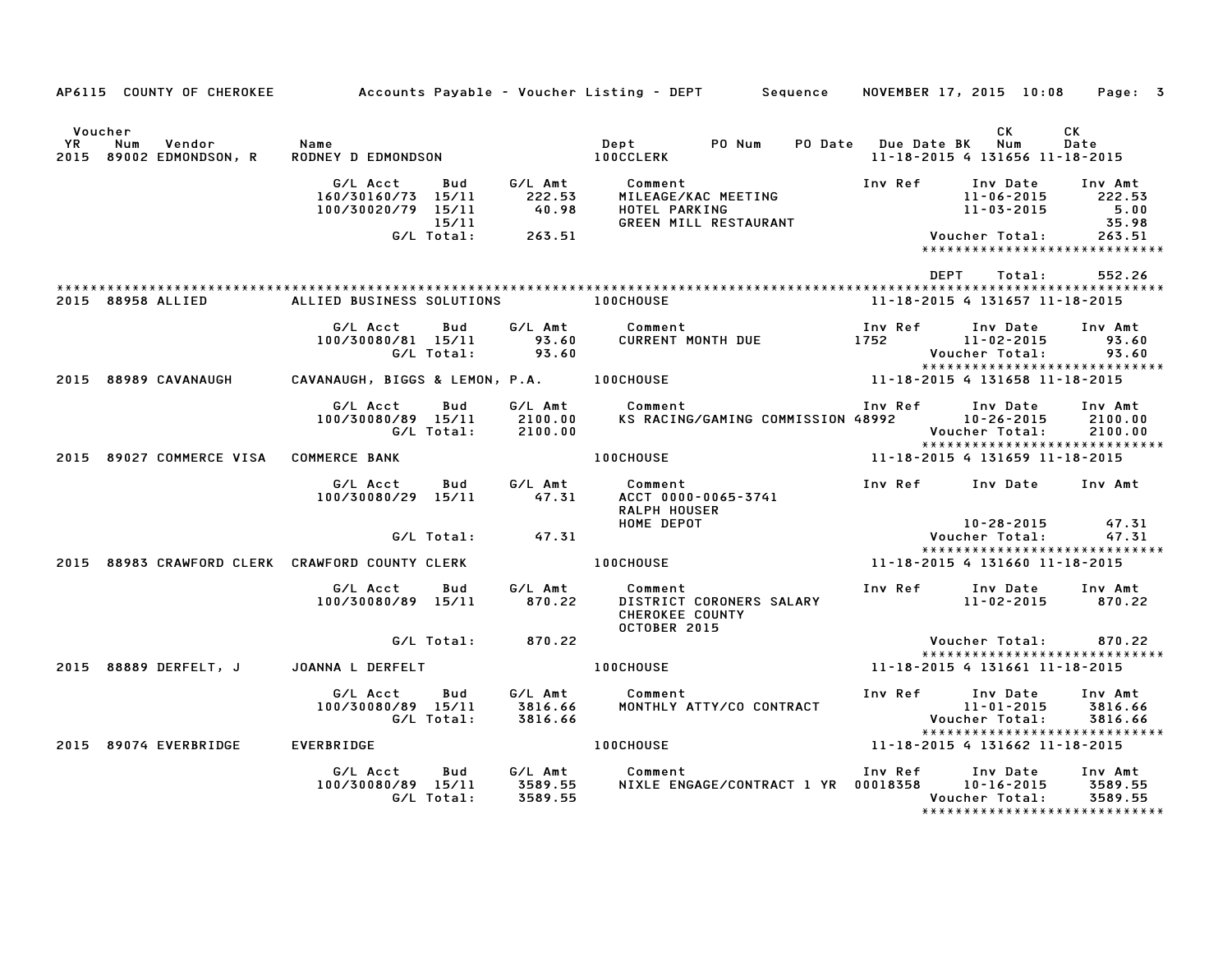AP6115 COUNTY OF CHEROKEE — Accounts Payable - Voucher Listing - DEPT — Sequence — NOVEMBER 17, 2015 10:08

| Voucher YR | Num | Vendor | Name | Dept | PO Num | PO Date | Due Date | BK | CK Num | CK Date |
|---|---|---|---|---|---|---|---|---|---|---|
| 2015 | 89002 | EDMONDSON, R | RODNEY D EDMONDSON | 100CCLERK | | | 11-18-2015 | 4 | 131656 | 11-18-2015 |

| G/L Acct | Bud | G/L Amt | Comment | Inv Ref | Inv Date | Inv Amt |
|---|---|---|---|---|---|---|
| 160/30160/73 | 15/11 | 222.53 | MILEAGE/KAC MEETING | | 11-06-2015 | 222.53 |
| 100/30020/79 | 15/11 | 40.98 | HOTEL PARKING | | 11-03-2015 | 5.00 |
| | 15/11 | | GREEN MILL RESTAURANT | | | 35.98 |
| | G/L Total: | 263.51 | | | Voucher Total: | 263.51 |

******************************

DEPT Total: 552.26

******************************

| Voucher YR | Num | Vendor | Name | Dept | PO Num | PO Date | Due Date | BK | CK Num | CK Date |
|---|---|---|---|---|---|---|---|---|---|---|
| 2015 | 88958 | ALLIED | ALLIED BUSINESS SOLUTIONS | 100CHOUSE | | | 11-18-2015 | 4 | 131657 | 11-18-2015 |

| G/L Acct | Bud | G/L Amt | Comment | Inv Ref | Inv Date | Inv Amt |
|---|---|---|---|---|---|---|
| 100/30080/81 | 15/11 | 93.60 | CURRENT MONTH DUE | 1752 | 11-02-2015 | 93.60 |
| | G/L Total: | 93.60 | | | Voucher Total: | 93.60 |

******************************

| Voucher YR | Num | Vendor | Name | Dept | PO Num | PO Date | Due Date | BK | CK Num | CK Date |
|---|---|---|---|---|---|---|---|---|---|---|
| 2015 | 88989 | CAVANAUGH | CAVANAUGH, BIGGS & LEMON, P.A. | 100CHOUSE | | | 11-18-2015 | 4 | 131658 | 11-18-2015 |

| G/L Acct | Bud | G/L Amt | Comment | Inv Ref | Inv Date | Inv Amt |
|---|---|---|---|---|---|---|
| 100/30080/89 | 15/11 | 2100.00 | KS RACING/GAMING COMMISSION | 48992 | 10-26-2015 | 2100.00 |
| | G/L Total: | 2100.00 | | | Voucher Total: | 2100.00 |

******************************

| Voucher YR | Num | Vendor | Name | Dept | PO Num | PO Date | Due Date | BK | CK Num | CK Date |
|---|---|---|---|---|---|---|---|---|---|---|
| 2015 | 89027 | COMMERCE VISA | COMMERCE BANK | 100CHOUSE | | | 11-18-2015 | 4 | 131659 | 11-18-2015 |

| G/L Acct | Bud | G/L Amt | Comment | Inv Ref | Inv Date | Inv Amt |
|---|---|---|---|---|---|---|
| 100/30080/29 | 15/11 | 47.31 | ACCT 0000-0065-3741 RALPH HOUSER HOME DEPOT | | 10-28-2015 | 47.31 |
| | G/L Total: | 47.31 | | | Voucher Total: | 47.31 |

******************************

| Voucher YR | Num | Vendor | Name | Dept | PO Num | PO Date | Due Date | BK | CK Num | CK Date |
|---|---|---|---|---|---|---|---|---|---|---|
| 2015 | 88983 | CRAWFORD CLERK | CRAWFORD COUNTY CLERK | 100CHOUSE | | | 11-18-2015 | 4 | 131660 | 11-18-2015 |

| G/L Acct | Bud | G/L Amt | Comment | Inv Ref | Inv Date | Inv Amt |
|---|---|---|---|---|---|---|
| 100/30080/89 | 15/11 | 870.22 | DISTRICT CORONERS SALARY CHEROKEE COUNTY OCTOBER 2015 | | 11-02-2015 | 870.22 |
| | G/L Total: | 870.22 | | | Voucher Total: | 870.22 |

******************************

| Voucher YR | Num | Vendor | Name | Dept | PO Num | PO Date | Due Date | BK | CK Num | CK Date |
|---|---|---|---|---|---|---|---|---|---|---|
| 2015 | 88889 | DERFELT, J | JOANNA L DERFELT | 100CHOUSE | | | 11-18-2015 | 4 | 131661 | 11-18-2015 |

| G/L Acct | Bud | G/L Amt | Comment | Inv Ref | Inv Date | Inv Amt |
|---|---|---|---|---|---|---|
| 100/30080/89 | 15/11 | 3816.66 | MONTHLY ATTY/CO CONTRACT | | 11-01-2015 | 3816.66 |
| | G/L Total: | 3816.66 | | | Voucher Total: | 3816.66 |

******************************

| Voucher YR | Num | Vendor | Name | Dept | PO Num | PO Date | Due Date | BK | CK Num | CK Date |
|---|---|---|---|---|---|---|---|---|---|---|
| 2015 | 89074 | EVERBRIDGE | EVERBRIDGE | 100CHOUSE | | | 11-18-2015 | 4 | 131662 | 11-18-2015 |

| G/L Acct | Bud | G/L Amt | Comment | Inv Ref | Inv Date | Inv Amt |
|---|---|---|---|---|---|---|
| 100/30080/89 | 15/11 | 3589.55 | NIXLE ENGAGE/CONTRACT 1 YR | 00018358 | 10-16-2015 | 3589.55 |
| | G/L Total: | 3589.55 | | | Voucher Total: | 3589.55 |

******************************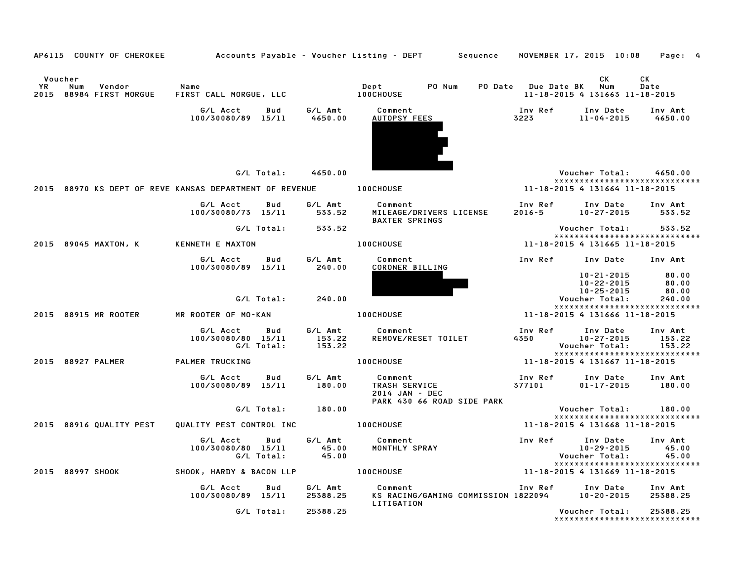AP6115 COUNTY OF CHEROKEE — Accounts Payable - Voucher Listing - DEPT — Sequence — NOVEMBER 17, 2015 10:08

| Voucher YR | Num | Vendor | Name | Dept | PO Num | PO Date | Due Date | BK | CK Num | CK Date |
|---|---|---|---|---|---|---|---|---|---|---|
| 2015 | 88984 | FIRST MORGUE | FIRST CALL MORGUE, LLC | 100CHOUSE | | | 11-18-2015 | 4 | 131663 | 11-18-2015 |

| G/L Acct | Bud | G/L Amt | Comment | Inv Ref | Inv Date | Inv Amt |
|---|---|---|---|---|---|---|
| 100/30080/89 | 15/11 | 4650.00 | AUTOPSY FEES | 3223 | 11-04-2015 | 4650.00 |
| G/L Total: | | 4650.00 | | | Voucher Total: | 4650.00 |

*****************************

| Voucher YR | Num | Vendor | Name | Dept | PO Num | PO Date | Due Date | BK | CK Num | CK Date |
|---|---|---|---|---|---|---|---|---|---|---|
| 2015 | 88970 | KS DEPT OF REVE | KANSAS DEPARTMENT OF REVENUE | 100CHOUSE | | | 11-18-2015 | 4 | 131664 | 11-18-2015 |

| G/L Acct | Bud | G/L Amt | Comment | Inv Ref | Inv Date | Inv Amt |
|---|---|---|---|---|---|---|
| 100/30080/73 | 15/11 | 533.52 | MILEAGE/DRIVERS LICENSE BAXTER SPRINGS | 2016-5 | 10-27-2015 | 533.52 |
| G/L Total: | | 533.52 | | | Voucher Total: | 533.52 |

*****************************

| Voucher YR | Num | Vendor | Name | Dept | PO Num | PO Date | Due Date | BK | CK Num | CK Date |
|---|---|---|---|---|---|---|---|---|---|---|
| 2015 | 89045 | MAXTON, K | KENNETH E MAXTON | 100CHOUSE | | | 11-18-2015 | 4 | 131665 | 11-18-2015 |

| G/L Acct | Bud | G/L Amt | Comment | Inv Ref | Inv Date | Inv Amt |
|---|---|---|---|---|---|---|
| 100/30080/89 | 15/11 | 240.00 | CORONER BILLING | | | |
| | | | | | 10-21-2015 | 80.00 |
| | | | | | 10-22-2015 | 80.00 |
| | | | | | 10-25-2015 | 80.00 |
| G/L Total: | | 240.00 | | | Voucher Total: | 240.00 |

*****************************

| Voucher YR | Num | Vendor | Name | Dept | PO Num | PO Date | Due Date | BK | CK Num | CK Date |
|---|---|---|---|---|---|---|---|---|---|---|
| 2015 | 88915 | MR ROOTER | MR ROOTER OF MO-KAN | 100CHOUSE | | | 11-18-2015 | 4 | 131666 | 11-18-2015 |

| G/L Acct | Bud | G/L Amt | Comment | Inv Ref | Inv Date | Inv Amt |
|---|---|---|---|---|---|---|
| 100/30080/80 | 15/11 | 153.22 | REMOVE/RESET TOILET | 4350 | 10-27-2015 | 153.22 |
| G/L Total: | | 153.22 | | | Voucher Total: | 153.22 |

*****************************

| Voucher YR | Num | Vendor | Name | Dept | PO Num | PO Date | Due Date | BK | CK Num | CK Date |
|---|---|---|---|---|---|---|---|---|---|---|
| 2015 | 88927 | PALMER | PALMER TRUCKING | 100CHOUSE | | | 11-18-2015 | 4 | 131667 | 11-18-2015 |

| G/L Acct | Bud | G/L Amt | Comment | Inv Ref | Inv Date | Inv Amt |
|---|---|---|---|---|---|---|
| 100/30080/89 | 15/11 | 180.00 | TRASH SERVICE 2014 JAN - DEC PARK 430 66 ROAD SIDE PARK | 377101 | 01-17-2015 | 180.00 |
| G/L Total: | | 180.00 | | | Voucher Total: | 180.00 |

*****************************

| Voucher YR | Num | Vendor | Name | Dept | PO Num | PO Date | Due Date | BK | CK Num | CK Date |
|---|---|---|---|---|---|---|---|---|---|---|
| 2015 | 88916 | QUALITY PEST | QUALITY PEST CONTROL INC | 100CHOUSE | | | 11-18-2015 | 4 | 131668 | 11-18-2015 |

| G/L Acct | Bud | G/L Amt | Comment | Inv Ref | Inv Date | Inv Amt |
|---|---|---|---|---|---|---|
| 100/30080/80 | 15/11 | 45.00 | MONTHLY SPRAY | | 10-29-2015 | 45.00 |
| G/L Total: | | 45.00 | | | Voucher Total: | 45.00 |

*****************************

| Voucher YR | Num | Vendor | Name | Dept | PO Num | PO Date | Due Date | BK | CK Num | CK Date |
|---|---|---|---|---|---|---|---|---|---|---|
| 2015 | 88997 | SHOOK | SHOOK, HARDY & BACON LLP | 100CHOUSE | | | 11-18-2015 | 4 | 131669 | 11-18-2015 |

| G/L Acct | Bud | G/L Amt | Comment | Inv Ref | Inv Date | Inv Amt |
|---|---|---|---|---|---|---|
| 100/30080/89 | 15/11 | 25388.25 | KS RACING/GAMING COMMISSION LITIGATION | 1822094 | 10-20-2015 | 25388.25 |
| G/L Total: | | 25388.25 | | | Voucher Total: | 25388.25 |

*****************************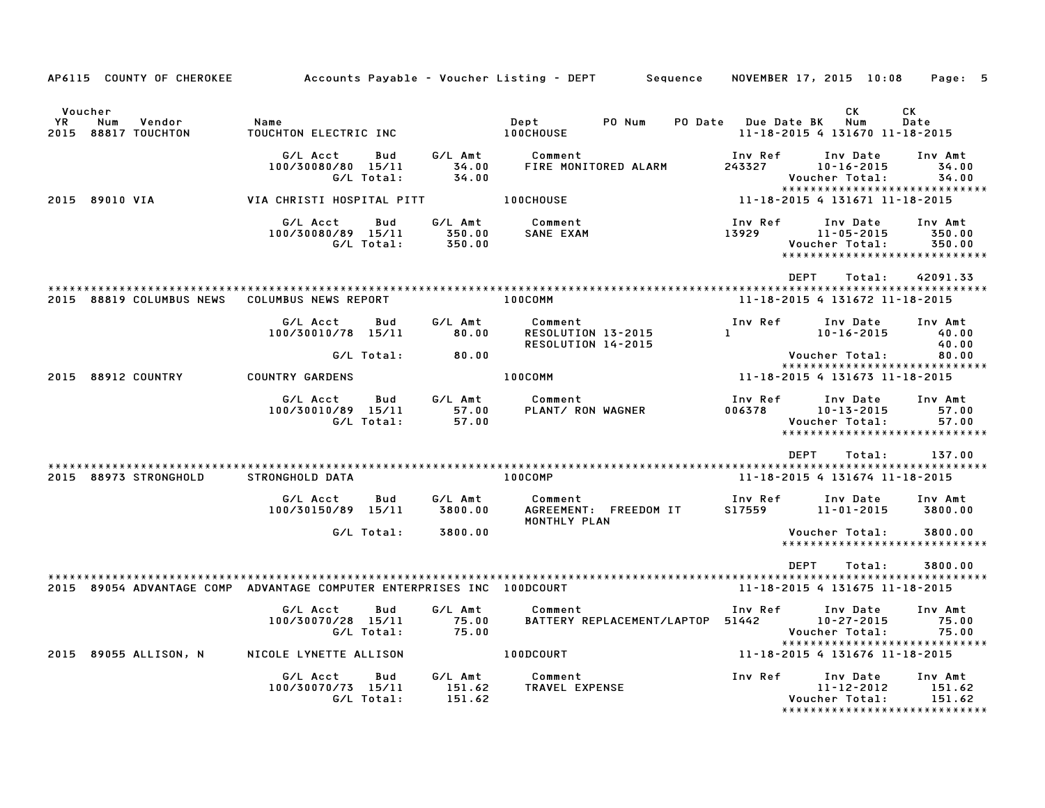AP6115 COUNTY OF CHEROKEE Accounts Payable - Voucher Listing - DEPT Sequence NOVEMBER 17, 2015 10:08 Page: 5

| Voucher YR | Num | Vendor | Name | Dept | PO Num | PO Date | Due Date | BK | CK Num | CK Date |
|---|---|---|---|---|---|---|---|---|---|---|
| 2015 | 88817 | TOUCHTON | TOUCHTON ELECTRIC INC | 100CHOUSE | | | 11-18-2015 | 4 | 131670 | 11-18-2015 |

| G/L Acct | Bud | G/L Amt | Comment | Inv Ref | Inv Date | Inv Amt |
|---|---|---|---|---|---|---|
| 100/30080/80 | 15/11 | 34.00 | FIRE MONITORED ALARM | 243327 | 10-16-2015 | 34.00 |
| | G/L Total: | 34.00 | | | Voucher Total: | 34.00 |

| Voucher YR | Num | Vendor | Name | Dept | PO Num | PO Date | Due Date | BK | CK Num | CK Date |
|---|---|---|---|---|---|---|---|---|---|---|
| 2015 | 89010 | VIA | VIA CHRISTI HOSPITAL PITT | 100CHOUSE | | | 11-18-2015 | 4 | 131671 | 11-18-2015 |

| G/L Acct | Bud | G/L Amt | Comment | Inv Ref | Inv Date | Inv Amt |
|---|---|---|---|---|---|---|
| 100/30080/89 | 15/11 | 350.00 | SANE EXAM | 13929 | 11-05-2015 | 350.00 |
| | G/L Total: | 350.00 | | | Voucher Total: | 350.00 |

DEPT Total: 42091.33

| Voucher YR | Num | Vendor | Name | Dept | PO Num | PO Date | Due Date | BK | CK Num | CK Date |
|---|---|---|---|---|---|---|---|---|---|---|
| 2015 | 88819 | COLUMBUS NEWS | COLUMBUS NEWS REPORT | 100COMM | | | 11-18-2015 | 4 | 131672 | 11-18-2015 |

| G/L Acct | Bud | G/L Amt | Comment | Inv Ref | Inv Date | Inv Amt |
|---|---|---|---|---|---|---|
| 100/30010/78 | 15/11 | 80.00 | RESOLUTION 13-2015 | 1 | 10-16-2015 | 40.00 |
| | | | RESOLUTION 14-2015 | | | 40.00 |
| | G/L Total: | 80.00 | | | Voucher Total: | 80.00 |

| Voucher YR | Num | Vendor | Name | Dept | PO Num | PO Date | Due Date | BK | CK Num | CK Date |
|---|---|---|---|---|---|---|---|---|---|---|
| 2015 | 88912 | COUNTRY | COUNTRY GARDENS | 100COMM | | | 11-18-2015 | 4 | 131673 | 11-18-2015 |

| G/L Acct | Bud | G/L Amt | Comment | Inv Ref | Inv Date | Inv Amt |
|---|---|---|---|---|---|---|
| 100/30010/89 | 15/11 | 57.00 | PLANT/ RON WAGNER | 006378 | 10-13-2015 | 57.00 |
| | G/L Total: | 57.00 | | | Voucher Total: | 57.00 |

DEPT Total: 137.00

| Voucher YR | Num | Vendor | Name | Dept | PO Num | PO Date | Due Date | BK | CK Num | CK Date |
|---|---|---|---|---|---|---|---|---|---|---|
| 2015 | 88973 | STRONGHOLD | STRONGHOLD DATA | 100COMP | | | 11-18-2015 | 4 | 131674 | 11-18-2015 |

| G/L Acct | Bud | G/L Amt | Comment | Inv Ref | Inv Date | Inv Amt |
|---|---|---|---|---|---|---|
| 100/30150/89 | 15/11 | 3800.00 | AGREEMENT: FREEDOM IT MONTHLY PLAN | S17559 | 11-01-2015 | 3800.00 |
| | G/L Total: | 3800.00 | | | Voucher Total: | 3800.00 |

DEPT Total: 3800.00

| Voucher YR | Num | Vendor | Name | Dept | PO Num | PO Date | Due Date | BK | CK Num | CK Date |
|---|---|---|---|---|---|---|---|---|---|---|
| 2015 | 89054 | ADVANTAGE COMP | ADVANTAGE COMPUTER ENTERPRISES INC | 100DCOURT | | | 11-18-2015 | 4 | 131675 | 11-18-2015 |

| G/L Acct | Bud | G/L Amt | Comment | Inv Ref | Inv Date | Inv Amt |
|---|---|---|---|---|---|---|
| 100/30070/28 | 15/11 | 75.00 | BATTERY REPLACEMENT/LAPTOP | 51442 | 10-27-2015 | 75.00 |
| | G/L Total: | 75.00 | | | Voucher Total: | 75.00 |

| Voucher YR | Num | Vendor | Name | Dept | PO Num | PO Date | Due Date | BK | CK Num | CK Date |
|---|---|---|---|---|---|---|---|---|---|---|
| 2015 | 89055 | ALLISON, N | NICOLE LYNETTE ALLISON | 100DCOURT | | | 11-18-2015 | 4 | 131676 | 11-18-2015 |

| G/L Acct | Bud | G/L Amt | Comment | Inv Ref | Inv Date | Inv Amt |
|---|---|---|---|---|---|---|
| 100/30070/73 | 15/11 | 151.62 | TRAVEL EXPENSE | | 11-12-2012 | 151.62 |
| | G/L Total: | 151.62 | | | Voucher Total: | 151.62 |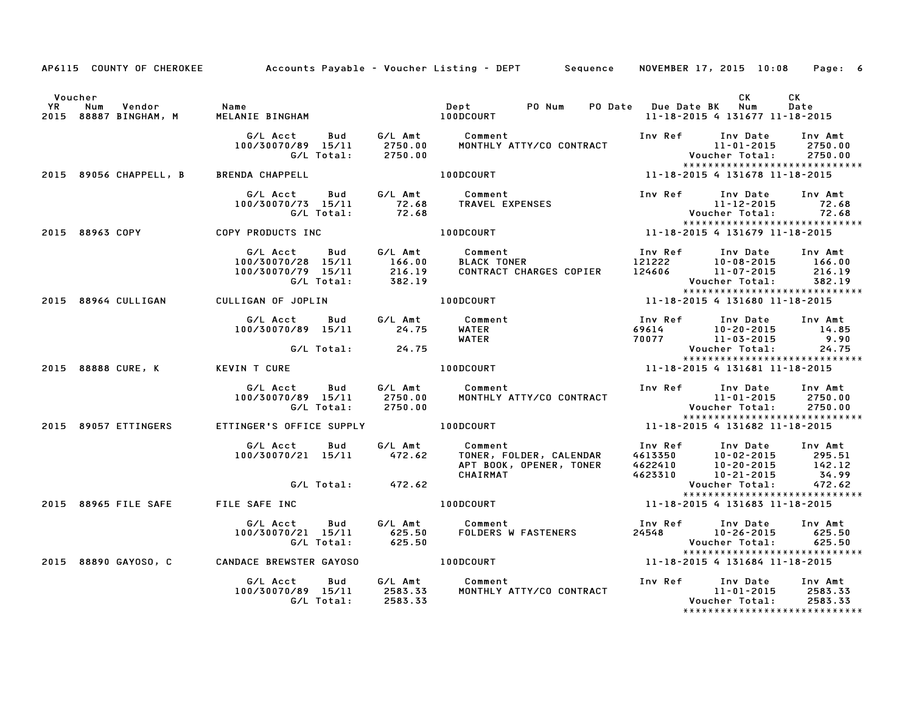AP6115 COUNTY OF CHEROKEE Accounts Payable - Voucher Listing - DEPT Sequence NOVEMBER 17, 2015 10:08

| Voucher YR | Num | Vendor | Name | Dept | PO Num | PO Date | Due Date | BK | CK Num | CK Date |
|---|---|---|---|---|---|---|---|---|---|---|
| 2015 | 88887 | BINGHAM, M | MELANIE BINGHAM | 100DCOURT | | | 11-18-2015 | 4 | 131677 | 11-18-2015 |

| G/L Acct | Bud | G/L Amt | Comment | Inv Ref | Inv Date | Inv Amt |
|---|---|---|---|---|---|---|
| 100/30070/89 | 15/11 | 2750.00 | MONTHLY ATTY/CO CONTRACT | | 11-01-2015 | 2750.00 |
| | G/L Total: | 2750.00 | | | Voucher Total: | 2750.00 |

| Voucher YR | Num | Vendor | Name | Dept | PO Num | PO Date | Due Date | BK | CK Num | CK Date |
|---|---|---|---|---|---|---|---|---|---|---|
| 2015 | 89056 | CHAPPELL, B | BRENDA CHAPPELL | 100DCOURT | | | 11-18-2015 | 4 | 131678 | 11-18-2015 |

| G/L Acct | Bud | G/L Amt | Comment | Inv Ref | Inv Date | Inv Amt |
|---|---|---|---|---|---|---|
| 100/30070/73 | 15/11 | 72.68 | TRAVEL EXPENSES | | 11-12-2015 | 72.68 |
| | G/L Total: | 72.68 | | | Voucher Total: | 72.68 |

| Voucher YR | Num | Vendor | Name | Dept | PO Num | PO Date | Due Date | BK | CK Num | CK Date |
|---|---|---|---|---|---|---|---|---|---|---|
| 2015 | 88963 | COPY | COPY PRODUCTS INC | 100DCOURT | | | 11-18-2015 | 4 | 131679 | 11-18-2015 |

| G/L Acct | Bud | G/L Amt | Comment | Inv Ref | Inv Date | Inv Amt |
|---|---|---|---|---|---|---|
| 100/30070/28 | 15/11 | 166.00 | BLACK TONER | 121222 | 10-08-2015 | 166.00 |
| 100/30070/79 | 15/11 | 216.19 | CONTRACT CHARGES COPIER | 124606 | 11-07-2015 | 216.19 |
| | G/L Total: | 382.19 | | | Voucher Total: | 382.19 |

| Voucher YR | Num | Vendor | Name | Dept | PO Num | PO Date | Due Date | BK | CK Num | CK Date |
|---|---|---|---|---|---|---|---|---|---|---|
| 2015 | 88964 | CULLIGAN | CULLIGAN OF JOPLIN | 100DCOURT | | | 11-18-2015 | 4 | 131680 | 11-18-2015 |

| G/L Acct | Bud | G/L Amt | Comment | Inv Ref | Inv Date | Inv Amt |
|---|---|---|---|---|---|---|
| 100/30070/89 | 15/11 | 24.75 | WATER | 69614 | 10-20-2015 | 14.85 |
| | | | WATER | 70077 | 11-03-2015 | 9.90 |
| | G/L Total: | 24.75 | | | Voucher Total: | 24.75 |

| Voucher YR | Num | Vendor | Name | Dept | PO Num | PO Date | Due Date | BK | CK Num | CK Date |
|---|---|---|---|---|---|---|---|---|---|---|
| 2015 | 88888 | CURE, K | KEVIN T CURE | 100DCOURT | | | 11-18-2015 | 4 | 131681 | 11-18-2015 |

| G/L Acct | Bud | G/L Amt | Comment | Inv Ref | Inv Date | Inv Amt |
|---|---|---|---|---|---|---|
| 100/30070/89 | 15/11 | 2750.00 | MONTHLY ATTY/CO CONTRACT | | 11-01-2015 | 2750.00 |
| | G/L Total: | 2750.00 | | | Voucher Total: | 2750.00 |

| Voucher YR | Num | Vendor | Name | Dept | PO Num | PO Date | Due Date | BK | CK Num | CK Date |
|---|---|---|---|---|---|---|---|---|---|---|
| 2015 | 89057 | ETTINGERS | ETTINGER'S OFFICE SUPPLY | 100DCOURT | | | 11-18-2015 | 4 | 131682 | 11-18-2015 |

| G/L Acct | Bud | G/L Amt | Comment | Inv Ref | Inv Date | Inv Amt |
|---|---|---|---|---|---|---|
| 100/30070/21 | 15/11 | 472.62 | TONER, FOLDER, CALENDAR | 4613350 | 10-02-2015 | 295.51 |
| | | | APT BOOK, OPENER, TONER | 4622410 | 10-20-2015 | 142.12 |
| | | | CHAIRMAT | 4623310 | 10-21-2015 | 34.99 |
| | G/L Total: | 472.62 | | | Voucher Total: | 472.62 |

| Voucher YR | Num | Vendor | Name | Dept | PO Num | PO Date | Due Date | BK | CK Num | CK Date |
|---|---|---|---|---|---|---|---|---|---|---|
| 2015 | 88965 | FILE SAFE | FILE SAFE INC | 100DCOURT | | | 11-18-2015 | 4 | 131683 | 11-18-2015 |

| G/L Acct | Bud | G/L Amt | Comment | Inv Ref | Inv Date | Inv Amt |
|---|---|---|---|---|---|---|
| 100/30070/21 | 15/11 | 625.50 | FOLDERS W FASTENERS | 24548 | 10-26-2015 | 625.50 |
| | G/L Total: | 625.50 | | | Voucher Total: | 625.50 |

| Voucher YR | Num | Vendor | Name | Dept | PO Num | PO Date | Due Date | BK | CK Num | CK Date |
|---|---|---|---|---|---|---|---|---|---|---|
| 2015 | 88890 | GAYOSO, C | CANDACE BREWSTER GAYOSO | 100DCOURT | | | 11-18-2015 | 4 | 131684 | 11-18-2015 |

| G/L Acct | Bud | G/L Amt | Comment | Inv Ref | Inv Date | Inv Amt |
|---|---|---|---|---|---|---|
| 100/30070/89 | 15/11 | 2583.33 | MONTHLY ATTY/CO CONTRACT | | 11-01-2015 | 2583.33 |
| | G/L Total: | 2583.33 | | | Voucher Total: | 2583.33 |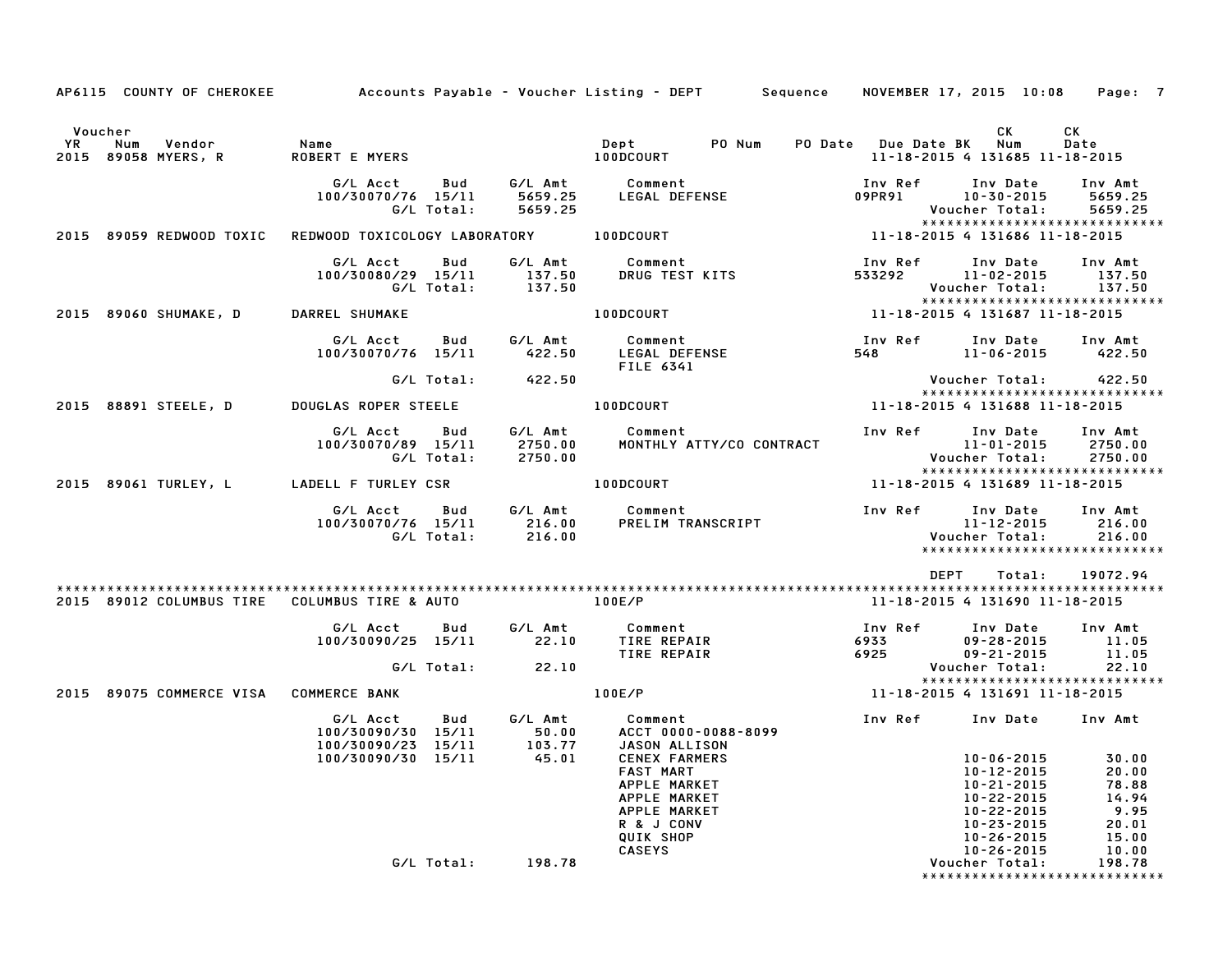AP6115 COUNTY OF CHEROKEE — Accounts Payable - Voucher Listing - DEPT — Sequence — NOVEMBER 17, 2015 10:08

| Voucher YR | Num | Vendor | Name | Dept | PO Num | PO Date | Due Date | BK | CK Num | CK Date |
|---|---|---|---|---|---|---|---|---|---|---|
| 2015 | 89058 | MYERS, R | ROBERT E MYERS | 100DCOURT | | | 11-18-2015 | 4 | 131685 | 11-18-2015 |

| G/L Acct | Bud | G/L Amt | Comment | Inv Ref | Inv Date | Inv Amt |
|---|---|---|---|---|---|---|
| 100/30070/76 | 15/11 | 5659.25 | LEGAL DEFENSE | 09PR91 | 10-30-2015 | 5659.25 |
| | G/L Total: | 5659.25 | | | Voucher Total: | 5659.25 |

| Voucher YR | Num | Vendor | Name | Dept | PO Num | PO Date | Due Date | BK | CK Num | CK Date |
|---|---|---|---|---|---|---|---|---|---|---|
| 2015 | 89059 | REDWOOD TOXIC | REDWOOD TOXICOLOGY LABORATORY | 100DCOURT | | | 11-18-2015 | 4 | 131686 | 11-18-2015 |

| G/L Acct | Bud | G/L Amt | Comment | Inv Ref | Inv Date | Inv Amt |
|---|---|---|---|---|---|---|
| 100/30080/29 | 15/11 | 137.50 | DRUG TEST KITS | 533292 | 11-02-2015 | 137.50 |
| | G/L Total: | 137.50 | | | Voucher Total: | 137.50 |

| Voucher YR | Num | Vendor | Name | Dept | PO Num | PO Date | Due Date | BK | CK Num | CK Date |
|---|---|---|---|---|---|---|---|---|---|---|
| 2015 | 89060 | SHUMAKE, D | DARREL SHUMAKE | 100DCOURT | | | 11-18-2015 | 4 | 131687 | 11-18-2015 |

| G/L Acct | Bud | G/L Amt | Comment | Inv Ref | Inv Date | Inv Amt |
|---|---|---|---|---|---|---|
| 100/30070/76 | 15/11 | 422.50 | LEGAL DEFENSE | 548 | 11-06-2015 | 422.50 |
| | | | FILE 6341 | | | |
| | G/L Total: | 422.50 | | | Voucher Total: | 422.50 |

| Voucher YR | Num | Vendor | Name | Dept | PO Num | PO Date | Due Date | BK | CK Num | CK Date |
|---|---|---|---|---|---|---|---|---|---|---|
| 2015 | 88891 | STEELE, D | DOUGLAS ROPER STEELE | 100DCOURT | | | 11-18-2015 | 4 | 131688 | 11-18-2015 |

| G/L Acct | Bud | G/L Amt | Comment | Inv Ref | Inv Date | Inv Amt |
|---|---|---|---|---|---|---|
| 100/30070/89 | 15/11 | 2750.00 | MONTHLY ATTY/CO CONTRACT | | 11-01-2015 | 2750.00 |
| | G/L Total: | 2750.00 | | | Voucher Total: | 2750.00 |

| Voucher YR | Num | Vendor | Name | Dept | PO Num | PO Date | Due Date | BK | CK Num | CK Date |
|---|---|---|---|---|---|---|---|---|---|---|
| 2015 | 89061 | TURLEY, L | LADELL F TURLEY CSR | 100DCOURT | | | 11-18-2015 | 4 | 131689 | 11-18-2015 |

| G/L Acct | Bud | G/L Amt | Comment | Inv Ref | Inv Date | Inv Amt |
|---|---|---|---|---|---|---|
| 100/30070/76 | 15/11 | 216.00 | PRELIM TRANSCRIPT | | 11-12-2015 | 216.00 |
| | G/L Total: | 216.00 | | | Voucher Total: | 216.00 |

DEPT Total: 19072.94

| Voucher YR | Num | Vendor | Name | Dept | PO Num | PO Date | Due Date | BK | CK Num | CK Date |
|---|---|---|---|---|---|---|---|---|---|---|
| 2015 | 89012 | COLUMBUS TIRE | COLUMBUS TIRE & AUTO | 100E/P | | | 11-18-2015 | 4 | 131690 | 11-18-2015 |

| G/L Acct | Bud | G/L Amt | Comment | Inv Ref | Inv Date | Inv Amt |
|---|---|---|---|---|---|---|
| 100/30090/25 | 15/11 | 22.10 | TIRE REPAIR | 6933 | 09-28-2015 | 11.05 |
| | | | TIRE REPAIR | 6925 | 09-21-2015 | 11.05 |
| | G/L Total: | 22.10 | | | Voucher Total: | 22.10 |

| Voucher YR | Num | Vendor | Name | Dept | PO Num | PO Date | Due Date | BK | CK Num | CK Date |
|---|---|---|---|---|---|---|---|---|---|---|
| 2015 | 89075 | COMMERCE VISA | COMMERCE BANK | 100E/P | | | 11-18-2015 | 4 | 131691 | 11-18-2015 |

| G/L Acct | Bud | G/L Amt | Comment | Inv Ref | Inv Date | Inv Amt |
|---|---|---|---|---|---|---|
| 100/30090/30 | 15/11 | 50.00 | ACCT 0000-0088-8099 | | | |
| 100/30090/23 | 15/11 | 103.77 | JASON ALLISON | | | |
| 100/30090/30 | 15/11 | 45.01 | CENEX FARMERS | | 10-06-2015 | 30.00 |
| | | | FAST MART | | 10-12-2015 | 20.00 |
| | | | APPLE MARKET | | 10-21-2015 | 78.88 |
| | | | APPLE MARKET | | 10-22-2015 | 14.94 |
| | | | APPLE MARKET | | 10-22-2015 | 9.95 |
| | | | R & J CONV | | 10-23-2015 | 20.01 |
| | | | QUIK SHOP | | 10-26-2015 | 15.00 |
| | | | CASEYS | | 10-26-2015 | 10.00 |
| | G/L Total: | 198.78 | | | Voucher Total: | 198.78 |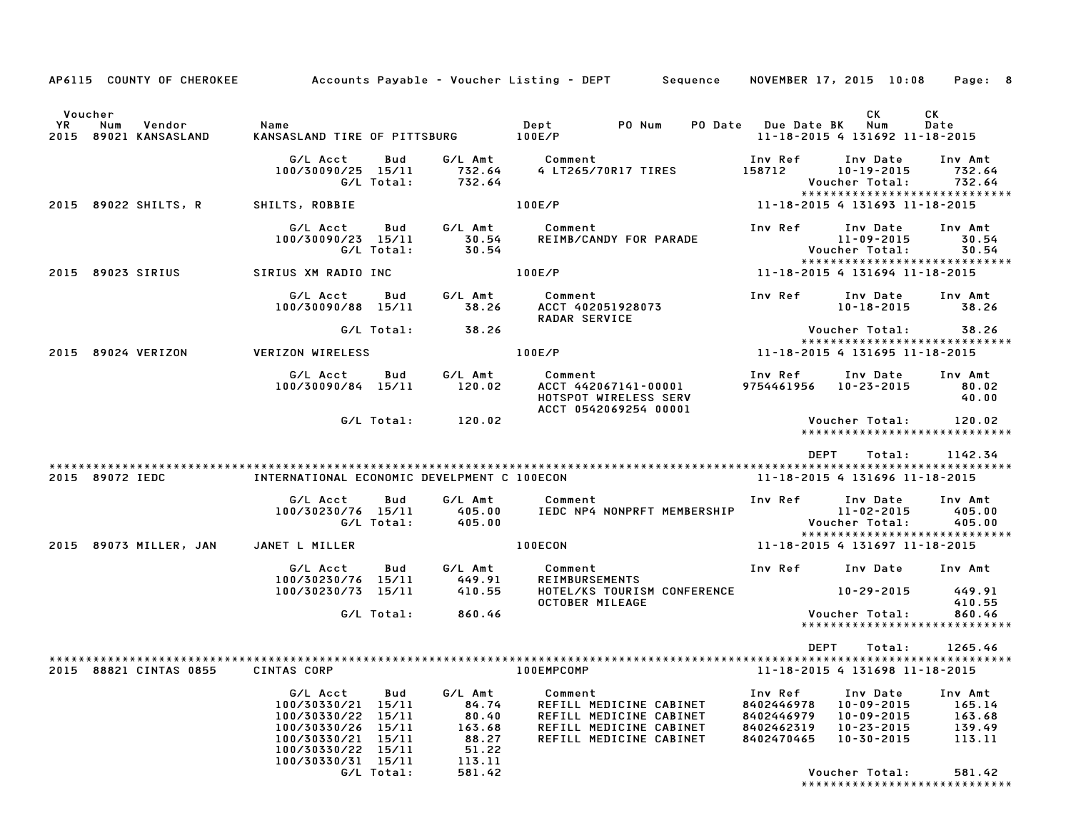AP6115 COUNTY OF CHEROKEE — Accounts Payable - Voucher Listing - DEPT — Sequence — NOVEMBER 17, 2015 10:08

| Voucher YR | Num | Vendor | Name | Dept | PO Num | PO Date | Due Date | BK | CK Num | CK Date |
|---|---|---|---|---|---|---|---|---|---|---|
| 2015 | 89021 | KANSASLAND | KANSASLAND TIRE OF PITTSBURG | 100E/P | | | 11-18-2015 | 4 | 131692 | 11-18-2015 |

| G/L Acct | Bud | G/L Amt | Comment | Inv Ref | Inv Date | Inv Amt |
|---|---|---|---|---|---|---|
| 100/30090/25 | 15/11 | 732.64 | 4 LT265/70R17 TIRES | 158712 | 10-19-2015 | 732.64 |
| | G/L Total: | 732.64 | | | Voucher Total: | 732.64 |

| Voucher YR | Num | Vendor | Name | Dept | PO Num | PO Date | Due Date | BK | CK Num | CK Date |
|---|---|---|---|---|---|---|---|---|---|---|
| 2015 | 89022 | SHILTS, R | SHILTS, ROBBIE | 100E/P | | | 11-18-2015 | 4 | 131693 | 11-18-2015 |

| G/L Acct | Bud | G/L Amt | Comment | Inv Ref | Inv Date | Inv Amt |
|---|---|---|---|---|---|---|
| 100/30090/23 | 15/11 | 30.54 | REIMB/CANDY FOR PARADE | | 11-09-2015 | 30.54 |
| | G/L Total: | 30.54 | | | Voucher Total: | 30.54 |

| Voucher YR | Num | Vendor | Name | Dept | PO Num | PO Date | Due Date | BK | CK Num | CK Date |
|---|---|---|---|---|---|---|---|---|---|---|
| 2015 | 89023 | SIRIUS | SIRIUS XM RADIO INC | 100E/P | | | 11-18-2015 | 4 | 131694 | 11-18-2015 |

| G/L Acct | Bud | G/L Amt | Comment | Inv Ref | Inv Date | Inv Amt |
|---|---|---|---|---|---|---|
| 100/30090/88 | 15/11 | 38.26 | ACCT 402051928073 RADAR SERVICE | | 10-18-2015 | 38.26 |
| | G/L Total: | 38.26 | | | Voucher Total: | 38.26 |

| Voucher YR | Num | Vendor | Name | Dept | PO Num | PO Date | Due Date | BK | CK Num | CK Date |
|---|---|---|---|---|---|---|---|---|---|---|
| 2015 | 89024 | VERIZON | VERIZON WIRELESS | 100E/P | | | 11-18-2015 | 4 | 131695 | 11-18-2015 |

| G/L Acct | Bud | G/L Amt | Comment | Inv Ref | Inv Date | Inv Amt |
|---|---|---|---|---|---|---|
| 100/30090/84 | 15/11 | 120.02 | ACCT 442067141-00001 | 9754461956 | 10-23-2015 | 80.02 |
| | | | HOTSPOT WIRELESS SERV | | | 40.00 |
| | | | ACCT 0542069254 00001 | | | |
| | G/L Total: | 120.02 | | | Voucher Total: | 120.02 |

DEPT Total: 1142.34

| Voucher YR | Num | Vendor | Name | Dept | PO Num | PO Date | Due Date | BK | CK Num | CK Date |
|---|---|---|---|---|---|---|---|---|---|---|
| 2015 | 89072 | IEDC | INTERNATIONAL ECONOMIC DEVELPMENT C | 100ECON | | | 11-18-2015 | 4 | 131696 | 11-18-2015 |

| G/L Acct | Bud | G/L Amt | Comment | Inv Ref | Inv Date | Inv Amt |
|---|---|---|---|---|---|---|
| 100/30230/76 | 15/11 | 405.00 | IEDC NP4 NONPRFT MEMBERSHIP | | 11-02-2015 | 405.00 |
| | G/L Total: | 405.00 | | | Voucher Total: | 405.00 |

| Voucher YR | Num | Vendor | Name | Dept | PO Num | PO Date | Due Date | BK | CK Num | CK Date |
|---|---|---|---|---|---|---|---|---|---|---|
| 2015 | 89073 | MILLER, JAN | JANET L MILLER | 100ECON | | | 11-18-2015 | 4 | 131697 | 11-18-2015 |

| G/L Acct | Bud | G/L Amt | Comment | Inv Ref | Inv Date | Inv Amt |
|---|---|---|---|---|---|---|
| 100/30230/76 | 15/11 | 449.91 | REIMBURSEMENTS | | | |
| 100/30230/73 | 15/11 | 410.55 | HOTEL/KS TOURISM CONFERENCE | | 10-29-2015 | 449.91 |
| | | | OCTOBER MILEAGE | | | 410.55 |
| | G/L Total: | 860.46 | | | Voucher Total: | 860.46 |

DEPT Total: 1265.46

| Voucher YR | Num | Vendor | Name | Dept | PO Num | PO Date | Due Date | BK | CK Num | CK Date |
|---|---|---|---|---|---|---|---|---|---|---|
| 2015 | 88821 | CINTAS 0855 | CINTAS CORP | 100EMPCOMP | | | 11-18-2015 | 4 | 131698 | 11-18-2015 |

| G/L Acct | Bud | G/L Amt | Comment | Inv Ref | Inv Date | Inv Amt |
|---|---|---|---|---|---|---|
| 100/30330/21 | 15/11 | 84.74 | REFILL MEDICINE CABINET | 8402446978 | 10-09-2015 | 165.14 |
| 100/30330/22 | 15/11 | 80.40 | REFILL MEDICINE CABINET | 8402446979 | 10-09-2015 | 163.68 |
| 100/30330/26 | 15/11 | 163.68 | REFILL MEDICINE CABINET | 8402462319 | 10-23-2015 | 139.49 |
| 100/30330/21 | 15/11 | 88.27 | REFILL MEDICINE CABINET | 8402470465 | 10-30-2015 | 113.11 |
| 100/30330/22 | 15/11 | 51.22 | | | | |
| 100/30330/31 | 15/11 | 113.11 | | | | |
| | G/L Total: | 581.42 | | | Voucher Total: | 581.42 |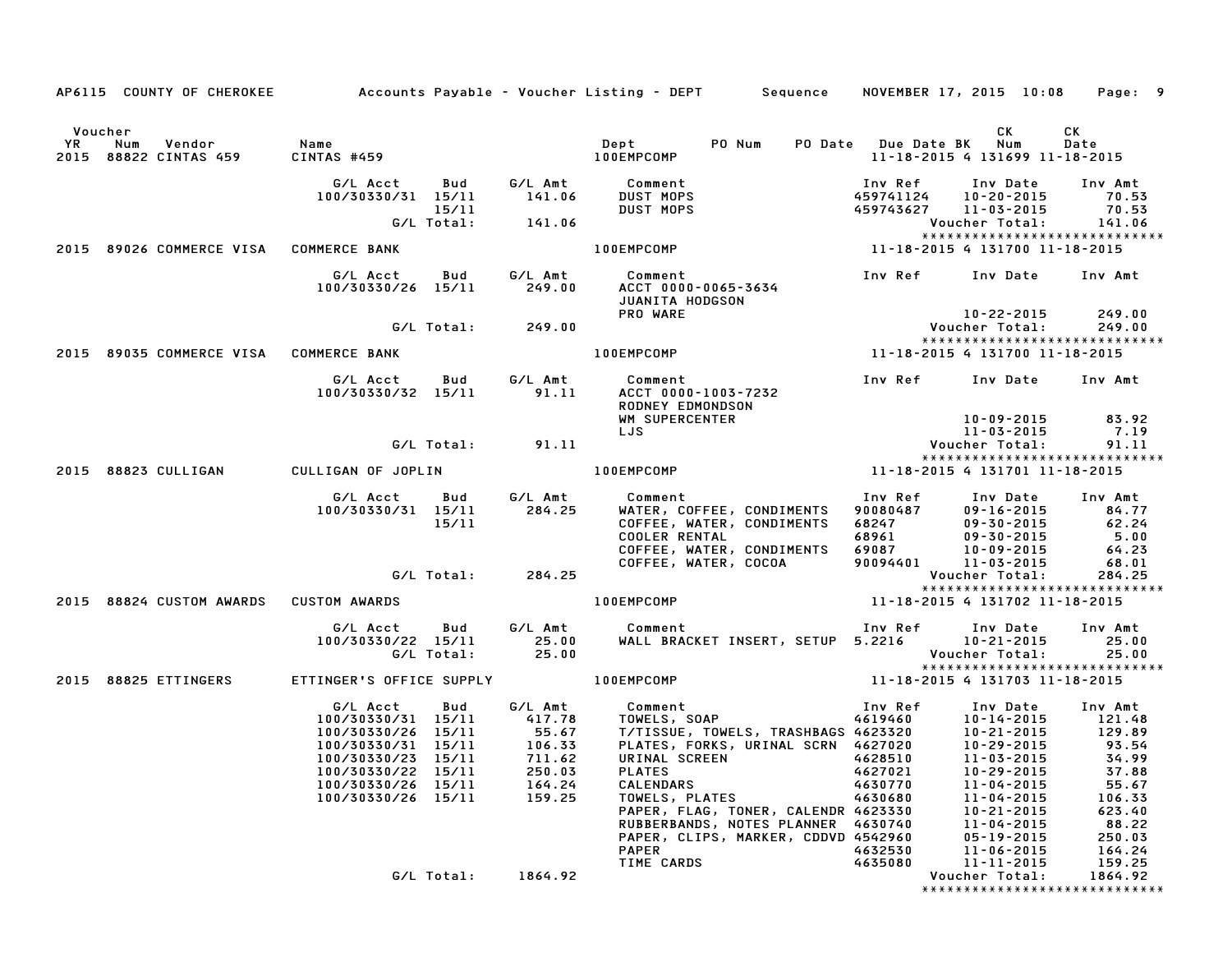AP6115 COUNTY OF CHEROKEE — Accounts Payable - Voucher Listing - DEPT — Sequence — NOVEMBER 17, 2015 10:08

| Voucher YR | Num | Vendor | Name | Dept | PO Num | PO Date | Due Date | BK | CK Num | CK Date |
|---|---|---|---|---|---|---|---|---|---|---|
| 2015 | 88822 | CINTAS 459 | CINTAS #459 | 100EMPCOMP | | | 11-18-2015 | 4 | 131699 | 11-18-2015 |

| G/L Acct | Bud | G/L Amt | Comment | Inv Ref | Inv Date | Inv Amt |
|---|---|---|---|---|---|---|
| 100/30330/31 | 15/11 | 141.06 | DUST MOPS | 459741124 | 10-20-2015 | 70.53 |
| | 15/11 | | DUST MOPS | 459743627 | 11-03-2015 | 70.53 |
| | G/L Total: | 141.06 | | | Voucher Total: | 141.06 |

| Voucher YR | Num | Vendor | Name | Dept | PO Num | PO Date | Due Date | BK | CK Num | CK Date |
|---|---|---|---|---|---|---|---|---|---|---|
| 2015 | 89026 | COMMERCE VISA | COMMERCE BANK | 100EMPCOMP | | | 11-18-2015 | 4 | 131700 | 11-18-2015 |

| G/L Acct | Bud | G/L Amt | Comment | Inv Ref | Inv Date | Inv Amt |
|---|---|---|---|---|---|---|
| 100/30330/26 | 15/11 | 249.00 | ACCT 0000-0065-3634 | | | |
| | | | JUANITA HODGSON | | | |
| | | | PRO WARE | | 10-22-2015 | 249.00 |
| | G/L Total: | 249.00 | | | Voucher Total: | 249.00 |

| Voucher YR | Num | Vendor | Name | Dept | PO Num | PO Date | Due Date | BK | CK Num | CK Date |
|---|---|---|---|---|---|---|---|---|---|---|
| 2015 | 89035 | COMMERCE VISA | COMMERCE BANK | 100EMPCOMP | | | 11-18-2015 | 4 | 131700 | 11-18-2015 |

| G/L Acct | Bud | G/L Amt | Comment | Inv Ref | Inv Date | Inv Amt |
|---|---|---|---|---|---|---|
| 100/30330/32 | 15/11 | 91.11 | ACCT 0000-1003-7232 | | | |
| | | | RODNEY EDMONDSON | | | |
| | | | WM SUPERCENTER | | 10-09-2015 | 83.92 |
| | | | LJS | | 11-03-2015 | 7.19 |
| | G/L Total: | 91.11 | | | Voucher Total: | 91.11 |

| Voucher YR | Num | Vendor | Name | Dept | PO Num | PO Date | Due Date | BK | CK Num | CK Date |
|---|---|---|---|---|---|---|---|---|---|---|
| 2015 | 88823 | CULLIGAN | CULLIGAN OF JOPLIN | 100EMPCOMP | | | 11-18-2015 | 4 | 131701 | 11-18-2015 |

| G/L Acct | Bud | G/L Amt | Comment | Inv Ref | Inv Date | Inv Amt |
|---|---|---|---|---|---|---|
| 100/30330/31 | 15/11 | 284.25 | WATER, COFFEE, CONDIMENTS | 90080487 | 09-16-2015 | 84.77 |
| | 15/11 | | COFFEE, WATER, CONDIMENTS | 68247 | 09-30-2015 | 62.24 |
| | | | COOLER RENTAL | 68961 | 09-30-2015 | 5.00 |
| | | | COFFEE, WATER, CONDIMENTS | 69087 | 10-09-2015 | 64.23 |
| | | | COFFEE, WATER, COCOA | 90094401 | 11-03-2015 | 68.01 |
| | G/L Total: | 284.25 | | | Voucher Total: | 284.25 |

| Voucher YR | Num | Vendor | Name | Dept | PO Num | PO Date | Due Date | BK | CK Num | CK Date |
|---|---|---|---|---|---|---|---|---|---|---|
| 2015 | 88824 | CUSTOM AWARDS | CUSTOM AWARDS | 100EMPCOMP | | | 11-18-2015 | 4 | 131702 | 11-18-2015 |

| G/L Acct | Bud | G/L Amt | Comment | Inv Ref | Inv Date | Inv Amt |
|---|---|---|---|---|---|---|
| 100/30330/22 | 15/11 | 25.00 | WALL BRACKET INSERT, SETUP | 5.2216 | 10-21-2015 | 25.00 |
| | G/L Total: | 25.00 | | | Voucher Total: | 25.00 |

| Voucher YR | Num | Vendor | Name | Dept | PO Num | PO Date | Due Date | BK | CK Num | CK Date |
|---|---|---|---|---|---|---|---|---|---|---|
| 2015 | 88825 | ETTINGERS | ETTINGER'S OFFICE SUPPLY | 100EMPCOMP | | | 11-18-2015 | 4 | 131703 | 11-18-2015 |

| G/L Acct | Bud | G/L Amt | Comment | Inv Ref | Inv Date | Inv Amt |
|---|---|---|---|---|---|---|
| 100/30330/31 | 15/11 | 417.78 | TOWELS, SOAP | 4619460 | 10-14-2015 | 121.48 |
| 100/30330/26 | 15/11 | 55.67 | T/TISSUE, TOWELS, TRASHBAGS | 4623320 | 10-21-2015 | 129.89 |
| 100/30330/31 | 15/11 | 106.33 | PLATES, FORKS, URINAL SCRN | 4627020 | 10-29-2015 | 93.54 |
| 100/30330/23 | 15/11 | 711.62 | URINAL SCREEN | 4628510 | 11-03-2015 | 34.99 |
| 100/30330/22 | 15/11 | 250.03 | PLATES | 4627021 | 10-29-2015 | 37.88 |
| 100/30330/26 | 15/11 | 164.24 | CALENDARS | 4630770 | 11-04-2015 | 55.67 |
| 100/30330/26 | 15/11 | 159.25 | TOWELS, PLATES | 4630680 | 11-04-2015 | 106.33 |
| | | | PAPER, FLAG, TONER, CALENDR | 4623330 | 10-21-2015 | 623.40 |
| | | | RUBBERBANDS, NOTES PLANNER | 4630740 | 11-04-2015 | 88.22 |
| | | | PAPER, CLIPS, MARKER, CDDVD | 4542960 | 05-19-2015 | 250.03 |
| | | | PAPER | 4632530 | 11-06-2015 | 164.24 |
| | | | TIME CARDS | 4635080 | 11-11-2015 | 159.25 |
| | G/L Total: | 1864.92 | | | Voucher Total: | 1864.92 |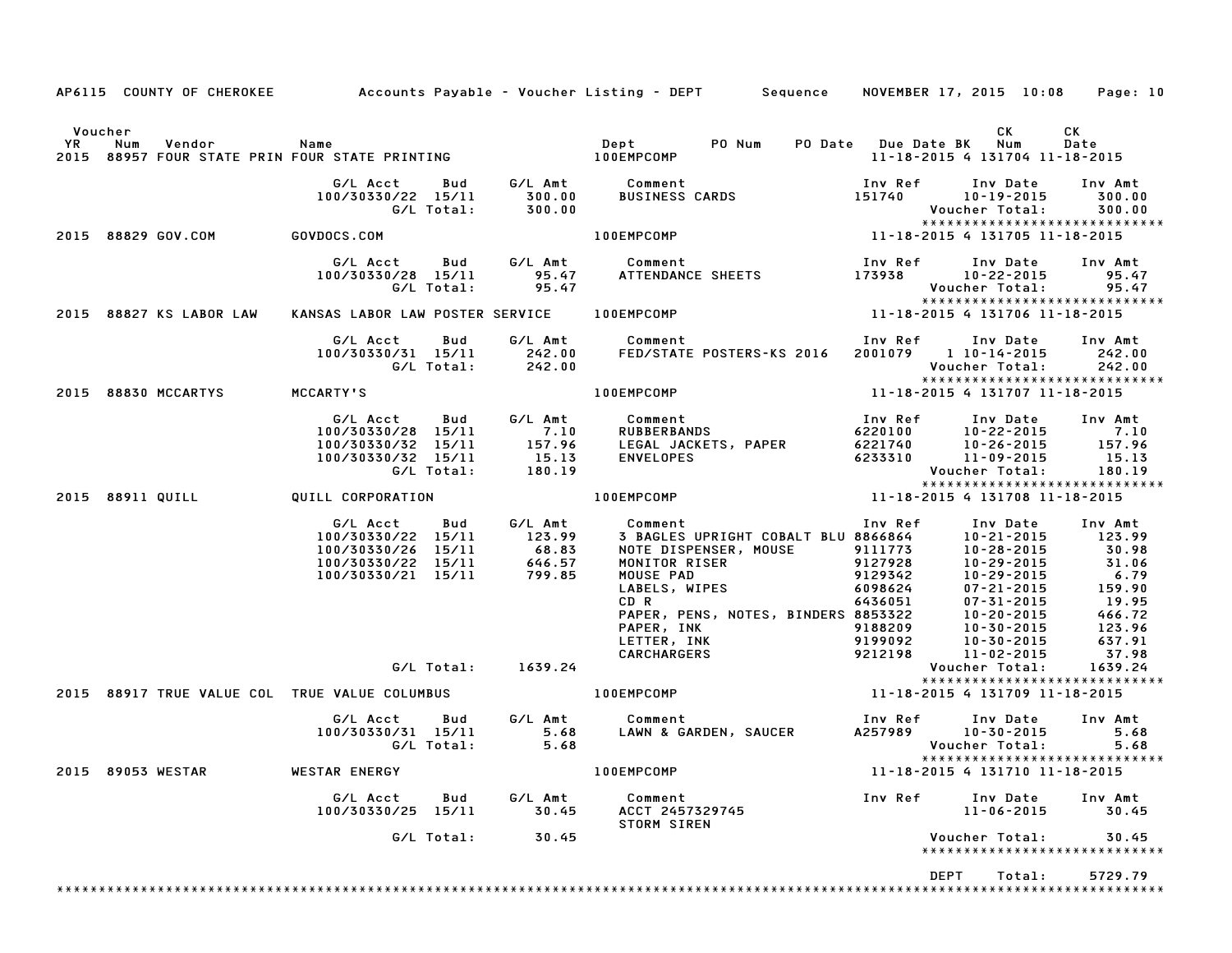AP6115 COUNTY OF CHEROKEE Accounts Payable - Voucher Listing - DEPT Sequence NOVEMBER 17, 2015 10:08 Page: 10

| Voucher YR | Num | Vendor | Name | Dept | PO Num | PO Date | Due Date | BK | CK Num | CK Date |
|---|---|---|---|---|---|---|---|---|---|---|
| 2015 | 88957 | FOUR STATE PRIN | FOUR STATE PRINTING | 100EMPCOMP | | | 11-18-2015 | 4 | 131704 | 11-18-2015 |

| G/L Acct | Bud | G/L Amt | Comment | Inv Ref | Inv Date | Inv Amt |
|---|---|---|---|---|---|---|
| 100/30330/22 | 15/11 | 300.00 | BUSINESS CARDS | 151740 | 10-19-2015 | 300.00 |
| | G/L Total: | 300.00 | | | Voucher Total: | 300.00 |

| Voucher YR | Num | Vendor | Name | Dept | PO Num | PO Date | Due Date | BK | CK Num | CK Date |
|---|---|---|---|---|---|---|---|---|---|---|
| 2015 | 88829 | GOV.COM | GOVDOCS.COM | 100EMPCOMP | | | 11-18-2015 | 4 | 131705 | 11-18-2015 |

| G/L Acct | Bud | G/L Amt | Comment | Inv Ref | Inv Date | Inv Amt |
|---|---|---|---|---|---|---|
| 100/30330/28 | 15/11 | 95.47 | ATTENDANCE SHEETS | 173938 | 10-22-2015 | 95.47 |
| | G/L Total: | 95.47 | | | Voucher Total: | 95.47 |

| Voucher YR | Num | Vendor | Name | Dept | PO Num | PO Date | Due Date | BK | CK Num | CK Date |
|---|---|---|---|---|---|---|---|---|---|---|
| 2015 | 88827 | KS LABOR LAW | KANSAS LABOR LAW POSTER SERVICE | 100EMPCOMP | | | 11-18-2015 | 4 | 131706 | 11-18-2015 |

| G/L Acct | Bud | G/L Amt | Comment | Inv Ref | Inv Date | Inv Amt |
|---|---|---|---|---|---|---|
| 100/30330/31 | 15/11 | 242.00 | FED/STATE POSTERS-KS 2016 | 2001079 1 | 10-14-2015 | 242.00 |
| | G/L Total: | 242.00 | | | Voucher Total: | 242.00 |

| Voucher YR | Num | Vendor | Name | Dept | PO Num | PO Date | Due Date | BK | CK Num | CK Date |
|---|---|---|---|---|---|---|---|---|---|---|
| 2015 | 88830 | MCCARTYS | MCCARTY'S | 100EMPCOMP | | | 11-18-2015 | 4 | 131707 | 11-18-2015 |

| G/L Acct | Bud | G/L Amt | Comment | Inv Ref | Inv Date | Inv Amt |
|---|---|---|---|---|---|---|
| 100/30330/28 | 15/11 | 7.10 | RUBBERBANDS | 6220100 | 10-22-2015 | 7.10 |
| 100/30330/32 | 15/11 | 157.96 | LEGAL JACKETS, PAPER | 6221740 | 10-26-2015 | 157.96 |
| 100/30330/32 | 15/11 | 15.13 | ENVELOPES | 6233310 | 11-09-2015 | 15.13 |
| | G/L Total: | 180.19 | | | Voucher Total: | 180.19 |

| Voucher YR | Num | Vendor | Name | Dept | PO Num | PO Date | Due Date | BK | CK Num | CK Date |
|---|---|---|---|---|---|---|---|---|---|---|
| 2015 | 88911 | QUILL | QUILL CORPORATION | 100EMPCOMP | | | 11-18-2015 | 4 | 131708 | 11-18-2015 |

| G/L Acct | Bud | G/L Amt | Comment | Inv Ref | Inv Date | Inv Amt |
|---|---|---|---|---|---|---|
| 100/30330/22 | 15/11 | 123.99 | 3 BAGLES UPRIGHT COBALT BLU | 8866864 | 10-21-2015 | 123.99 |
| 100/30330/26 | 15/11 | 68.83 | NOTE DISPENSER, MOUSE | 9111773 | 10-28-2015 | 30.98 |
| 100/30330/22 | 15/11 | 646.57 | MONITOR RISER | 9127928 | 10-29-2015 | 31.06 |
| 100/30330/21 | 15/11 | 799.85 | MOUSE PAD | 9129342 | 10-29-2015 | 6.79 |
| | | | LABELS, WIPES | 6098624 | 07-21-2015 | 159.90 |
| | | | CD R | 6436051 | 07-31-2015 | 19.95 |
| | | | PAPER, PENS, NOTES, BINDERS | 8853322 | 10-20-2015 | 466.72 |
| | | | PAPER, INK | 9188209 | 10-30-2015 | 123.96 |
| | | | LETTER, INK | 9199092 | 10-30-2015 | 637.91 |
| | | | CARCHARGERS | 9212198 | 11-02-2015 | 37.98 |
| | G/L Total: | 1639.24 | | | Voucher Total: | 1639.24 |

| Voucher YR | Num | Vendor | Name | Dept | PO Num | PO Date | Due Date | BK | CK Num | CK Date |
|---|---|---|---|---|---|---|---|---|---|---|
| 2015 | 88917 | TRUE VALUE COL | TRUE VALUE COLUMBUS | 100EMPCOMP | | | 11-18-2015 | 4 | 131709 | 11-18-2015 |

| G/L Acct | Bud | G/L Amt | Comment | Inv Ref | Inv Date | Inv Amt |
|---|---|---|---|---|---|---|
| 100/30330/31 | 15/11 | 5.68 | LAWN & GARDEN, SAUCER | A257989 | 10-30-2015 | 5.68 |
| | G/L Total: | 5.68 | | | Voucher Total: | 5.68 |

| Voucher YR | Num | Vendor | Name | Dept | PO Num | PO Date | Due Date | BK | CK Num | CK Date |
|---|---|---|---|---|---|---|---|---|---|---|
| 2015 | 89053 | WESTAR | WESTAR ENERGY | 100EMPCOMP | | | 11-18-2015 | 4 | 131710 | 11-18-2015 |

| G/L Acct | Bud | G/L Amt | Comment | Inv Ref | Inv Date | Inv Amt |
|---|---|---|---|---|---|---|
| 100/30330/25 | 15/11 | 30.45 | ACCT 2457329745 STORM SIREN | | 11-06-2015 | 30.45 |
| | G/L Total: | 30.45 | | | Voucher Total: | 30.45 |

DEPT Total: 5729.79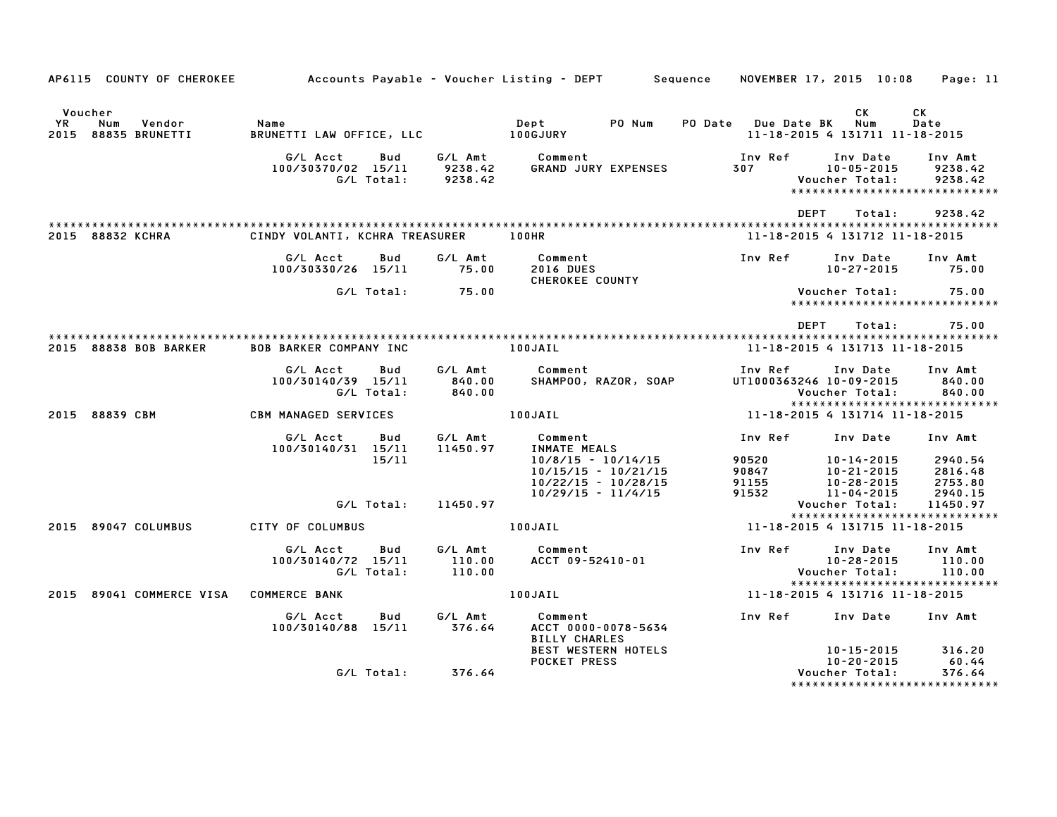AP6115 COUNTY OF CHEROKEE — Accounts Payable - Voucher Listing - DEPT — Sequence — NOVEMBER 17, 2015 10:08

| Voucher YR | Num | Vendor | Name | Dept | PO Num | PO Date | Due Date | BK | CK Num | CK Date |
|---|---|---|---|---|---|---|---|---|---|---|
| 2015 | 88835 | BRUNETTI | BRUNETTI LAW OFFICE, LLC | 100GJURY | | | 11-18-2015 | 4 | 131711 | 11-18-2015 |

| G/L Acct | Bud | G/L Amt | Comment | Inv Ref | Inv Date | Inv Amt |
|---|---|---|---|---|---|---|
| 100/30370/02 | 15/11 | 9238.42 | GRAND JURY EXPENSES | 307 | 10-05-2015 | 9238.42 |
| | G/L Total: | 9238.42 | | | Voucher Total: | 9238.42 |

DEPT Total: 9238.42

| Voucher YR | Num | Vendor | Name | Dept | Due Date | BK | CK Num | CK Date |
|---|---|---|---|---|---|---|---|---|
| 2015 | 88832 | KCHRA | CINDY VOLANTI, KCHRA TREASURER | 100HR | 11-18-2015 | 4 | 131712 | 11-18-2015 |

| G/L Acct | Bud | G/L Amt | Comment | Inv Ref | Inv Date | Inv Amt |
|---|---|---|---|---|---|---|
| 100/30330/26 | 15/11 | 75.00 | 2016 DUES | | 10-27-2015 | 75.00 |
| | | | CHEROKEE COUNTY | | | |
| | G/L Total: | 75.00 | | | Voucher Total: | 75.00 |

DEPT Total: 75.00

| Voucher YR | Num | Vendor | Name | Dept | Due Date | BK | CK Num | CK Date |
|---|---|---|---|---|---|---|---|---|
| 2015 | 88838 | BOB BARKER | BOB BARKER COMPANY INC | 100JAIL | 11-18-2015 | 4 | 131713 | 11-18-2015 |

| G/L Acct | Bud | G/L Amt | Comment | Inv Ref | Inv Date | Inv Amt |
|---|---|---|---|---|---|---|
| 100/30140/39 | 15/11 | 840.00 | SHAMPOO, RAZOR, SOAP | UT1000363246 | 10-09-2015 | 840.00 |
| | G/L Total: | 840.00 | | | Voucher Total: | 840.00 |

| Voucher YR | Num | Vendor | Name | Dept | Due Date | BK | CK Num | CK Date |
|---|---|---|---|---|---|---|---|---|
| 2015 | 88839 | CBM | CBM MANAGED SERVICES | 100JAIL | 11-18-2015 | 4 | 131714 | 11-18-2015 |

| G/L Acct | Bud | G/L Amt | Comment | Inv Ref | Inv Date | Inv Amt |
|---|---|---|---|---|---|---|
| 100/30140/31 | 15/11 | 11450.97 | INMATE MEALS | | | |
| | 15/11 | | 10/8/15 - 10/14/15 | 90520 | 10-14-2015 | 2940.54 |
| | | | 10/15/15 - 10/21/15 | 90847 | 10-21-2015 | 2816.48 |
| | | | 10/22/15 - 10/28/15 | 91155 | 10-28-2015 | 2753.80 |
| | | | 10/29/15 - 11/4/15 | 91532 | 11-04-2015 | 2940.15 |
| | G/L Total: | 11450.97 | | | Voucher Total: | 11450.97 |

| Voucher YR | Num | Vendor | Name | Dept | Due Date | BK | CK Num | CK Date |
|---|---|---|---|---|---|---|---|---|
| 2015 | 89047 | COLUMBUS | CITY OF COLUMBUS | 100JAIL | 11-18-2015 | 4 | 131715 | 11-18-2015 |

| G/L Acct | Bud | G/L Amt | Comment | Inv Ref | Inv Date | Inv Amt |
|---|---|---|---|---|---|---|
| 100/30140/72 | 15/11 | 110.00 | ACCT 09-52410-01 | | 10-28-2015 | 110.00 |
| | G/L Total: | 110.00 | | | Voucher Total: | 110.00 |

| Voucher YR | Num | Vendor | Name | Dept | Due Date | BK | CK Num | CK Date |
|---|---|---|---|---|---|---|---|---|
| 2015 | 89041 | COMMERCE VISA | COMMERCE BANK | 100JAIL | 11-18-2015 | 4 | 131716 | 11-18-2015 |

| G/L Acct | Bud | G/L Amt | Comment | Inv Ref | Inv Date | Inv Amt |
|---|---|---|---|---|---|---|
| 100/30140/88 | 15/11 | 376.64 | ACCT 0000-0078-5634 | | | |
| | | | BILLY CHARLES | | | |
| | | | BEST WESTERN HOTELS | | 10-15-2015 | 316.20 |
| | | | POCKET PRESS | | 10-20-2015 | 60.44 |
| | G/L Total: | 376.64 | | | Voucher Total: | 376.64 |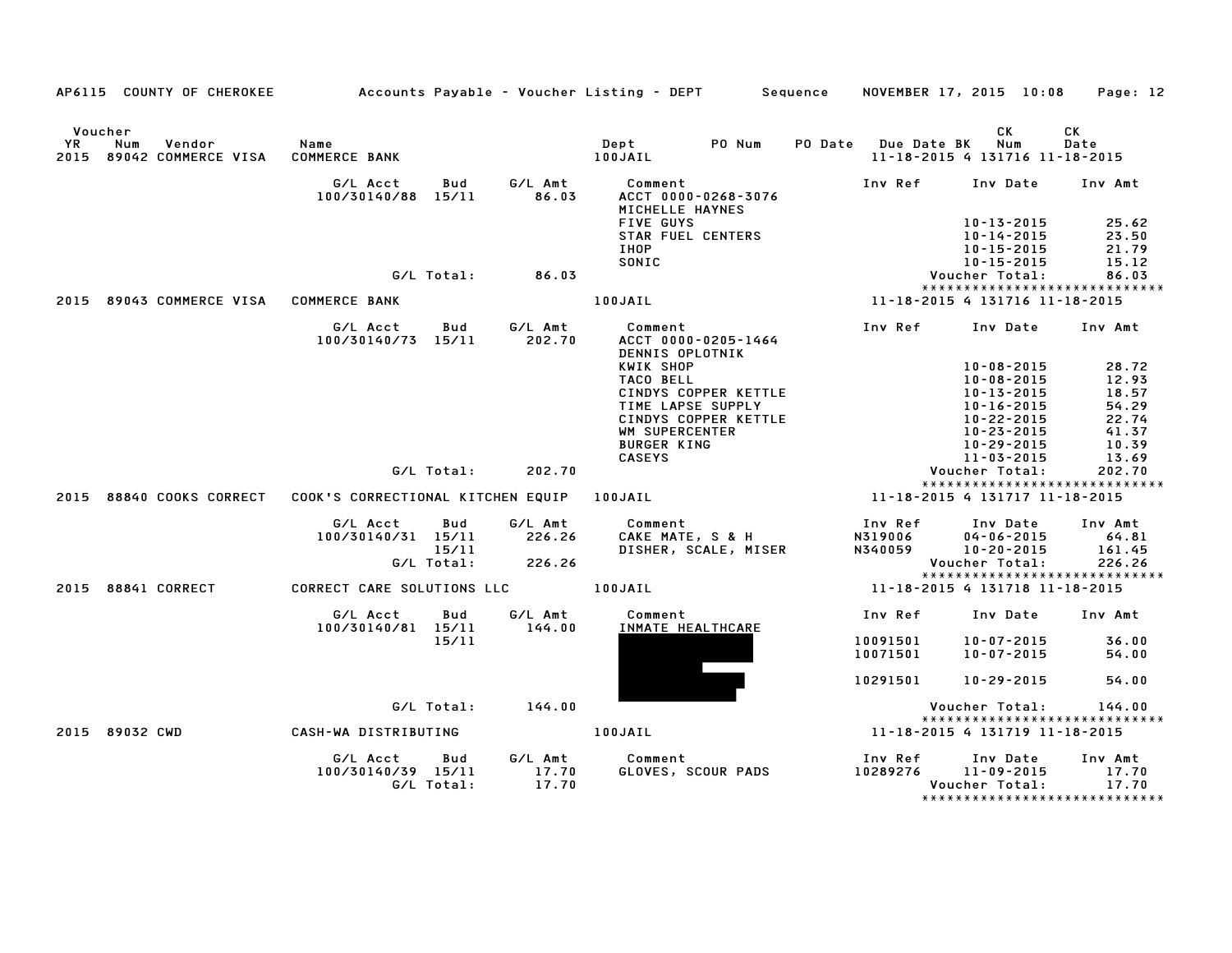AP6115 COUNTY OF CHEROKEE — Accounts Payable - Voucher Listing - DEPT — Sequence — NOVEMBER 17, 2015 10:08

| Voucher YR | Num | Vendor | Name | Dept | PO Num | PO Date | Due Date | BK | CK Num | CK Date |
|---|---|---|---|---|---|---|---|---|---|---|
| 2015 | 89042 | COMMERCE VISA | COMMERCE BANK | 100JAIL | | | 11-18-2015 | 4 | 131716 | 11-18-2015 |

| G/L Acct | Bud | G/L Amt | Comment | Inv Ref | Inv Date | Inv Amt |
|---|---|---|---|---|---|---|
| 100/30140/88 | 15/11 | 86.03 | ACCT 0000-0268-3076 | | | |
| | | | MICHELLE HAYNES | | | |
| | | | FIVE GUYS | | 10-13-2015 | 25.62 |
| | | | STAR FUEL CENTERS | | 10-14-2015 | 23.50 |
| | | | IHOP | | 10-15-2015 | 21.79 |
| | | | SONIC | | 10-15-2015 | 15.12 |
| | G/L Total: | 86.03 | | | Voucher Total: | 86.03 |

******************************

| Voucher YR | Num | Vendor | Name | Dept | PO Num | PO Date | Due Date | BK | CK Num | CK Date |
|---|---|---|---|---|---|---|---|---|---|---|
| 2015 | 89043 | COMMERCE VISA | COMMERCE BANK | 100JAIL | | | 11-18-2015 | 4 | 131716 | 11-18-2015 |

| G/L Acct | Bud | G/L Amt | Comment | Inv Ref | Inv Date | Inv Amt |
|---|---|---|---|---|---|---|
| 100/30140/73 | 15/11 | 202.70 | ACCT 0000-0205-1464 | | | |
| | | | DENNIS OPLOTNIK | | | |
| | | | KWIK SHOP | | 10-08-2015 | 28.72 |
| | | | TACO BELL | | 10-08-2015 | 12.93 |
| | | | CINDYS COPPER KETTLE | | 10-13-2015 | 18.57 |
| | | | TIME LAPSE SUPPLY | | 10-16-2015 | 54.29 |
| | | | CINDYS COPPER KETTLE | | 10-22-2015 | 22.74 |
| | | | WM SUPERCENTER | | 10-23-2015 | 41.37 |
| | | | BURGER KING | | 10-29-2015 | 10.39 |
| | | | CASEYS | | 11-03-2015 | 13.69 |
| | G/L Total: | 202.70 | | | Voucher Total: | 202.70 |

******************************

| Voucher YR | Num | Vendor | Name | Dept | PO Num | PO Date | Due Date | BK | CK Num | CK Date |
|---|---|---|---|---|---|---|---|---|---|---|
| 2015 | 88840 | COOKS CORRECT | COOK'S CORRECTIONAL KITCHEN EQUIP | 100JAIL | | | 11-18-2015 | 4 | 131717 | 11-18-2015 |

| G/L Acct | Bud | G/L Amt | Comment | Inv Ref | Inv Date | Inv Amt |
|---|---|---|---|---|---|---|
| 100/30140/31 | 15/11 | 226.26 | CAKE MATE, S & H | N319006 | 04-06-2015 | 64.81 |
| | 15/11 | | DISHER, SCALE, MISER | N340059 | 10-20-2015 | 161.45 |
| | G/L Total: | 226.26 | | | Voucher Total: | 226.26 |

******************************

| Voucher YR | Num | Vendor | Name | Dept | PO Num | PO Date | Due Date | BK | CK Num | CK Date |
|---|---|---|---|---|---|---|---|---|---|---|
| 2015 | 88841 | CORRECT | CORRECT CARE SOLUTIONS LLC | 100JAIL | | | 11-18-2015 | 4 | 131718 | 11-18-2015 |

| G/L Acct | Bud | G/L Amt | Comment | Inv Ref | Inv Date | Inv Amt |
|---|---|---|---|---|---|---|
| 100/30140/81 | 15/11 | 144.00 | INMATE HEALTHCARE | | | |
| | 15/11 | | [REDACTED] | 10091501 | 10-07-2015 | 36.00 |
| | | | [REDACTED] | 10071501 | 10-07-2015 | 54.00 |
| | | | [REDACTED] | 10291501 | 10-29-2015 | 54.00 |
| | G/L Total: | 144.00 | | | Voucher Total: | 144.00 |

******************************

| Voucher YR | Num | Vendor | Name | Dept | PO Num | PO Date | Due Date | BK | CK Num | CK Date |
|---|---|---|---|---|---|---|---|---|---|---|
| 2015 | 89032 | CWD | CASH-WA DISTRIBUTING | 100JAIL | | | 11-18-2015 | 4 | 131719 | 11-18-2015 |

| G/L Acct | Bud | G/L Amt | Comment | Inv Ref | Inv Date | Inv Amt |
|---|---|---|---|---|---|---|
| 100/30140/39 | 15/11 | 17.70 | GLOVES, SCOUR PADS | 10289276 | 11-09-2015 | 17.70 |
| | G/L Total: | 17.70 | | | Voucher Total: | 17.70 |

******************************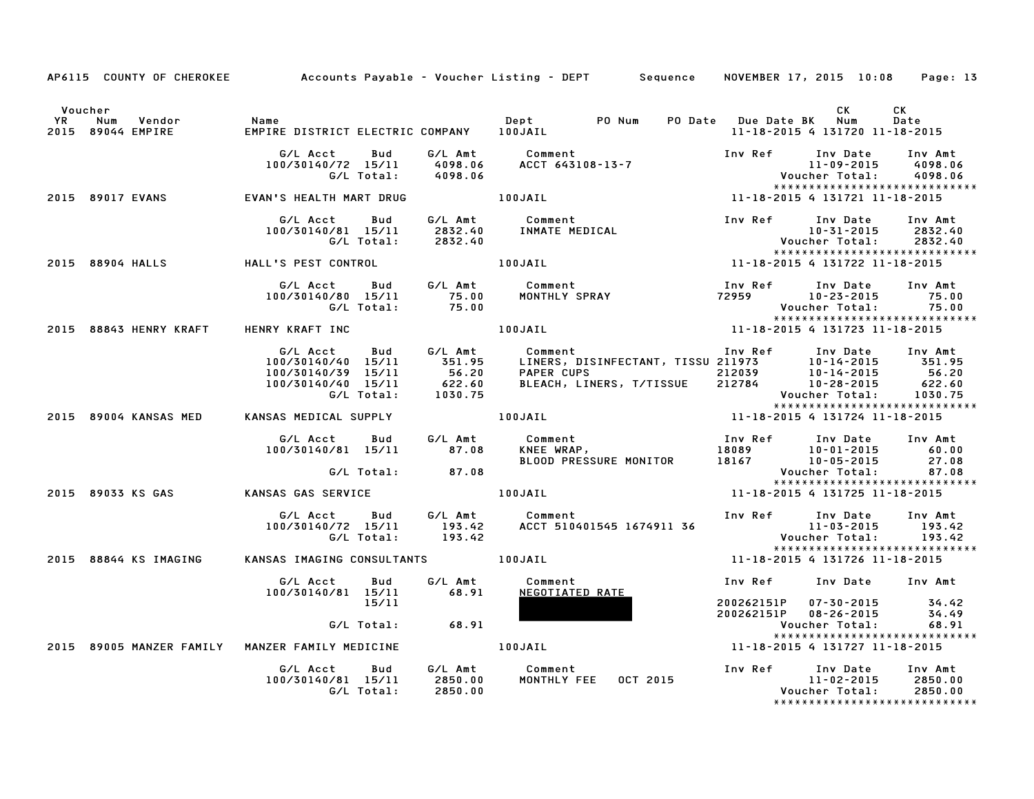AP6115 COUNTY OF CHEROKEE — Accounts Payable - Voucher Listing - DEPT — Sequence — NOVEMBER 17, 2015 10:08

| Voucher YR | Num | Vendor | Name | Dept | PO Num | PO Date | Due Date | BK | CK Num | CK Date |
|---|---|---|---|---|---|---|---|---|---|---|
| 2015 | 89044 | EMPIRE | EMPIRE DISTRICT ELECTRIC COMPANY | 100JAIL | | | 11-18-2015 | 4 | 131720 | 11-18-2015 |

| G/L Acct | Bud | G/L Amt | Comment | Inv Ref | Inv Date | Inv Amt |
|---|---|---|---|---|---|---|
| 100/30140/72 | 15/11 | 4098.06 | ACCT 643108-13-7 | | 11-09-2015 | 4098.06 |
| | G/L Total: | 4098.06 | | | Voucher Total: | 4098.06 |

******************************

| Voucher YR | Num | Vendor | Name | Dept | PO Num | PO Date | Due Date | BK | CK Num | CK Date |
|---|---|---|---|---|---|---|---|---|---|---|
| 2015 | 89017 | EVANS | EVAN'S HEALTH MART DRUG | 100JAIL | | | 11-18-2015 | 4 | 131721 | 11-18-2015 |

| G/L Acct | Bud | G/L Amt | Comment | Inv Ref | Inv Date | Inv Amt |
|---|---|---|---|---|---|---|
| 100/30140/81 | 15/11 | 2832.40 | INMATE MEDICAL | | 10-31-2015 | 2832.40 |
| | G/L Total: | 2832.40 | | | Voucher Total: | 2832.40 |

******************************

| Voucher YR | Num | Vendor | Name | Dept | PO Num | PO Date | Due Date | BK | CK Num | CK Date |
|---|---|---|---|---|---|---|---|---|---|---|
| 2015 | 88904 | HALLS | HALL'S PEST CONTROL | 100JAIL | | | 11-18-2015 | 4 | 131722 | 11-18-2015 |

| G/L Acct | Bud | G/L Amt | Comment | Inv Ref | Inv Date | Inv Amt |
|---|---|---|---|---|---|---|
| 100/30140/80 | 15/11 | 75.00 | MONTHLY SPRAY | 72959 | 10-23-2015 | 75.00 |
| | G/L Total: | 75.00 | | | Voucher Total: | 75.00 |

******************************

| Voucher YR | Num | Vendor | Name | Dept | PO Num | PO Date | Due Date | BK | CK Num | CK Date |
|---|---|---|---|---|---|---|---|---|---|---|
| 2015 | 88843 | HENRY KRAFT | HENRY KRAFT INC | 100JAIL | | | 11-18-2015 | 4 | 131723 | 11-18-2015 |

| G/L Acct | Bud | G/L Amt | Comment | Inv Ref | Inv Date | Inv Amt |
|---|---|---|---|---|---|---|
| 100/30140/40 | 15/11 | 351.95 | LINERS, DISINFECTANT, TISSU | 211973 | 10-14-2015 | 351.95 |
| 100/30140/39 | 15/11 | 56.20 | PAPER CUPS | 212039 | 10-14-2015 | 56.20 |
| 100/30140/40 | 15/11 | 622.60 | BLEACH, LINERS, T/TISSUE | 212784 | 10-28-2015 | 622.60 |
| | G/L Total: | 1030.75 | | | Voucher Total: | 1030.75 |

******************************

| Voucher YR | Num | Vendor | Name | Dept | PO Num | PO Date | Due Date | BK | CK Num | CK Date |
|---|---|---|---|---|---|---|---|---|---|---|
| 2015 | 89004 | KANSAS MED | KANSAS MEDICAL SUPPLY | 100JAIL | | | 11-18-2015 | 4 | 131724 | 11-18-2015 |

| G/L Acct | Bud | G/L Amt | Comment | Inv Ref | Inv Date | Inv Amt |
|---|---|---|---|---|---|---|
| 100/30140/81 | 15/11 | 87.08 | KNEE WRAP, | 18089 | 10-01-2015 | 60.00 |
| | | | BLOOD PRESSURE MONITOR | 18167 | 10-05-2015 | 27.08 |
| | G/L Total: | 87.08 | | | Voucher Total: | 87.08 |

******************************

| Voucher YR | Num | Vendor | Name | Dept | PO Num | PO Date | Due Date | BK | CK Num | CK Date |
|---|---|---|---|---|---|---|---|---|---|---|
| 2015 | 89033 | KS GAS | KANSAS GAS SERVICE | 100JAIL | | | 11-18-2015 | 4 | 131725 | 11-18-2015 |

| G/L Acct | Bud | G/L Amt | Comment | Inv Ref | Inv Date | Inv Amt |
|---|---|---|---|---|---|---|
| 100/30140/72 | 15/11 | 193.42 | ACCT 510401545 1674911 36 | | 11-03-2015 | 193.42 |
| | G/L Total: | 193.42 | | | Voucher Total: | 193.42 |

******************************

| Voucher YR | Num | Vendor | Name | Dept | PO Num | PO Date | Due Date | BK | CK Num | CK Date |
|---|---|---|---|---|---|---|---|---|---|---|
| 2015 | 88844 | KS IMAGING | KANSAS IMAGING CONSULTANTS | 100JAIL | | | 11-18-2015 | 4 | 131726 | 11-18-2015 |

| G/L Acct | Bud | G/L Amt | Comment | Inv Ref | Inv Date | Inv Amt |
|---|---|---|---|---|---|---|
| 100/30140/81 | 15/11 | 68.91 | NEGOTIATED RATE | | | |
| | 15/11 | | | 200262151P | 07-30-2015 | 34.42 |
| | | | | 200262151P | 08-26-2015 | 34.49 |
| | G/L Total: | 68.91 | | | Voucher Total: | 68.91 |

******************************

| Voucher YR | Num | Vendor | Name | Dept | PO Num | PO Date | Due Date | BK | CK Num | CK Date |
|---|---|---|---|---|---|---|---|---|---|---|
| 2015 | 89005 | MANZER FAMILY | MANZER FAMILY MEDICINE | 100JAIL | | | 11-18-2015 | 4 | 131727 | 11-18-2015 |

| G/L Acct | Bud | G/L Amt | Comment | Inv Ref | Inv Date | Inv Amt |
|---|---|---|---|---|---|---|
| 100/30140/81 | 15/11 | 2850.00 | MONTHLY FEE OCT 2015 | | 11-02-2015 | 2850.00 |
| | G/L Total: | 2850.00 | | | Voucher Total: | 2850.00 |

******************************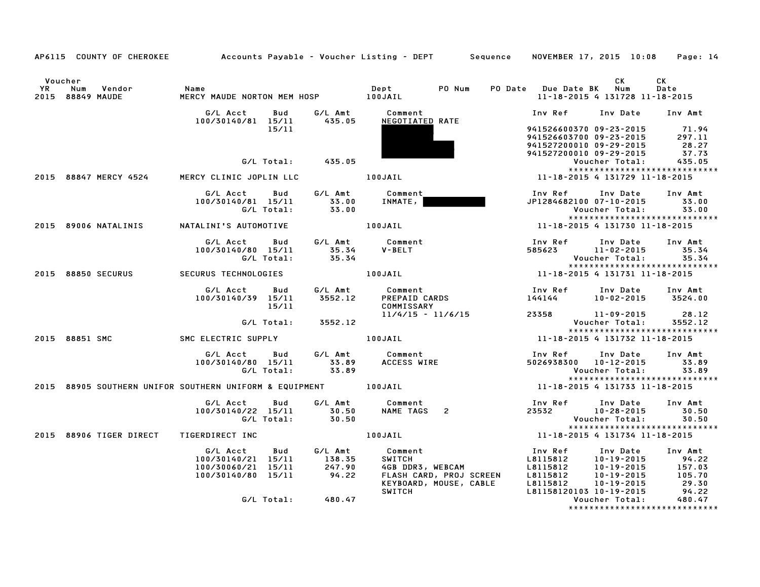AP6115 COUNTY OF CHEROKEE — Accounts Payable - Voucher Listing - DEPT — Sequence — NOVEMBER 17, 2015 10:08

| Voucher YR | Num | Vendor | Name | Dept | PO Num | PO Date | Due Date | BK | CK Num | CK Date |
|---|---|---|---|---|---|---|---|---|---|---|
| 2015 | 88849 | MAUDE | MERCY MAUDE NORTON MEM HOSP | 100JAIL | | | 11-18-2015 | 4 | 131728 | 11-18-2015 |

| G/L Acct | Bud | G/L Amt | Comment | Inv Ref | Inv Date | Inv Amt |
|---|---|---|---|---|---|---|
| 100/30140/81 | 15/11 | 435.05 | NEGOTIATED RATE | | | |
| | 15/11 | | | 941526600370 | 09-23-2015 | 71.94 |
| | | | | 941526603700 | 09-23-2015 | 297.11 |
| | | | | 941527200010 | 09-29-2015 | 28.27 |
| | | | | 941527200010 | 09-29-2015 | 37.73 |
| G/L Total: | | 435.05 | | Voucher Total: | | 435.05 |

| Voucher YR | Num | Vendor | Name | Dept | Due Date | BK | CK Num | CK Date |
|---|---|---|---|---|---|---|---|---|
| 2015 | 88847 | MERCY 4524 | MERCY CLINIC JOPLIN LLC | 100JAIL | 11-18-2015 | 4 | 131729 | 11-18-2015 |

| G/L Acct | Bud | G/L Amt | Comment | Inv Ref | Inv Date | Inv Amt |
|---|---|---|---|---|---|---|
| 100/30140/81 | 15/11 | 33.00 | INMATE, | JP1284682100 | 07-10-2015 | 33.00 |
| G/L Total: | | 33.00 | | Voucher Total: | | 33.00 |

| Voucher YR | Num | Vendor | Name | Dept | Due Date | BK | CK Num | CK Date |
|---|---|---|---|---|---|---|---|---|
| 2015 | 89006 | NATALINIS | NATALINI'S AUTOMOTIVE | 100JAIL | 11-18-2015 | 4 | 131730 | 11-18-2015 |

| G/L Acct | Bud | G/L Amt | Comment | Inv Ref | Inv Date | Inv Amt |
|---|---|---|---|---|---|---|
| 100/30140/80 | 15/11 | 35.34 | V-BELT | 585623 | 11-02-2015 | 35.34 |
| G/L Total: | | 35.34 | | Voucher Total: | | 35.34 |

| Voucher YR | Num | Vendor | Name | Dept | Due Date | BK | CK Num | CK Date |
|---|---|---|---|---|---|---|---|---|
| 2015 | 88850 | SECURUS | SECURUS TECHNOLOGIES | 100JAIL | 11-18-2015 | 4 | 131731 | 11-18-2015 |

| G/L Acct | Bud | G/L Amt | Comment | Inv Ref | Inv Date | Inv Amt |
|---|---|---|---|---|---|---|
| 100/30140/39 | 15/11 | 3552.12 | PREPAID CARDS | 144144 | 10-02-2015 | 3524.00 |
| | 15/11 | | COMMISSARY | | | |
| | | | 11/4/15 - 11/6/15 | 23358 | 11-09-2015 | 28.12 |
| G/L Total: | | 3552.12 | | Voucher Total: | | 3552.12 |

| Voucher YR | Num | Vendor | Name | Dept | Due Date | BK | CK Num | CK Date |
|---|---|---|---|---|---|---|---|---|
| 2015 | 88851 | SMC | SMC ELECTRIC SUPPLY | 100JAIL | 11-18-2015 | 4 | 131732 | 11-18-2015 |

| G/L Acct | Bud | G/L Amt | Comment | Inv Ref | Inv Date | Inv Amt |
|---|---|---|---|---|---|---|
| 100/30140/80 | 15/11 | 33.89 | ACCESS WIRE | 5026938300 | 10-12-2015 | 33.89 |
| G/L Total: | | 33.89 | | Voucher Total: | | 33.89 |

| Voucher YR | Num | Vendor | Name | Dept | Due Date | BK | CK Num | CK Date |
|---|---|---|---|---|---|---|---|---|
| 2015 | 88905 | SOUTHERN UNIFOR | SOUTHERN UNIFORM & EQUIPMENT | 100JAIL | 11-18-2015 | 4 | 131733 | 11-18-2015 |

| G/L Acct | Bud | G/L Amt | Comment | Inv Ref | Inv Date | Inv Amt |
|---|---|---|---|---|---|---|
| 100/30140/22 | 15/11 | 30.50 | NAME TAGS 2 | 23532 | 10-28-2015 | 30.50 |
| G/L Total: | | 30.50 | | Voucher Total: | | 30.50 |

| Voucher YR | Num | Vendor | Name | Dept | Due Date | BK | CK Num | CK Date |
|---|---|---|---|---|---|---|---|---|
| 2015 | 88906 | TIGER DIRECT | TIGERDIRECT INC | 100JAIL | 11-18-2015 | 4 | 131734 | 11-18-2015 |

| G/L Acct | Bud | G/L Amt | Comment | Inv Ref | Inv Date | Inv Amt |
|---|---|---|---|---|---|---|
| 100/30140/21 | 15/11 | 138.35 | SWITCH | L8115812 | 10-19-2015 | 94.22 |
| 100/30060/21 | 15/11 | 247.90 | 4GB DDR3, WEBCAM | L8115812 | 10-19-2015 | 157.03 |
| 100/30140/80 | 15/11 | 94.22 | FLASH CARD, PROJ SCREEN | L8115812 | 10-19-2015 | 105.70 |
| | | | KEYBOARD, MOUSE, CABLE | L8115812 | 10-19-2015 | 29.30 |
| | | | SWITCH | L81158120103 | 10-19-2015 | 94.22 |
| G/L Total: | | 480.47 | | Voucher Total: | | 480.47 |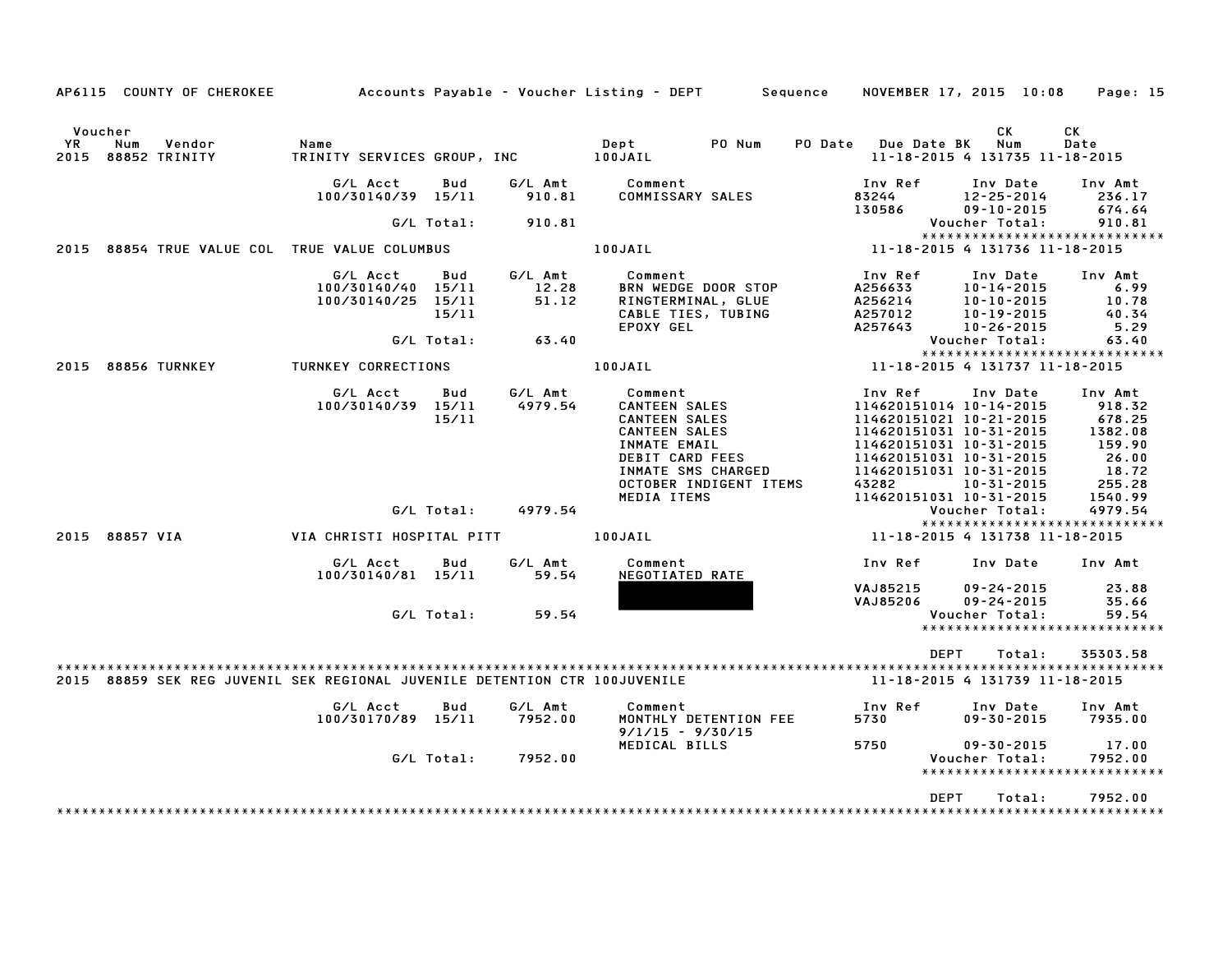AP6115 COUNTY OF CHEROKEE — Accounts Payable - Voucher Listing - DEPT — Sequence — NOVEMBER 17, 2015 10:08

| Voucher YR | Num | Vendor | Name | Dept | PO Num | PO Date | Due Date | BK | CK Num | CK Date |
|---|---|---|---|---|---|---|---|---|---|---|
| 2015 | 88852 | TRINITY | TRINITY SERVICES GROUP, INC | 100JAIL | | | 11-18-2015 | 4 | 131735 | 11-18-2015 |

| G/L Acct | Bud | G/L Amt | Comment | Inv Ref | Inv Date | Inv Amt |
|---|---|---|---|---|---|---|
| 100/30140/39 | 15/11 | 910.81 | COMMISSARY SALES | 83244 | 12-25-2014 | 236.17 |
| | | | | 130586 | 09-10-2015 | 674.64 |
| | G/L Total: | 910.81 | | | Voucher Total: | 910.81 |

| Voucher YR | Num | Vendor | Name | Dept | PO Num | PO Date | Due Date | BK | CK Num | CK Date |
|---|---|---|---|---|---|---|---|---|---|---|
| 2015 | 88854 | TRUE VALUE COL | TRUE VALUE COLUMBUS | 100JAIL | | | 11-18-2015 | 4 | 131736 | 11-18-2015 |

| G/L Acct | Bud | G/L Amt | Comment | Inv Ref | Inv Date | Inv Amt |
|---|---|---|---|---|---|---|
| 100/30140/40 | 15/11 | 12.28 | BRN WEDGE DOOR STOP | A256633 | 10-14-2015 | 6.99 |
| 100/30140/25 | 15/11 | 51.12 | RINGTERMINAL, GLUE | A256214 | 10-10-2015 | 10.78 |
| | 15/11 | | CABLE TIES, TUBING | A257012 | 10-19-2015 | 40.34 |
| | | | EPOXY GEL | A257643 | 10-26-2015 | 5.29 |
| | G/L Total: | 63.40 | | | Voucher Total: | 63.40 |

| Voucher YR | Num | Vendor | Name | Dept | PO Num | PO Date | Due Date | BK | CK Num | CK Date |
|---|---|---|---|---|---|---|---|---|---|---|
| 2015 | 88856 | TURNKEY | TURNKEY CORRECTIONS | 100JAIL | | | 11-18-2015 | 4 | 131737 | 11-18-2015 |

| G/L Acct | Bud | G/L Amt | Comment | Inv Ref | Inv Date | Inv Amt |
|---|---|---|---|---|---|---|
| 100/30140/39 | 15/11 | 4979.54 | CANTEEN SALES | 114620151014 | 10-14-2015 | 918.32 |
| | 15/11 | | CANTEEN SALES | 114620151021 | 10-21-2015 | 678.25 |
| | | | CANTEEN SALES | 114620151031 | 10-31-2015 | 1382.08 |
| | | | INMATE EMAIL | 114620151031 | 10-31-2015 | 159.90 |
| | | | DEBIT CARD FEES | 114620151031 | 10-31-2015 | 26.00 |
| | | | INMATE SMS CHARGED | 114620151031 | 10-31-2015 | 18.72 |
| | | | OCTOBER INDIGENT ITEMS | 43282 | 10-31-2015 | 255.28 |
| | | | MEDIA ITEMS | 114620151031 | 10-31-2015 | 1540.99 |
| | G/L Total: | 4979.54 | | | Voucher Total: | 4979.54 |

| Voucher YR | Num | Vendor | Name | Dept | PO Num | PO Date | Due Date | BK | CK Num | CK Date |
|---|---|---|---|---|---|---|---|---|---|---|
| 2015 | 88857 | VIA | VIA CHRISTI HOSPITAL PITT | 100JAIL | | | 11-18-2015 | 4 | 131738 | 11-18-2015 |

| G/L Acct | Bud | G/L Amt | Comment | Inv Ref | Inv Date | Inv Amt |
|---|---|---|---|---|---|---|
| 100/30140/81 | 15/11 | 59.54 | NEGOTIATED RATE | | | |
| | | | [REDACTED] | VAJ85215 | 09-24-2015 | 23.88 |
| | | | | VAJ85206 | 09-24-2015 | 35.66 |
| | G/L Total: | 59.54 | | | Voucher Total: | 59.54 |

DEPT Total: 35303.58

| Voucher YR | Num | Vendor | Name | Dept | PO Num | PO Date | Due Date | BK | CK Num | CK Date |
|---|---|---|---|---|---|---|---|---|---|---|
| 2015 | 88859 | SEK REG JUVENIL | SEK REGIONAL JUVENILE DETENTION CTR | 100JUVENILE | | | 11-18-2015 | 4 | 131739 | 11-18-2015 |

| G/L Acct | Bud | G/L Amt | Comment | Inv Ref | Inv Date | Inv Amt |
|---|---|---|---|---|---|---|
| 100/30170/89 | 15/11 | 7952.00 | MONTHLY DETENTION FEE 9/1/15 - 9/30/15 | 5730 | 09-30-2015 | 7935.00 |
| | | | MEDICAL BILLS | 5750 | 09-30-2015 | 17.00 |
| | G/L Total: | 7952.00 | | | Voucher Total: | 7952.00 |

DEPT Total: 7952.00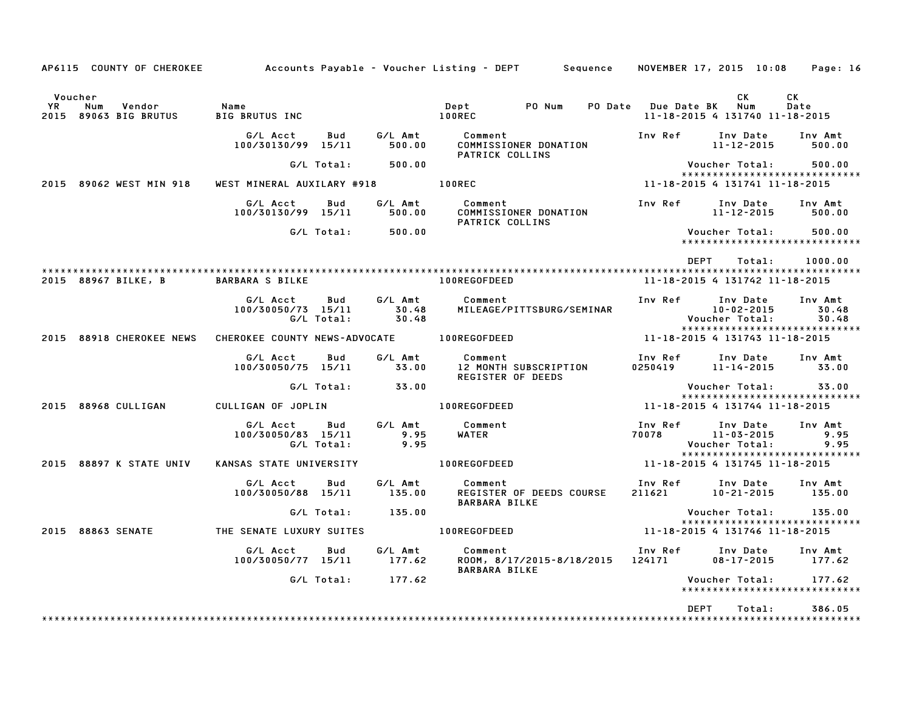AP6115 COUNTY OF CHEROKEE — Accounts Payable - Voucher Listing - DEPT — Sequence — NOVEMBER 17, 2015 10:08

| Voucher YR | Num | Vendor | Name | Dept | PO Num | PO Date | Due Date | BK | CK Num | CK Date |
|---|---|---|---|---|---|---|---|---|---|---|
| 2015 | 89063 | BIG BRUTUS | BIG BRUTUS INC | 100REC | | | 11-18-2015 | 4 | 131740 | 11-18-2015 |

| G/L Acct | Bud | G/L Amt | Comment | Inv Ref | Inv Date | Inv Amt |
|---|---|---|---|---|---|---|
| 100/30130/99 | 15/11 | 500.00 | COMMISSIONER DONATION PATRICK COLLINS | | 11-12-2015 | 500.00 |
| | G/L Total: | 500.00 | | | Voucher Total: | 500.00 |

| Voucher YR | Num | Vendor | Name | Dept | PO Num | PO Date | Due Date | BK | CK Num | CK Date |
|---|---|---|---|---|---|---|---|---|---|---|
| 2015 | 89062 | WEST MIN 918 | WEST MINERAL AUXILARY #918 | 100REC | | | 11-18-2015 | 4 | 131741 | 11-18-2015 |

| G/L Acct | Bud | G/L Amt | Comment | Inv Ref | Inv Date | Inv Amt |
|---|---|---|---|---|---|---|
| 100/30130/99 | 15/11 | 500.00 | COMMISSIONER DONATION PATRICK COLLINS | | 11-12-2015 | 500.00 |
| | G/L Total: | 500.00 | | | Voucher Total: | 500.00 |

DEPT Total: 1000.00

| Voucher YR | Num | Vendor | Name | Dept | PO Num | PO Date | Due Date | BK | CK Num | CK Date |
|---|---|---|---|---|---|---|---|---|---|---|
| 2015 | 88967 | BILKE, B | BARBARA S BILKE | 100REGOFDEED | | | 11-18-2015 | 4 | 131742 | 11-18-2015 |

| G/L Acct | Bud | G/L Amt | Comment | Inv Ref | Inv Date | Inv Amt |
|---|---|---|---|---|---|---|
| 100/30050/73 | 15/11 | 30.48 | MILEAGE/PITTSBURG/SEMINAR | | 10-02-2015 | 30.48 |
| | G/L Total: | 30.48 | | | Voucher Total: | 30.48 |

| Voucher YR | Num | Vendor | Name | Dept | PO Num | PO Date | Due Date | BK | CK Num | CK Date |
|---|---|---|---|---|---|---|---|---|---|---|
| 2015 | 88918 | CHEROKEE NEWS | CHEROKEE COUNTY NEWS-ADVOCATE | 100REGOFDEED | | | 11-18-2015 | 4 | 131743 | 11-18-2015 |

| G/L Acct | Bud | G/L Amt | Comment | Inv Ref | Inv Date | Inv Amt |
|---|---|---|---|---|---|---|
| 100/30050/75 | 15/11 | 33.00 | 12 MONTH SUBSCRIPTION REGISTER OF DEEDS | 0250419 | 11-14-2015 | 33.00 |
| | G/L Total: | 33.00 | | | Voucher Total: | 33.00 |

| Voucher YR | Num | Vendor | Name | Dept | PO Num | PO Date | Due Date | BK | CK Num | CK Date |
|---|---|---|---|---|---|---|---|---|---|---|
| 2015 | 88968 | CULLIGAN | CULLIGAN OF JOPLIN | 100REGOFDEED | | | 11-18-2015 | 4 | 131744 | 11-18-2015 |

| G/L Acct | Bud | G/L Amt | Comment | Inv Ref | Inv Date | Inv Amt |
|---|---|---|---|---|---|---|
| 100/30050/83 | 15/11 | 9.95 | WATER | 70078 | 11-03-2015 | 9.95 |
| | G/L Total: | 9.95 | | | Voucher Total: | 9.95 |

| Voucher YR | Num | Vendor | Name | Dept | PO Num | PO Date | Due Date | BK | CK Num | CK Date |
|---|---|---|---|---|---|---|---|---|---|---|
| 2015 | 88897 | K STATE UNIV | KANSAS STATE UNIVERSITY | 100REGOFDEED | | | 11-18-2015 | 4 | 131745 | 11-18-2015 |

| G/L Acct | Bud | G/L Amt | Comment | Inv Ref | Inv Date | Inv Amt |
|---|---|---|---|---|---|---|
| 100/30050/88 | 15/11 | 135.00 | REGISTER OF DEEDS COURSE BARBARA BILKE | 211621 | 10-21-2015 | 135.00 |
| | G/L Total: | 135.00 | | | Voucher Total: | 135.00 |

| Voucher YR | Num | Vendor | Name | Dept | PO Num | PO Date | Due Date | BK | CK Num | CK Date |
|---|---|---|---|---|---|---|---|---|---|---|
| 2015 | 88863 | SENATE | THE SENATE LUXURY SUITES | 100REGOFDEED | | | 11-18-2015 | 4 | 131746 | 11-18-2015 |

| G/L Acct | Bud | G/L Amt | Comment | Inv Ref | Inv Date | Inv Amt |
|---|---|---|---|---|---|---|
| 100/30050/77 | 15/11 | 177.62 | ROOM, 8/17/2015-8/18/2015 BARBARA BILKE | 124171 | 08-17-2015 | 177.62 |
| | G/L Total: | 177.62 | | | Voucher Total: | 177.62 |

DEPT Total: 386.05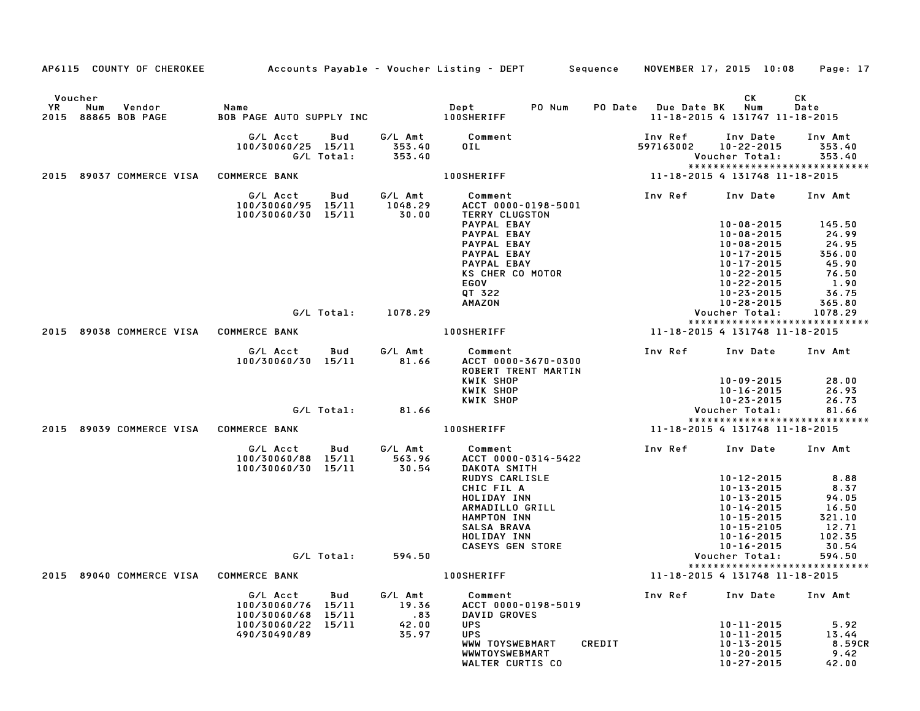AP6115 COUNTY OF CHEROKEE Accounts Payable - Voucher Listing - DEPT Sequence NOVEMBER 17, 2015 10:08 Page: 17

| Voucher YR | Num | Vendor | Name | Dept | PO Num | PO Date | Due Date | BK | CK Num | CK Date |
|---|---|---|---|---|---|---|---|---|---|---|
| 2015 | 88865 | BOB PAGE | BOB PAGE AUTO SUPPLY INC | 100SHERIFF | | | 11-18-2015 | 4 | 131747 | 11-18-2015 |

| G/L Acct | Bud | G/L Amt | Comment | Inv Ref | Inv Date | Inv Amt |
|---|---|---|---|---|---|---|
| 100/30060/25 | 15/11 | 353.40 | OIL | 597163002 | 10-22-2015 | 353.40 |
| | G/L Total: | 353.40 | | | Voucher Total: | 353.40 |

| Voucher YR | Num | Vendor | Name | Dept | Due Date | BK | CK Num | CK Date |
|---|---|---|---|---|---|---|---|---|
| 2015 | 89037 | COMMERCE VISA | COMMERCE BANK | 100SHERIFF | 11-18-2015 | 4 | 131748 | 11-18-2015 |

| G/L Acct | Bud | G/L Amt | Comment | Inv Ref | Inv Date | Inv Amt |
|---|---|---|---|---|---|---|
| 100/30060/95 | 15/11 | 1048.29 | ACCT 0000-0198-5001 | | | |
| 100/30060/30 | 15/11 | 30.00 | TERRY CLUGSTON | | | |
| | | | PAYPAL EBAY | | 10-08-2015 | 145.50 |
| | | | PAYPAL EBAY | | 10-08-2015 | 24.99 |
| | | | PAYPAL EBAY | | 10-08-2015 | 24.95 |
| | | | PAYPAL EBAY | | 10-17-2015 | 356.00 |
| | | | PAYPAL EBAY | | 10-17-2015 | 45.90 |
| | | | KS CHER CO MOTOR | | 10-22-2015 | 76.50 |
| | | | EGOV | | 10-22-2015 | 1.90 |
| | | | QT 322 | | 10-23-2015 | 36.75 |
| | | | AMAZON | | 10-28-2015 | 365.80 |
| | G/L Total: | 1078.29 | | | Voucher Total: | 1078.29 |

| Voucher YR | Num | Vendor | Name | Dept | Due Date | BK | CK Num | CK Date |
|---|---|---|---|---|---|---|---|---|
| 2015 | 89038 | COMMERCE VISA | COMMERCE BANK | 100SHERIFF | 11-18-2015 | 4 | 131748 | 11-18-2015 |

| G/L Acct | Bud | G/L Amt | Comment | Inv Ref | Inv Date | Inv Amt |
|---|---|---|---|---|---|---|
| 100/30060/30 | 15/11 | 81.66 | ACCT 0000-3670-0300 | | | |
| | | | ROBERT TRENT MARTIN | | | |
| | | | KWIK SHOP | | 10-09-2015 | 28.00 |
| | | | KWIK SHOP | | 10-16-2015 | 26.93 |
| | | | KWIK SHOP | | 10-23-2015 | 26.73 |
| | G/L Total: | 81.66 | | | Voucher Total: | 81.66 |

| Voucher YR | Num | Vendor | Name | Dept | Due Date | BK | CK Num | CK Date |
|---|---|---|---|---|---|---|---|---|
| 2015 | 89039 | COMMERCE VISA | COMMERCE BANK | 100SHERIFF | 11-18-2015 | 4 | 131748 | 11-18-2015 |

| G/L Acct | Bud | G/L Amt | Comment | Inv Ref | Inv Date | Inv Amt |
|---|---|---|---|---|---|---|
| 100/30060/88 | 15/11 | 563.96 | ACCT 0000-0314-5422 | | | |
| 100/30060/30 | 15/11 | 30.54 | DAKOTA SMITH | | | |
| | | | RUDYS CARLISLE | | 10-12-2015 | 8.88 |
| | | | CHIC FIL A | | 10-13-2015 | 8.37 |
| | | | HOLIDAY INN | | 10-13-2015 | 94.05 |
| | | | ARMADILLO GRILL | | 10-14-2015 | 16.50 |
| | | | HAMPTON INN | | 10-15-2015 | 321.10 |
| | | | SALSA BRAVA | | 10-15-2105 | 12.71 |
| | | | HOLIDAY INN | | 10-16-2015 | 102.35 |
| | | | CASEYS GEN STORE | | 10-16-2015 | 30.54 |
| | G/L Total: | 594.50 | | | Voucher Total: | 594.50 |

| Voucher YR | Num | Vendor | Name | Dept | Due Date | BK | CK Num | CK Date |
|---|---|---|---|---|---|---|---|---|
| 2015 | 89040 | COMMERCE VISA | COMMERCE BANK | 100SHERIFF | 11-18-2015 | 4 | 131748 | 11-18-2015 |

| G/L Acct | Bud | G/L Amt | Comment | Inv Ref | Inv Date | Inv Amt |
|---|---|---|---|---|---|---|
| 100/30060/76 | 15/11 | 19.36 | ACCT 0000-0198-5019 | | | |
| 100/30060/68 | 15/11 | .83 | DAVID GROVES | | | |
| 100/30060/22 | 15/11 | 42.00 | UPS | | 10-11-2015 | 5.92 |
| 490/30490/89 | | 35.97 | UPS | | 10-11-2015 | 13.44 |
| | | | WWW TOYSWEBMART CREDIT | | 10-13-2015 | 8.59CR |
| | | | WWWTOYSWEBMART | | 10-20-2015 | 9.42 |
| | | | WALTER CURTIS CO | | 10-27-2015 | 42.00 |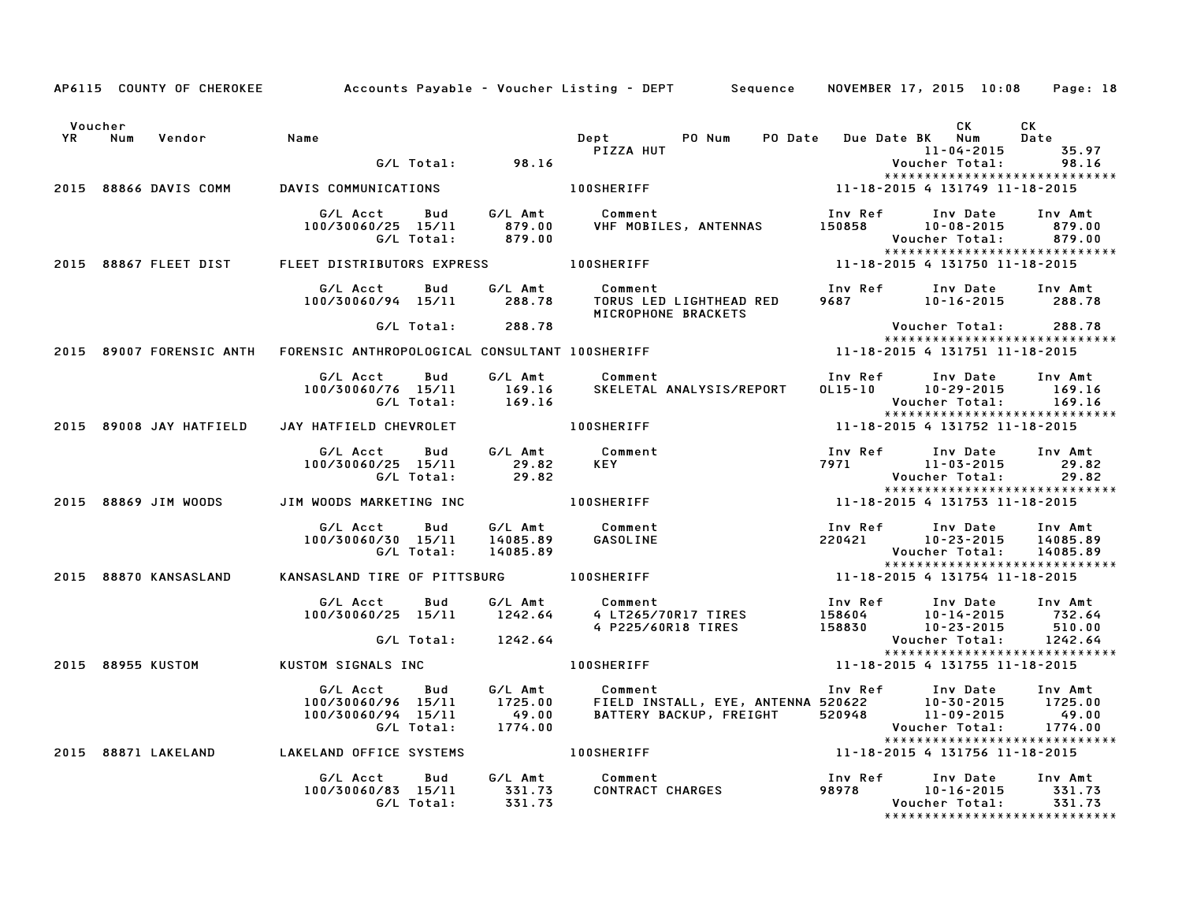AP6115 COUNTY OF CHEROKEE  Accounts Payable - Voucher Listing - DEPT  Sequence  NOVEMBER 17, 2015 10:08  Page: 18

| Voucher YR | Num | Vendor | Name | Dept | PO Num | PO Date | Due Date BK | CK Num | CK Date |
|---|---|---|---|---|---|---|---|---|---|
| | | | | PIZZA HUT | | | | 11-04-2015 | 35.97 |
| | | | G/L Total: 98.16 | | | | | Voucher Total: | 98.16 |

*****************************

**2015 88866 DAVIS COMM — DAVIS COMMUNICATIONS — 100SHERIFF — 11-18-2015 4 131749 11-18-2015**

| G/L Acct | Bud | G/L Amt | Comment | Inv Ref | Inv Date | Inv Amt |
|---|---|---|---|---|---|---|
| 100/30060/25 | 15/11 | 879.00 | VHF MOBILES, ANTENNAS | 150858 | 10-08-2015 | 879.00 |
| | G/L Total: | 879.00 | | | Voucher Total: | 879.00 |

*****************************

**2015 88867 FLEET DIST — FLEET DISTRIBUTORS EXPRESS — 100SHERIFF — 11-18-2015 4 131750 11-18-2015**

| G/L Acct | Bud | G/L Amt | Comment | Inv Ref | Inv Date | Inv Amt |
|---|---|---|---|---|---|---|
| 100/30060/94 | 15/11 | 288.78 | TORUS LED LIGHTHEAD RED MICROPHONE BRACKETS | 9687 | 10-16-2015 | 288.78 |
| | G/L Total: | 288.78 | | | Voucher Total: | 288.78 |

*****************************

**2015 89007 FORENSIC ANTH — FORENSIC ANTHROPOLOGICAL CONSULTANT — 100SHERIFF — 11-18-2015 4 131751 11-18-2015**

| G/L Acct | Bud | G/L Amt | Comment | Inv Ref | Inv Date | Inv Amt |
|---|---|---|---|---|---|---|
| 100/30060/76 | 15/11 | 169.16 | SKELETAL ANALYSIS/REPORT | OL15-10 | 10-29-2015 | 169.16 |
| | G/L Total: | 169.16 | | | Voucher Total: | 169.16 |

*****************************

**2015 89008 JAY HATFIELD — JAY HATFIELD CHEVROLET — 100SHERIFF — 11-18-2015 4 131752 11-18-2015**

| G/L Acct | Bud | G/L Amt | Comment | Inv Ref | Inv Date | Inv Amt |
|---|---|---|---|---|---|---|
| 100/30060/25 | 15/11 | 29.82 | KEY | 7971 | 11-03-2015 | 29.82 |
| | G/L Total: | 29.82 | | | Voucher Total: | 29.82 |

*****************************

**2015 88869 JIM WOODS — JIM WOODS MARKETING INC — 100SHERIFF — 11-18-2015 4 131753 11-18-2015**

| G/L Acct | Bud | G/L Amt | Comment | Inv Ref | Inv Date | Inv Amt |
|---|---|---|---|---|---|---|
| 100/30060/30 | 15/11 | 14085.89 | GASOLINE | 220421 | 10-23-2015 | 14085.89 |
| | G/L Total: | 14085.89 | | | Voucher Total: | 14085.89 |

*****************************

**2015 88870 KANSASLAND — KANSASLAND TIRE OF PITTSBURG — 100SHERIFF — 11-18-2015 4 131754 11-18-2015**

| G/L Acct | Bud | G/L Amt | Comment | Inv Ref | Inv Date | Inv Amt |
|---|---|---|---|---|---|---|
| 100/30060/25 | 15/11 | 1242.64 | 4 LT265/70R17 TIRES | 158604 | 10-14-2015 | 732.64 |
| | | | 4 P225/60R18 TIRES | 158830 | 10-23-2015 | 510.00 |
| | G/L Total: | 1242.64 | | | Voucher Total: | 1242.64 |

*****************************

**2015 88955 KUSTOM — KUSTOM SIGNALS INC — 100SHERIFF — 11-18-2015 4 131755 11-18-2015**

| G/L Acct | Bud | G/L Amt | Comment | Inv Ref | Inv Date | Inv Amt |
|---|---|---|---|---|---|---|
| 100/30060/96 | 15/11 | 1725.00 | FIELD INSTALL, EYE, ANTENNA | 520622 | 10-30-2015 | 1725.00 |
| 100/30060/94 | 15/11 | 49.00 | BATTERY BACKUP, FREIGHT | 520948 | 11-09-2015 | 49.00 |
| | G/L Total: | 1774.00 | | | Voucher Total: | 1774.00 |

*****************************

**2015 88871 LAKELAND — LAKELAND OFFICE SYSTEMS — 100SHERIFF — 11-18-2015 4 131756 11-18-2015**

| G/L Acct | Bud | G/L Amt | Comment | Inv Ref | Inv Date | Inv Amt |
|---|---|---|---|---|---|---|
| 100/30060/83 | 15/11 | 331.73 | CONTRACT CHARGES | 98978 | 10-16-2015 | 331.73 |
| | G/L Total: | 331.73 | | | Voucher Total: | 331.73 |

*****************************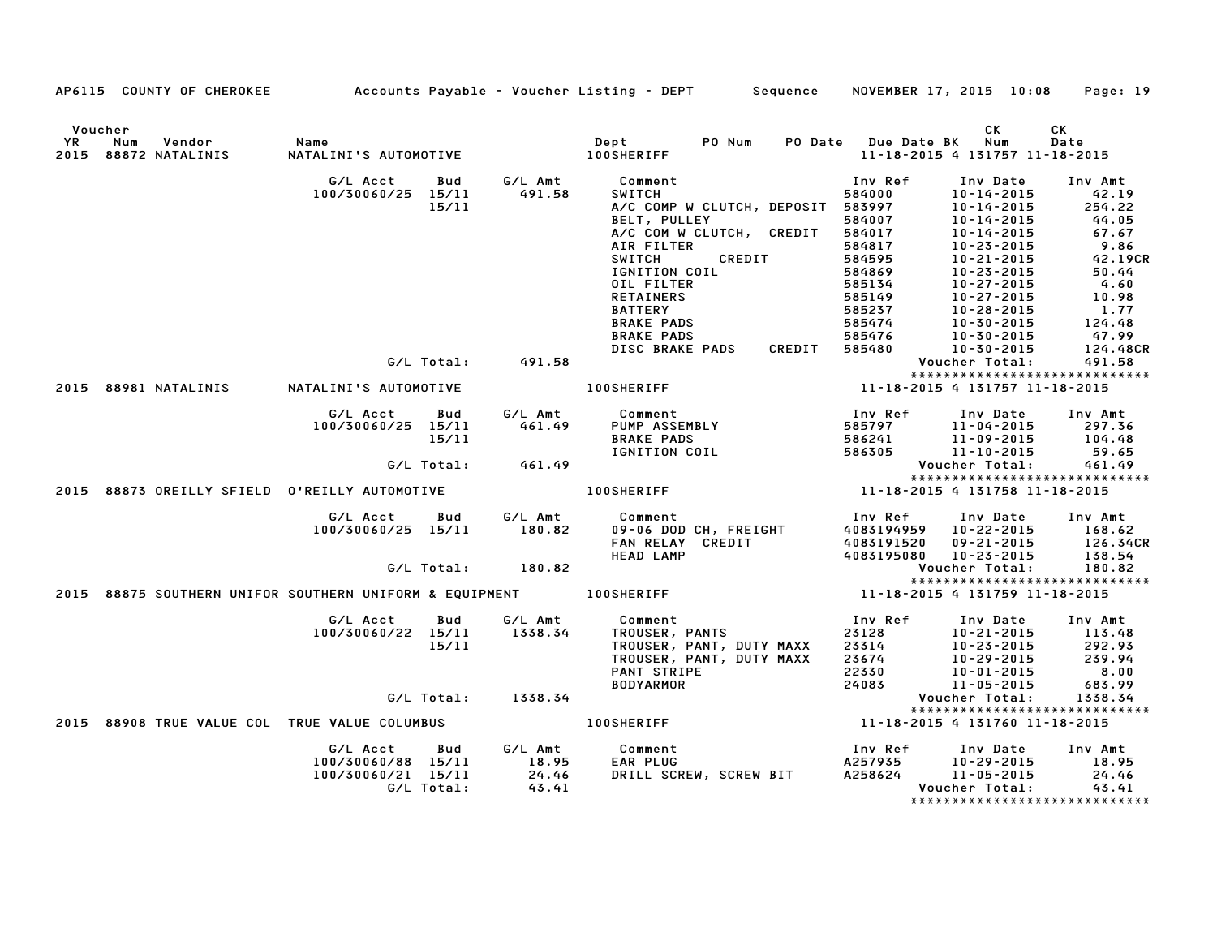AP6115 COUNTY OF CHEROKEE — Accounts Payable - Voucher Listing - DEPT — Sequence — NOVEMBER 17, 2015 10:08

| Voucher YR | Num | Vendor | Name | Dept | PO Num | PO Date | Due Date | BK | CK Num | CK Date |
|---|---|---|---|---|---|---|---|---|---|---|
| 2015 | 88872 | NATALINIS | NATALINI'S AUTOMOTIVE | 100SHERIFF | | | 11-18-2015 | 4 | 131757 | 11-18-2015 |

| G/L Acct | Bud | G/L Amt | Comment | Inv Ref | Inv Date | Inv Amt |
|---|---|---|---|---|---|---|
| 100/30060/25 | 15/11 | 491.58 | SWITCH | 584000 | 10-14-2015 | 42.19 |
| | 15/11 | | A/C COMP W CLUTCH, DEPOSIT | 583997 | 10-14-2015 | 254.22 |
| | | | BELT, PULLEY | 584007 | 10-14-2015 | 44.05 |
| | | | A/C COM W CLUTCH, CREDIT | 584017 | 10-14-2015 | 67.67 |
| | | | AIR FILTER | 584817 | 10-23-2015 | 9.86 |
| | | | SWITCH CREDIT | 584595 | 10-21-2015 | 42.19CR |
| | | | IGNITION COIL | 584869 | 10-23-2015 | 50.44 |
| | | | OIL FILTER | 585134 | 10-27-2015 | 4.60 |
| | | | RETAINERS | 585149 | 10-27-2015 | 10.98 |
| | | | BATTERY | 585237 | 10-28-2015 | 1.77 |
| | | | BRAKE PADS | 585474 | 10-30-2015 | 124.48 |
| | | | BRAKE PADS | 585476 | 10-30-2015 | 47.99 |
| | | | DISC BRAKE PADS CREDIT | 585480 | 10-30-2015 | 124.48CR |
| | G/L Total: | 491.58 | | | Voucher Total: | 491.58 |

| Voucher YR | Num | Vendor | Name | Dept | PO Num | PO Date | Due Date | BK | CK Num | CK Date |
|---|---|---|---|---|---|---|---|---|---|---|
| 2015 | 88981 | NATALINIS | NATALINI'S AUTOMOTIVE | 100SHERIFF | | | 11-18-2015 | 4 | 131757 | 11-18-2015 |

| G/L Acct | Bud | G/L Amt | Comment | Inv Ref | Inv Date | Inv Amt |
|---|---|---|---|---|---|---|
| 100/30060/25 | 15/11 | 461.49 | PUMP ASSEMBLY | 585797 | 11-04-2015 | 297.36 |
| | 15/11 | | BRAKE PADS | 586241 | 11-09-2015 | 104.48 |
| | | | IGNITION COIL | 586305 | 11-10-2015 | 59.65 |
| | G/L Total: | 461.49 | | | Voucher Total: | 461.49 |

| Voucher YR | Num | Vendor | Name | Dept | PO Num | PO Date | Due Date | BK | CK Num | CK Date |
|---|---|---|---|---|---|---|---|---|---|---|
| 2015 | 88873 | OREILLY SFIELD | O'REILLY AUTOMOTIVE | 100SHERIFF | | | 11-18-2015 | 4 | 131758 | 11-18-2015 |

| G/L Acct | Bud | G/L Amt | Comment | Inv Ref | Inv Date | Inv Amt |
|---|---|---|---|---|---|---|
| 100/30060/25 | 15/11 | 180.82 | 09-06 DOD CH, FREIGHT | 4083194959 | 10-22-2015 | 168.62 |
| | | | FAN RELAY CREDIT | 4083191520 | 09-21-2015 | 126.34CR |
| | | | HEAD LAMP | 4083195080 | 10-23-2015 | 138.54 |
| | G/L Total: | 180.82 | | | Voucher Total: | 180.82 |

| Voucher YR | Num | Vendor | Name | Dept | PO Num | PO Date | Due Date | BK | CK Num | CK Date |
|---|---|---|---|---|---|---|---|---|---|---|
| 2015 | 88875 | SOUTHERN UNIFOR | SOUTHERN UNIFORM & EQUIPMENT | 100SHERIFF | | | 11-18-2015 | 4 | 131759 | 11-18-2015 |

| G/L Acct | Bud | G/L Amt | Comment | Inv Ref | Inv Date | Inv Amt |
|---|---|---|---|---|---|---|
| 100/30060/22 | 15/11 | 1338.34 | TROUSER, PANTS | 23128 | 10-21-2015 | 113.48 |
| | 15/11 | | TROUSER, PANT, DUTY MAXX | 23314 | 10-23-2015 | 292.93 |
| | | | TROUSER, PANT, DUTY MAXX | 23674 | 10-29-2015 | 239.94 |
| | | | PANT STRIPE | 22330 | 10-01-2015 | 8.00 |
| | | | BODYARMOR | 24083 | 11-05-2015 | 683.99 |
| | G/L Total: | 1338.34 | | | Voucher Total: | 1338.34 |

| Voucher YR | Num | Vendor | Name | Dept | PO Num | PO Date | Due Date | BK | CK Num | CK Date |
|---|---|---|---|---|---|---|---|---|---|---|
| 2015 | 88908 | TRUE VALUE COL | TRUE VALUE COLUMBUS | 100SHERIFF | | | 11-18-2015 | 4 | 131760 | 11-18-2015 |

| G/L Acct | Bud | G/L Amt | Comment | Inv Ref | Inv Date | Inv Amt |
|---|---|---|---|---|---|---|
| 100/30060/88 | 15/11 | 18.95 | EAR PLUG | A257935 | 10-29-2015 | 18.95 |
| 100/30060/21 | 15/11 | 24.46 | DRILL SCREW, SCREW BIT | A258624 | 11-05-2015 | 24.46 |
| | G/L Total: | 43.41 | | | Voucher Total: | 43.41 |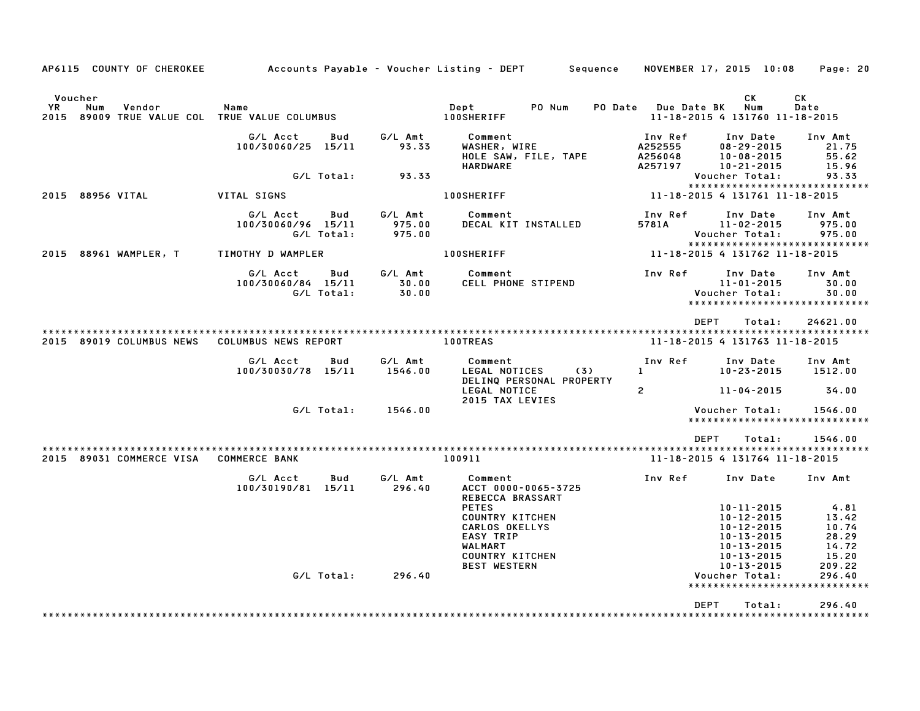AP6115 COUNTY OF CHEROKEE — Accounts Payable - Voucher Listing - DEPT — Sequence — NOVEMBER 17, 2015 10:08

| Voucher YR | Num | Vendor | Name | Dept | PO Num | PO Date | Due Date | BK | CK Num | CK Date |
|---|---|---|---|---|---|---|---|---|---|---|
| 2015 | 89009 | TRUE VALUE COL | TRUE VALUE COLUMBUS | 100SHERIFF | | | 11-18-2015 | 4 | 131760 | 11-18-2015 |

| G/L Acct | Bud | G/L Amt | Comment | Inv Ref | Inv Date | Inv Amt |
|---|---|---|---|---|---|---|
| 100/30060/25 | 15/11 | 93.33 | WASHER, WIRE | A252555 | 08-29-2015 | 21.75 |
| | | | HOLE SAW, FILE, TAPE | A256048 | 10-08-2015 | 55.62 |
| | | | HARDWARE | A257197 | 10-21-2015 | 15.96 |
| | G/L Total: | 93.33 | | | Voucher Total: | 93.33 |

*****************************

| Voucher YR | Num | Vendor | Name | Dept | PO Num | PO Date | Due Date | BK | CK Num | CK Date |
|---|---|---|---|---|---|---|---|---|---|---|
| 2015 | 88956 | VITAL | VITAL SIGNS | 100SHERIFF | | | 11-18-2015 | 4 | 131761 | 11-18-2015 |

| G/L Acct | Bud | G/L Amt | Comment | Inv Ref | Inv Date | Inv Amt |
|---|---|---|---|---|---|---|
| 100/30060/96 | 15/11 | 975.00 | DECAL KIT INSTALLED | 5781A | 11-02-2015 | 975.00 |
| | G/L Total: | 975.00 | | | Voucher Total: | 975.00 |

*****************************

| Voucher YR | Num | Vendor | Name | Dept | PO Num | PO Date | Due Date | BK | CK Num | CK Date |
|---|---|---|---|---|---|---|---|---|---|---|
| 2015 | 88961 | WAMPLER, T | TIMOTHY D WAMPLER | 100SHERIFF | | | 11-18-2015 | 4 | 131762 | 11-18-2015 |

| G/L Acct | Bud | G/L Amt | Comment | Inv Ref | Inv Date | Inv Amt |
|---|---|---|---|---|---|---|
| 100/30060/84 | 15/11 | 30.00 | CELL PHONE STIPEND | | 11-01-2015 | 30.00 |
| | G/L Total: | 30.00 | | | Voucher Total: | 30.00 |

*****************************

DEPT Total: 24621.00

*****************************

| Voucher YR | Num | Vendor | Name | Dept | PO Num | PO Date | Due Date | BK | CK Num | CK Date |
|---|---|---|---|---|---|---|---|---|---|---|
| 2015 | 89019 | COLUMBUS NEWS | COLUMBUS NEWS REPORT | 100TREAS | | | 11-18-2015 | 4 | 131763 | 11-18-2015 |

| G/L Acct | Bud | G/L Amt | Comment | Inv Ref | Inv Date | Inv Amt |
|---|---|---|---|---|---|---|
| 100/30030/78 | 15/11 | 1546.00 | LEGAL NOTICES (3) | 1 | 10-23-2015 | 1512.00 |
| | | | DELINQ PERSONAL PROPERTY | | | |
| | | | LEGAL NOTICE | 2 | 11-04-2015 | 34.00 |
| | | | 2015 TAX LEVIES | | | |
| | G/L Total: | 1546.00 | | | Voucher Total: | 1546.00 |

*****************************

DEPT Total: 1546.00

*****************************

| Voucher YR | Num | Vendor | Name | Dept | PO Num | PO Date | Due Date | BK | CK Num | CK Date |
|---|---|---|---|---|---|---|---|---|---|---|
| 2015 | 89031 | COMMERCE VISA | COMMERCE BANK | 100911 | | | 11-18-2015 | 4 | 131764 | 11-18-2015 |

| G/L Acct | Bud | G/L Amt | Comment | Inv Ref | Inv Date | Inv Amt |
|---|---|---|---|---|---|---|
| 100/30190/81 | 15/11 | 296.40 | ACCT 0000-0065-3725 | | | |
| | | | REBECCA BRASSART | | | |
| | | | PETES | | 10-11-2015 | 4.81 |
| | | | COUNTRY KITCHEN | | 10-12-2015 | 13.42 |
| | | | CARLOS OKELLYS | | 10-12-2015 | 10.74 |
| | | | EASY TRIP | | 10-13-2015 | 28.29 |
| | | | WALMART | | 10-13-2015 | 14.72 |
| | | | COUNTRY KITCHEN | | 10-13-2015 | 15.20 |
| | | | BEST WESTERN | | 10-13-2015 | 209.22 |
| | G/L Total: | 296.40 | | | Voucher Total: | 296.40 |

*****************************

DEPT Total: 296.40

*****************************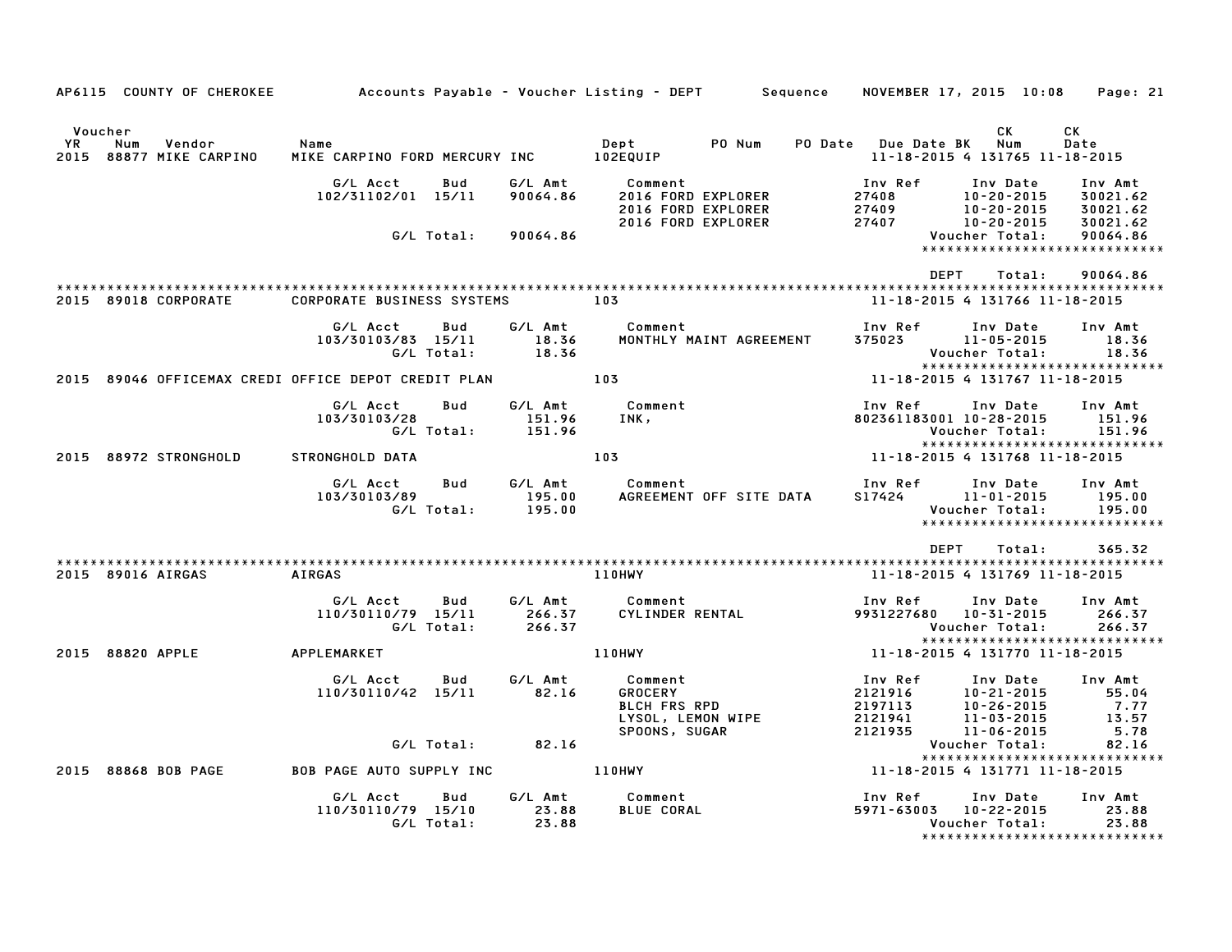AP6115 COUNTY OF CHEROKEE — Accounts Payable - Voucher Listing - DEPT — Sequence — NOVEMBER 17, 2015 10:08

| Voucher YR | Num | Vendor | Name | Dept | PO Num | PO Date | Due Date | BK | CK Num | CK Date |
|---|---|---|---|---|---|---|---|---|---|---|
| 2015 | 88877 | MIKE CARPINO | MIKE CARPINO FORD MERCURY INC | 102EQUIP | | | 11-18-2015 | 4 | 131765 | 11-18-2015 |

| G/L Acct | Bud | G/L Amt | Comment | Inv Ref | Inv Date | Inv Amt |
|---|---|---|---|---|---|---|
| 102/31102/01 | 15/11 | 90064.86 | 2016 FORD EXPLORER | 27408 | 10-20-2015 | 30021.62 |
| | | | 2016 FORD EXPLORER | 27409 | 10-20-2015 | 30021.62 |
| | | | 2016 FORD EXPLORER | 27407 | 10-20-2015 | 30021.62 |
| | G/L Total: | 90064.86 | | | Voucher Total: | 90064.86 |

DEPT Total: 90064.86

| Voucher YR | Num | Vendor | Name | Dept | PO Num | PO Date | Due Date | BK | CK Num | CK Date |
|---|---|---|---|---|---|---|---|---|---|---|
| 2015 | 89018 | CORPORATE | CORPORATE BUSINESS SYSTEMS | 103 | | | 11-18-2015 | 4 | 131766 | 11-18-2015 |

| G/L Acct | Bud | G/L Amt | Comment | Inv Ref | Inv Date | Inv Amt |
|---|---|---|---|---|---|---|
| 103/30103/83 | 15/11 | 18.36 | MONTHLY MAINT AGREEMENT | 375023 | 11-05-2015 | 18.36 |
| | G/L Total: | 18.36 | | | Voucher Total: | 18.36 |

| Voucher YR | Num | Vendor | Name | Dept | PO Num | PO Date | Due Date | BK | CK Num | CK Date |
|---|---|---|---|---|---|---|---|---|---|---|
| 2015 | 89046 | OFFICEMAX CREDI | OFFICE DEPOT CREDIT PLAN | 103 | | | 11-18-2015 | 4 | 131767 | 11-18-2015 |

| G/L Acct | Bud | G/L Amt | Comment | Inv Ref | Inv Date | Inv Amt |
|---|---|---|---|---|---|---|
| 103/30103/28 | | 151.96 | INK, | 802361183001 | 10-28-2015 | 151.96 |
| | G/L Total: | 151.96 | | | Voucher Total: | 151.96 |

| Voucher YR | Num | Vendor | Name | Dept | PO Num | PO Date | Due Date | BK | CK Num | CK Date |
|---|---|---|---|---|---|---|---|---|---|---|
| 2015 | 88972 | STRONGHOLD | STRONGHOLD DATA | 103 | | | 11-18-2015 | 4 | 131768 | 11-18-2015 |

| G/L Acct | Bud | G/L Amt | Comment | Inv Ref | Inv Date | Inv Amt |
|---|---|---|---|---|---|---|
| 103/30103/89 | | 195.00 | AGREEMENT OFF SITE DATA | S17424 | 11-01-2015 | 195.00 |
| | G/L Total: | 195.00 | | | Voucher Total: | 195.00 |

DEPT Total: 365.32

| Voucher YR | Num | Vendor | Name | Dept | PO Num | PO Date | Due Date | BK | CK Num | CK Date |
|---|---|---|---|---|---|---|---|---|---|---|
| 2015 | 89016 | AIRGAS | AIRGAS | 110HWY | | | 11-18-2015 | 4 | 131769 | 11-18-2015 |

| G/L Acct | Bud | G/L Amt | Comment | Inv Ref | Inv Date | Inv Amt |
|---|---|---|---|---|---|---|
| 110/30110/79 | 15/11 | 266.37 | CYLINDER RENTAL | 9931227680 | 10-31-2015 | 266.37 |
| | G/L Total: | 266.37 | | | Voucher Total: | 266.37 |

| Voucher YR | Num | Vendor | Name | Dept | PO Num | PO Date | Due Date | BK | CK Num | CK Date |
|---|---|---|---|---|---|---|---|---|---|---|
| 2015 | 88820 | APPLE | APPLEMARKET | 110HWY | | | 11-18-2015 | 4 | 131770 | 11-18-2015 |

| G/L Acct | Bud | G/L Amt | Comment | Inv Ref | Inv Date | Inv Amt |
|---|---|---|---|---|---|---|
| 110/30110/42 | 15/11 | 82.16 | GROCERY | 2121916 | 10-21-2015 | 55.04 |
| | | | BLCH FRS RPD | 2197113 | 10-26-2015 | 7.77 |
| | | | LYSOL, LEMON WIPE | 2121941 | 11-03-2015 | 13.57 |
| | | | SPOONS, SUGAR | 2121935 | 11-06-2015 | 5.78 |
| | G/L Total: | 82.16 | | | Voucher Total: | 82.16 |

| Voucher YR | Num | Vendor | Name | Dept | PO Num | PO Date | Due Date | BK | CK Num | CK Date |
|---|---|---|---|---|---|---|---|---|---|---|
| 2015 | 88868 | BOB PAGE | BOB PAGE AUTO SUPPLY INC | 110HWY | | | 11-18-2015 | 4 | 131771 | 11-18-2015 |

| G/L Acct | Bud | G/L Amt | Comment | Inv Ref | Inv Date | Inv Amt |
|---|---|---|---|---|---|---|
| 110/30110/79 | 15/10 | 23.88 | BLUE CORAL | 5971-63003 | 10-22-2015 | 23.88 |
| | G/L Total: | 23.88 | | | Voucher Total: | 23.88 |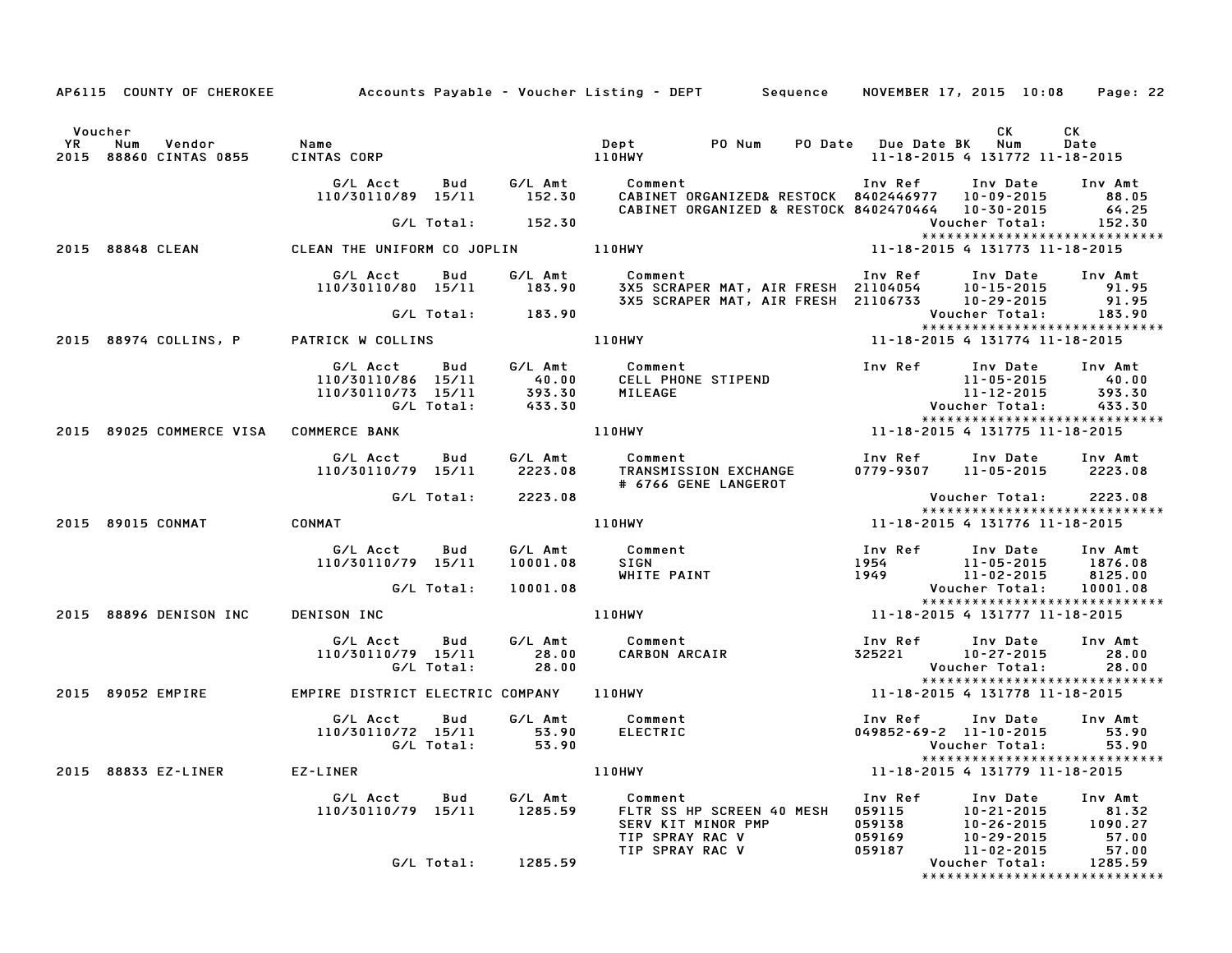AP6115 COUNTY OF CHEROKEE Accounts Payable - Voucher Listing - DEPT Sequence NOVEMBER 17, 2015 10:08

| Voucher YR | Num | Vendor | Name | Dept | PO Num | PO Date | Due Date | BK | CK Num | CK Date |
|---|---|---|---|---|---|---|---|---|---|---|
| 2015 | 88860 | CINTAS 0855 | CINTAS CORP | 110HWY | | | 11-18-2015 | 4 | 131772 | 11-18-2015 |

| G/L Acct | Bud | G/L Amt | Comment | Inv Ref | Inv Date | Inv Amt |
|---|---|---|---|---|---|---|
| 110/30110/89 | 15/11 | 152.30 | CABINET ORGANIZED& RESTOCK | 8402446977 | 10-09-2015 | 88.05 |
| | | | CABINET ORGANIZED & RESTOCK | 8402470464 | 10-30-2015 | 64.25 |
| | G/L Total: | 152.30 | | | Voucher Total: | 152.30 |

****************************

| Voucher YR | Num | Vendor | Name | Dept | PO Num | PO Date | Due Date | BK | CK Num | CK Date |
|---|---|---|---|---|---|---|---|---|---|---|
| 2015 | 88848 | CLEAN | CLEAN THE UNIFORM CO JOPLIN | 110HWY | | | 11-18-2015 | 4 | 131773 | 11-18-2015 |

| G/L Acct | Bud | G/L Amt | Comment | Inv Ref | Inv Date | Inv Amt |
|---|---|---|---|---|---|---|
| 110/30110/80 | 15/11 | 183.90 | 3X5 SCRAPER MAT, AIR FRESH | 21104054 | 10-15-2015 | 91.95 |
| | | | 3X5 SCRAPER MAT, AIR FRESH | 21106733 | 10-29-2015 | 91.95 |
| | G/L Total: | 183.90 | | | Voucher Total: | 183.90 |

****************************

| Voucher YR | Num | Vendor | Name | Dept | PO Num | PO Date | Due Date | BK | CK Num | CK Date |
|---|---|---|---|---|---|---|---|---|---|---|
| 2015 | 88974 | COLLINS, P | PATRICK W COLLINS | 110HWY | | | 11-18-2015 | 4 | 131774 | 11-18-2015 |

| G/L Acct | Bud | G/L Amt | Comment | Inv Ref | Inv Date | Inv Amt |
|---|---|---|---|---|---|---|
| 110/30110/86 | 15/11 | 40.00 | CELL PHONE STIPEND | | 11-05-2015 | 40.00 |
| 110/30110/73 | 15/11 | 393.30 | MILEAGE | | 11-12-2015 | 393.30 |
| | G/L Total: | 433.30 | | | Voucher Total: | 433.30 |

****************************

| Voucher YR | Num | Vendor | Name | Dept | PO Num | PO Date | Due Date | BK | CK Num | CK Date |
|---|---|---|---|---|---|---|---|---|---|---|
| 2015 | 89025 | COMMERCE VISA | COMMERCE BANK | 110HWY | | | 11-18-2015 | 4 | 131775 | 11-18-2015 |

| G/L Acct | Bud | G/L Amt | Comment | Inv Ref | Inv Date | Inv Amt |
|---|---|---|---|---|---|---|
| 110/30110/79 | 15/11 | 2223.08 | TRANSMISSION EXCHANGE | 0779-9307 | 11-05-2015 | 2223.08 |
| | | | # 6766 GENE LANGEROT | | | |
| | G/L Total: | 2223.08 | | | Voucher Total: | 2223.08 |

****************************

| Voucher YR | Num | Vendor | Name | Dept | PO Num | PO Date | Due Date | BK | CK Num | CK Date |
|---|---|---|---|---|---|---|---|---|---|---|
| 2015 | 89015 | CONMAT | CONMAT | 110HWY | | | 11-18-2015 | 4 | 131776 | 11-18-2015 |

| G/L Acct | Bud | G/L Amt | Comment | Inv Ref | Inv Date | Inv Amt |
|---|---|---|---|---|---|---|
| 110/30110/79 | 15/11 | 10001.08 | SIGN | 1954 | 11-05-2015 | 1876.08 |
| | | | WHITE PAINT | 1949 | 11-02-2015 | 8125.00 |
| | G/L Total: | 10001.08 | | | Voucher Total: | 10001.08 |

****************************

| Voucher YR | Num | Vendor | Name | Dept | PO Num | PO Date | Due Date | BK | CK Num | CK Date |
|---|---|---|---|---|---|---|---|---|---|---|
| 2015 | 88896 | DENISON INC | DENISON INC | 110HWY | | | 11-18-2015 | 4 | 131777 | 11-18-2015 |

| G/L Acct | Bud | G/L Amt | Comment | Inv Ref | Inv Date | Inv Amt |
|---|---|---|---|---|---|---|
| 110/30110/79 | 15/11 | 28.00 | CARBON ARCAIR | 325221 | 10-27-2015 | 28.00 |
| | G/L Total: | 28.00 | | | Voucher Total: | 28.00 |

****************************

| Voucher YR | Num | Vendor | Name | Dept | PO Num | PO Date | Due Date | BK | CK Num | CK Date |
|---|---|---|---|---|---|---|---|---|---|---|
| 2015 | 89052 | EMPIRE | EMPIRE DISTRICT ELECTRIC COMPANY | 110HWY | | | 11-18-2015 | 4 | 131778 | 11-18-2015 |

| G/L Acct | Bud | G/L Amt | Comment | Inv Ref | Inv Date | Inv Amt |
|---|---|---|---|---|---|---|
| 110/30110/72 | 15/11 | 53.90 | ELECTRIC | 049852-69-2 | 11-10-2015 | 53.90 |
| | G/L Total: | 53.90 | | | Voucher Total: | 53.90 |

****************************

| Voucher YR | Num | Vendor | Name | Dept | PO Num | PO Date | Due Date | BK | CK Num | CK Date |
|---|---|---|---|---|---|---|---|---|---|---|
| 2015 | 88833 | EZ-LINER | EZ-LINER | 110HWY | | | 11-18-2015 | 4 | 131779 | 11-18-2015 |

| G/L Acct | Bud | G/L Amt | Comment | Inv Ref | Inv Date | Inv Amt |
|---|---|---|---|---|---|---|
| 110/30110/79 | 15/11 | 1285.59 | FLTR SS HP SCREEN 40 MESH | 059115 | 10-21-2015 | 81.32 |
| | | | SERV KIT MINOR PMP | 059138 | 10-26-2015 | 1090.27 |
| | | | TIP SPRAY RAC V | 059169 | 10-29-2015 | 57.00 |
| | | | TIP SPRAY RAC V | 059187 | 11-02-2015 | 57.00 |
| | G/L Total: | 1285.59 | | | Voucher Total: | 1285.59 |

****************************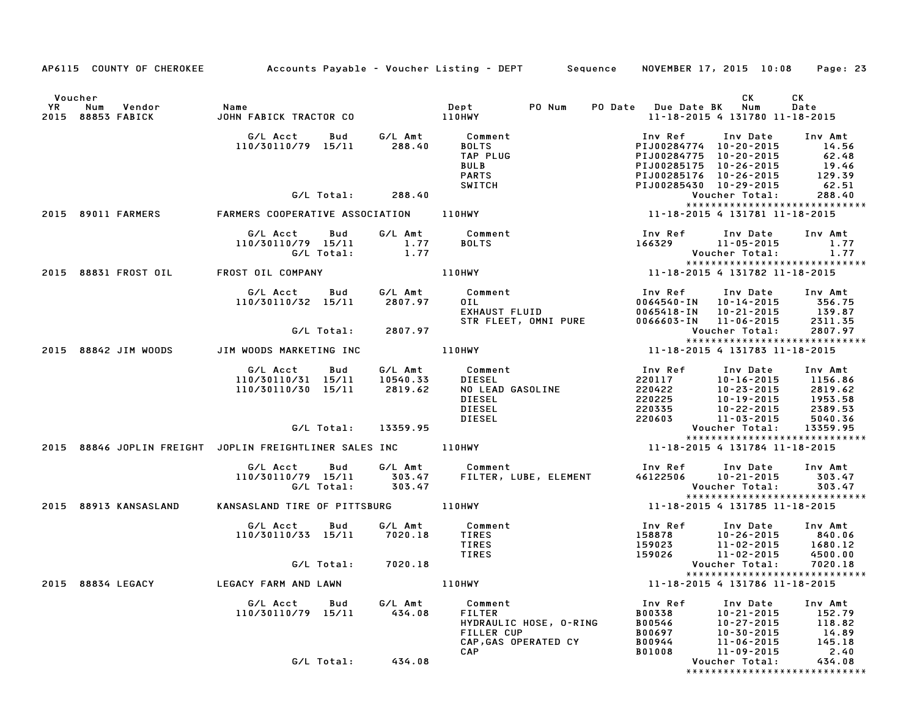AP6115 COUNTY OF CHEROKEE — Accounts Payable - Voucher Listing - DEPT — Sequence — NOVEMBER 17, 2015 10:08

| Voucher YR | Num | Vendor | Name | Dept | PO Num | PO Date | Due Date | BK | CK Num | CK Date |
|---|---|---|---|---|---|---|---|---|---|---|
| 2015 | 88853 | FABICK | JOHN FABICK TRACTOR CO | 110HWY | | | 11-18-2015 | 4 | 131780 | 11-18-2015 |

| G/L Acct | Bud | G/L Amt | Comment | Inv Ref | Inv Date | Inv Amt |
|---|---|---|---|---|---|---|
| 110/30110/79 | 15/11 | 288.40 | BOLTS | PIJ00284774 | 10-20-2015 | 14.56 |
| | | | TAP PLUG | PIJ00284775 | 10-20-2015 | 62.48 |
| | | | BULB | PIJ00285175 | 10-26-2015 | 19.46 |
| | | | PARTS | PIJ00285176 | 10-26-2015 | 129.39 |
| | | | SWITCH | PIJ00285430 | 10-29-2015 | 62.51 |
| | G/L Total: | 288.40 | | | Voucher Total: | 288.40 |

******************************

| Voucher YR | Num | Vendor | Name | Dept | PO Num | PO Date | Due Date | BK | CK Num | CK Date |
|---|---|---|---|---|---|---|---|---|---|---|
| 2015 | 89011 | FARMERS | FARMERS COOPERATIVE ASSOCIATION | 110HWY | | | 11-18-2015 | 4 | 131781 | 11-18-2015 |

| G/L Acct | Bud | G/L Amt | Comment | Inv Ref | Inv Date | Inv Amt |
|---|---|---|---|---|---|---|
| 110/30110/79 | 15/11 | 1.77 | BOLTS | 166329 | 11-05-2015 | 1.77 |
| | G/L Total: | 1.77 | | | Voucher Total: | 1.77 |

******************************

| Voucher YR | Num | Vendor | Name | Dept | PO Num | PO Date | Due Date | BK | CK Num | CK Date |
|---|---|---|---|---|---|---|---|---|---|---|
| 2015 | 88831 | FROST OIL | FROST OIL COMPANY | 110HWY | | | 11-18-2015 | 4 | 131782 | 11-18-2015 |

| G/L Acct | Bud | G/L Amt | Comment | Inv Ref | Inv Date | Inv Amt |
|---|---|---|---|---|---|---|
| 110/30110/32 | 15/11 | 2807.97 | OIL | 0064540-IN | 10-14-2015 | 356.75 |
| | | | EXHAUST FLUID | 0065418-IN | 10-21-2015 | 139.87 |
| | | | STR FLEET, OMNI PURE | 0066603-IN | 11-06-2015 | 2311.35 |
| | G/L Total: | 2807.97 | | | Voucher Total: | 2807.97 |

******************************

| Voucher YR | Num | Vendor | Name | Dept | PO Num | PO Date | Due Date | BK | CK Num | CK Date |
|---|---|---|---|---|---|---|---|---|---|---|
| 2015 | 88842 | JIM WOODS | JIM WOODS MARKETING INC | 110HWY | | | 11-18-2015 | 4 | 131783 | 11-18-2015 |

| G/L Acct | Bud | G/L Amt | Comment | Inv Ref | Inv Date | Inv Amt |
|---|---|---|---|---|---|---|
| 110/30110/31 | 15/11 | 10540.33 | DIESEL | 220117 | 10-16-2015 | 1156.86 |
| 110/30110/30 | 15/11 | 2819.62 | NO LEAD GASOLINE | 220422 | 10-23-2015 | 2819.62 |
| | | | DIESEL | 220225 | 10-19-2015 | 1953.58 |
| | | | DIESEL | 220335 | 10-22-2015 | 2389.53 |
| | | | DIESEL | 220603 | 11-03-2015 | 5040.36 |
| | G/L Total: | 13359.95 | | | Voucher Total: | 13359.95 |

******************************

| Voucher YR | Num | Vendor | Name | Dept | PO Num | PO Date | Due Date | BK | CK Num | CK Date |
|---|---|---|---|---|---|---|---|---|---|---|
| 2015 | 88846 | JOPLIN FREIGHT | JOPLIN FREIGHTLINER SALES INC | 110HWY | | | 11-18-2015 | 4 | 131784 | 11-18-2015 |

| G/L Acct | Bud | G/L Amt | Comment | Inv Ref | Inv Date | Inv Amt |
|---|---|---|---|---|---|---|
| 110/30110/79 | 15/11 | 303.47 | FILTER, LUBE, ELEMENT | 46122506 | 10-21-2015 | 303.47 |
| | G/L Total: | 303.47 | | | Voucher Total: | 303.47 |

******************************

| Voucher YR | Num | Vendor | Name | Dept | PO Num | PO Date | Due Date | BK | CK Num | CK Date |
|---|---|---|---|---|---|---|---|---|---|---|
| 2015 | 88913 | KANSASLAND | KANSASLAND TIRE OF PITTSBURG | 110HWY | | | 11-18-2015 | 4 | 131785 | 11-18-2015 |

| G/L Acct | Bud | G/L Amt | Comment | Inv Ref | Inv Date | Inv Amt |
|---|---|---|---|---|---|---|
| 110/30110/33 | 15/11 | 7020.18 | TIRES | 158878 | 10-26-2015 | 840.06 |
| | | | TIRES | 159023 | 11-02-2015 | 1680.12 |
| | | | TIRES | 159026 | 11-02-2015 | 4500.00 |
| | G/L Total: | 7020.18 | | | Voucher Total: | 7020.18 |

******************************

| Voucher YR | Num | Vendor | Name | Dept | PO Num | PO Date | Due Date | BK | CK Num | CK Date |
|---|---|---|---|---|---|---|---|---|---|---|
| 2015 | 88834 | LEGACY | LEGACY FARM AND LAWN | 110HWY | | | 11-18-2015 | 4 | 131786 | 11-18-2015 |

| G/L Acct | Bud | G/L Amt | Comment | Inv Ref | Inv Date | Inv Amt |
|---|---|---|---|---|---|---|
| 110/30110/79 | 15/11 | 434.08 | FILTER | B00338 | 10-21-2015 | 152.79 |
| | | | HYDRAULIC HOSE, O-RING | B00546 | 10-27-2015 | 118.82 |
| | | | FILLER CUP | B00697 | 10-30-2015 | 14.89 |
| | | | CAP,GAS OPERATED CY | B00944 | 11-06-2015 | 145.18 |
| | | | CAP | B01008 | 11-09-2015 | 2.40 |
| | G/L Total: | 434.08 | | | Voucher Total: | 434.08 |

******************************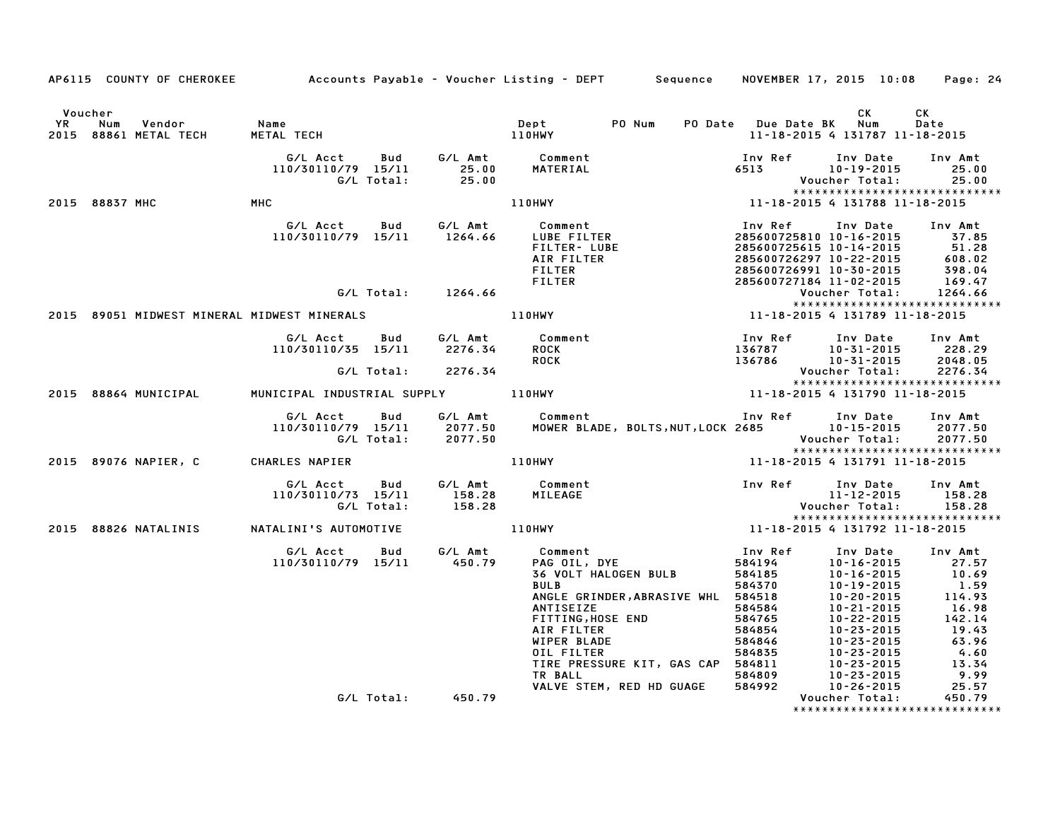AP6115 COUNTY OF CHEROKEE — Accounts Payable - Voucher Listing - DEPT — Sequence — NOVEMBER 17, 2015 10:08 — Page: 24

| Voucher YR | Num | Vendor | Name | Dept | PO Num | PO Date | Due Date | BK | CK Num | CK Date |
|---|---|---|---|---|---|---|---|---|---|---|
| 2015 | 88861 | METAL TECH | METAL TECH | 110HWY | | | 11-18-2015 | 4 | 131787 | 11-18-2015 |

| G/L Acct | Bud | G/L Amt | Comment | Inv Ref | Inv Date | Inv Amt |
|---|---|---|---|---|---|---|
| 110/30110/79 | 15/11 | 25.00 | MATERIAL | 6513 | 10-19-2015 | 25.00 |
| | G/L Total: | 25.00 | | | Voucher Total: | 25.00 |

*****************************

| Voucher YR | Num | Vendor | Name | Dept | PO Num | PO Date | Due Date | BK | CK Num | CK Date |
|---|---|---|---|---|---|---|---|---|---|---|
| 2015 | 88837 | MHC | MHC | 110HWY | | | 11-18-2015 | 4 | 131788 | 11-18-2015 |

| G/L Acct | Bud | G/L Amt | Comment | Inv Ref | Inv Date | Inv Amt |
|---|---|---|---|---|---|---|
| 110/30110/79 | 15/11 | 1264.66 | LUBE FILTER | 285600725810 | 10-16-2015 | 37.85 |
| | | | FILTER- LUBE | 285600725615 | 10-14-2015 | 51.28 |
| | | | AIR FILTER | 285600726297 | 10-22-2015 | 608.02 |
| | | | FILTER | 285600726991 | 10-30-2015 | 398.04 |
| | | | FILTER | 285600727184 | 11-02-2015 | 169.47 |
| | G/L Total: | 1264.66 | | | Voucher Total: | 1264.66 |

*****************************

| Voucher YR | Num | Vendor | Name | Dept | PO Num | PO Date | Due Date | BK | CK Num | CK Date |
|---|---|---|---|---|---|---|---|---|---|---|
| 2015 | 89051 | MIDWEST MINERAL | MIDWEST MINERALS | 110HWY | | | 11-18-2015 | 4 | 131789 | 11-18-2015 |

| G/L Acct | Bud | G/L Amt | Comment | Inv Ref | Inv Date | Inv Amt |
|---|---|---|---|---|---|---|
| 110/30110/35 | 15/11 | 2276.34 | ROCK | 136787 | 10-31-2015 | 228.29 |
| | | | ROCK | 136786 | 10-31-2015 | 2048.05 |
| | G/L Total: | 2276.34 | | | Voucher Total: | 2276.34 |

*****************************

| Voucher YR | Num | Vendor | Name | Dept | PO Num | PO Date | Due Date | BK | CK Num | CK Date |
|---|---|---|---|---|---|---|---|---|---|---|
| 2015 | 88864 | MUNICIPAL | MUNICIPAL INDUSTRIAL SUPPLY | 110HWY | | | 11-18-2015 | 4 | 131790 | 11-18-2015 |

| G/L Acct | Bud | G/L Amt | Comment | Inv Ref | Inv Date | Inv Amt |
|---|---|---|---|---|---|---|
| 110/30110/79 | 15/11 | 2077.50 | MOWER BLADE, BOLTS,NUT,LOCK | 2685 | 10-15-2015 | 2077.50 |
| | G/L Total: | 2077.50 | | | Voucher Total: | 2077.50 |

*****************************

| Voucher YR | Num | Vendor | Name | Dept | PO Num | PO Date | Due Date | BK | CK Num | CK Date |
|---|---|---|---|---|---|---|---|---|---|---|
| 2015 | 89076 | NAPIER, C | CHARLES NAPIER | 110HWY | | | 11-18-2015 | 4 | 131791 | 11-18-2015 |

| G/L Acct | Bud | G/L Amt | Comment | Inv Ref | Inv Date | Inv Amt |
|---|---|---|---|---|---|---|
| 110/30110/73 | 15/11 | 158.28 | MILEAGE | | 11-12-2015 | 158.28 |
| | G/L Total: | 158.28 | | | Voucher Total: | 158.28 |

*****************************

| Voucher YR | Num | Vendor | Name | Dept | PO Num | PO Date | Due Date | BK | CK Num | CK Date |
|---|---|---|---|---|---|---|---|---|---|---|
| 2015 | 88826 | NATALINIS | NATALINI'S AUTOMOTIVE | 110HWY | | | 11-18-2015 | 4 | 131792 | 11-18-2015 |

| G/L Acct | Bud | G/L Amt | Comment | Inv Ref | Inv Date | Inv Amt |
|---|---|---|---|---|---|---|
| 110/30110/79 | 15/11 | 450.79 | PAG OIL, DYE | 584194 | 10-16-2015 | 27.57 |
| | | | 36 VOLT HALOGEN BULB | 584185 | 10-16-2015 | 10.69 |
| | | | BULB | 584370 | 10-19-2015 | 1.59 |
| | | | ANGLE GRINDER,ABRASIVE WHL | 584518 | 10-20-2015 | 114.93 |
| | | | ANTISEIZE | 584584 | 10-21-2015 | 16.98 |
| | | | FITTING,HOSE END | 584765 | 10-22-2015 | 142.14 |
| | | | AIR FILTER | 584854 | 10-23-2015 | 19.43 |
| | | | WIPER BLADE | 584846 | 10-23-2015 | 63.96 |
| | | | OIL FILTER | 584835 | 10-23-2015 | 4.60 |
| | | | TIRE PRESSURE KIT, GAS CAP | 584811 | 10-23-2015 | 13.34 |
| | | | TR BALL | 584809 | 10-23-2015 | 9.99 |
| | | | VALVE STEM, RED HD GUAGE | 584992 | 10-26-2015 | 25.57 |
| | G/L Total: | 450.79 | | | Voucher Total: | 450.79 |

*****************************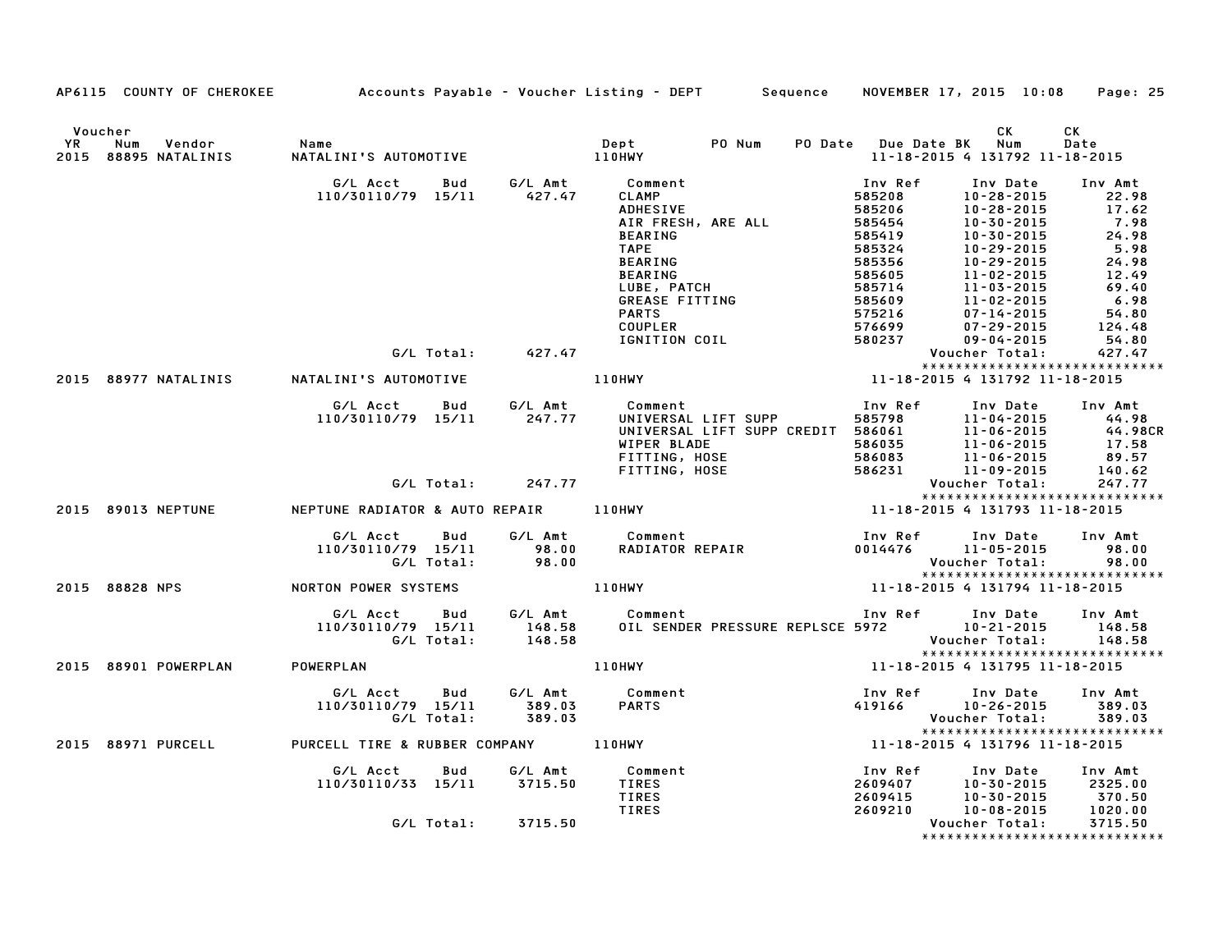AP6115 COUNTY OF CHEROKEE Accounts Payable - Voucher Listing - DEPT Sequence NOVEMBER 17, 2015 10:08 Page: 25

| Voucher YR | Num | Vendor | Name | Dept | PO Num | PO Date | Due Date | BK | CK Num | CK Date |
|---|---|---|---|---|---|---|---|---|---|---|
| 2015 | 88895 | NATALINIS | NATALINI'S AUTOMOTIVE | 110HWY | | | 11-18-2015 | 4 | 131792 | 11-18-2015 |

| G/L Acct | Bud | G/L Amt | Comment | Inv Ref | Inv Date | Inv Amt |
|---|---|---|---|---|---|---|
| 110/30110/79 | 15/11 | 427.47 | CLAMP | 585208 | 10-28-2015 | 22.98 |
| | | | ADHESIVE | 585206 | 10-28-2015 | 17.62 |
| | | | AIR FRESH, ARE ALL | 585454 | 10-30-2015 | 7.98 |
| | | | BEARING | 585419 | 10-30-2015 | 24.98 |
| | | | TAPE | 585324 | 10-29-2015 | 5.98 |
| | | | BEARING | 585356 | 10-29-2015 | 24.98 |
| | | | BEARING | 585605 | 11-02-2015 | 12.49 |
| | | | LUBE, PATCH | 585714 | 11-03-2015 | 69.40 |
| | | | GREASE FITTING | 585609 | 11-02-2015 | 6.98 |
| | | | PARTS | 575216 | 07-14-2015 | 54.80 |
| | | | COUPLER | 576699 | 07-29-2015 | 124.48 |
| | | | IGNITION COIL | 580237 | 09-04-2015 | 54.80 |
| | G/L Total: | 427.47 | | | Voucher Total: | 427.47 |

******************************

| Voucher YR | Num | Vendor | Name | Dept | Due Date | BK | CK Num | CK Date |
|---|---|---|---|---|---|---|---|---|
| 2015 | 88977 | NATALINIS | NATALINI'S AUTOMOTIVE | 110HWY | 11-18-2015 | 4 | 131792 | 11-18-2015 |

| G/L Acct | Bud | G/L Amt | Comment | Inv Ref | Inv Date | Inv Amt |
|---|---|---|---|---|---|---|
| 110/30110/79 | 15/11 | 247.77 | UNIVERSAL LIFT SUPP | 585798 | 11-04-2015 | 44.98 |
| | | | UNIVERSAL LIFT SUPP CREDIT | 586061 | 11-06-2015 | 44.98CR |
| | | | WIPER BLADE | 586035 | 11-06-2015 | 17.58 |
| | | | FITTING, HOSE | 586083 | 11-06-2015 | 89.57 |
| | | | FITTING, HOSE | 586231 | 11-09-2015 | 140.62 |
| | G/L Total: | 247.77 | | | Voucher Total: | 247.77 |

******************************

| Voucher YR | Num | Vendor | Name | Dept | Due Date | BK | CK Num | CK Date |
|---|---|---|---|---|---|---|---|---|
| 2015 | 89013 | NEPTUNE | NEPTUNE RADIATOR & AUTO REPAIR | 110HWY | 11-18-2015 | 4 | 131793 | 11-18-2015 |

| G/L Acct | Bud | G/L Amt | Comment | Inv Ref | Inv Date | Inv Amt |
|---|---|---|---|---|---|---|
| 110/30110/79 | 15/11 | 98.00 | RADIATOR REPAIR | 0014476 | 11-05-2015 | 98.00 |
| | G/L Total: | 98.00 | | | Voucher Total: | 98.00 |

******************************

| Voucher YR | Num | Vendor | Name | Dept | Due Date | BK | CK Num | CK Date |
|---|---|---|---|---|---|---|---|---|
| 2015 | 88828 | NPS | NORTON POWER SYSTEMS | 110HWY | 11-18-2015 | 4 | 131794 | 11-18-2015 |

| G/L Acct | Bud | G/L Amt | Comment | Inv Ref | Inv Date | Inv Amt |
|---|---|---|---|---|---|---|
| 110/30110/79 | 15/11 | 148.58 | OIL SENDER PRESSURE REPLSCE | 5972 | 10-21-2015 | 148.58 |
| | G/L Total: | 148.58 | | | Voucher Total: | 148.58 |

******************************

| Voucher YR | Num | Vendor | Name | Dept | Due Date | BK | CK Num | CK Date |
|---|---|---|---|---|---|---|---|---|
| 2015 | 88901 | POWERPLAN | POWERPLAN | 110HWY | 11-18-2015 | 4 | 131795 | 11-18-2015 |

| G/L Acct | Bud | G/L Amt | Comment | Inv Ref | Inv Date | Inv Amt |
|---|---|---|---|---|---|---|
| 110/30110/79 | 15/11 | 389.03 | PARTS | 419166 | 10-26-2015 | 389.03 |
| | G/L Total: | 389.03 | | | Voucher Total: | 389.03 |

******************************

| Voucher YR | Num | Vendor | Name | Dept | Due Date | BK | CK Num | CK Date |
|---|---|---|---|---|---|---|---|---|
| 2015 | 88971 | PURCELL | PURCELL TIRE & RUBBER COMPANY | 110HWY | 11-18-2015 | 4 | 131796 | 11-18-2015 |

| G/L Acct | Bud | G/L Amt | Comment | Inv Ref | Inv Date | Inv Amt |
|---|---|---|---|---|---|---|
| 110/30110/33 | 15/11 | 3715.50 | TIRES | 2609407 | 10-30-2015 | 2325.00 |
| | | | TIRES | 2609415 | 10-30-2015 | 370.50 |
| | | | TIRES | 2609210 | 10-08-2015 | 1020.00 |
| | G/L Total: | 3715.50 | | | Voucher Total: | 3715.50 |

******************************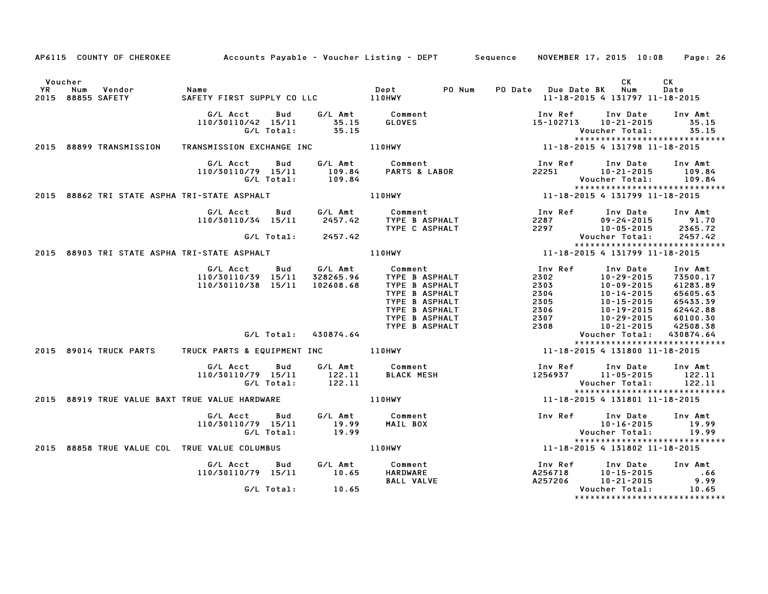AP6115 COUNTY OF CHEROKEE — Accounts Payable - Voucher Listing - DEPT — Sequence — NOVEMBER 17, 2015 10:08

| Voucher YR | Num | Vendor | Name | Dept | PO Num | PO Date | Due Date | BK | CK Num | CK Date |
|---|---|---|---|---|---|---|---|---|---|---|
| 2015 | 88855 | SAFETY | SAFETY FIRST SUPPLY CO LLC | 110HWY | | | 11-18-2015 | 4 | 131797 | 11-18-2015 |

| G/L Acct | Bud | G/L Amt | Comment | Inv Ref | Inv Date | Inv Amt |
|---|---|---|---|---|---|---|
| 110/30110/42 | 15/11 | 35.15 | GLOVES | 15-102713 | 10-21-2015 | 35.15 |
| | G/L Total: | 35.15 | | | Voucher Total: | 35.15 |

| Voucher YR | Num | Vendor | Name | Dept | PO Num | PO Date | Due Date | BK | CK Num | CK Date |
|---|---|---|---|---|---|---|---|---|---|---|
| 2015 | 88899 | TRANSMISSION | TRANSMISSION EXCHANGE INC | 110HWY | | | 11-18-2015 | 4 | 131798 | 11-18-2015 |

| G/L Acct | Bud | G/L Amt | Comment | Inv Ref | Inv Date | Inv Amt |
|---|---|---|---|---|---|---|
| 110/30110/79 | 15/11 | 109.84 | PARTS & LABOR | 22251 | 10-21-2015 | 109.84 |
| | G/L Total: | 109.84 | | | Voucher Total: | 109.84 |

| Voucher YR | Num | Vendor | Name | Dept | PO Num | PO Date | Due Date | BK | CK Num | CK Date |
|---|---|---|---|---|---|---|---|---|---|---|
| 2015 | 88862 | TRI STATE ASPHA | TRI-STATE ASPHALT | 110HWY | | | 11-18-2015 | 4 | 131799 | 11-18-2015 |

| G/L Acct | Bud | G/L Amt | Comment | Inv Ref | Inv Date | Inv Amt |
|---|---|---|---|---|---|---|
| 110/30110/34 | 15/11 | 2457.42 | TYPE B ASPHALT | 2287 | 09-24-2015 | 91.70 |
| | | | TYPE C ASPHALT | 2297 | 10-05-2015 | 2365.72 |
| | G/L Total: | 2457.42 | | | Voucher Total: | 2457.42 |

| Voucher YR | Num | Vendor | Name | Dept | PO Num | PO Date | Due Date | BK | CK Num | CK Date |
|---|---|---|---|---|---|---|---|---|---|---|
| 2015 | 88903 | TRI STATE ASPHA | TRI-STATE ASPHALT | 110HWY | | | 11-18-2015 | 4 | 131799 | 11-18-2015 |

| G/L Acct | Bud | G/L Amt | Comment | Inv Ref | Inv Date | Inv Amt |
|---|---|---|---|---|---|---|
| 110/30110/39 | 15/11 | 328265.96 | TYPE B ASPHALT | 2302 | 10-29-2015 | 73500.17 |
| 110/30110/38 | 15/11 | 102608.68 | TYPE B ASPHALT | 2303 | 10-09-2015 | 61283.89 |
| | | | TYPE B ASPHALT | 2304 | 10-14-2015 | 65605.63 |
| | | | TYPE B ASPHALT | 2305 | 10-15-2015 | 65433.39 |
| | | | TYPE B ASPHALT | 2306 | 10-19-2015 | 62442.88 |
| | | | TYPE B ASPHALT | 2307 | 10-29-2015 | 60100.30 |
| | | | TYPE B ASPHALT | 2308 | 10-21-2015 | 42508.38 |
| | G/L Total: | 430874.64 | | | Voucher Total: | 430874.64 |

| Voucher YR | Num | Vendor | Name | Dept | PO Num | PO Date | Due Date | BK | CK Num | CK Date |
|---|---|---|---|---|---|---|---|---|---|---|
| 2015 | 89014 | TRUCK PARTS | TRUCK PARTS & EQUIPMENT INC | 110HWY | | | 11-18-2015 | 4 | 131800 | 11-18-2015 |

| G/L Acct | Bud | G/L Amt | Comment | Inv Ref | Inv Date | Inv Amt |
|---|---|---|---|---|---|---|
| 110/30110/79 | 15/11 | 122.11 | BLACK MESH | 1256937 | 11-05-2015 | 122.11 |
| | G/L Total: | 122.11 | | | Voucher Total: | 122.11 |

| Voucher YR | Num | Vendor | Name | Dept | PO Num | PO Date | Due Date | BK | CK Num | CK Date |
|---|---|---|---|---|---|---|---|---|---|---|
| 2015 | 88919 | TRUE VALUE BAXT | TRUE VALUE HARDWARE | 110HWY | | | 11-18-2015 | 4 | 131801 | 11-18-2015 |

| G/L Acct | Bud | G/L Amt | Comment | Inv Ref | Inv Date | Inv Amt |
|---|---|---|---|---|---|---|
| 110/30110/79 | 15/11 | 19.99 | MAIL BOX | | 10-16-2015 | 19.99 |
| | G/L Total: | 19.99 | | | Voucher Total: | 19.99 |

| Voucher YR | Num | Vendor | Name | Dept | PO Num | PO Date | Due Date | BK | CK Num | CK Date |
|---|---|---|---|---|---|---|---|---|---|---|
| 2015 | 88858 | TRUE VALUE COL | TRUE VALUE COLUMBUS | 110HWY | | | 11-18-2015 | 4 | 131802 | 11-18-2015 |

| G/L Acct | Bud | G/L Amt | Comment | Inv Ref | Inv Date | Inv Amt |
|---|---|---|---|---|---|---|
| 110/30110/79 | 15/11 | 10.65 | HARDWARE | A256718 | 10-15-2015 | .66 |
| | | | BALL VALVE | A257206 | 10-21-2015 | 9.99 |
| | G/L Total: | 10.65 | | | Voucher Total: | 10.65 |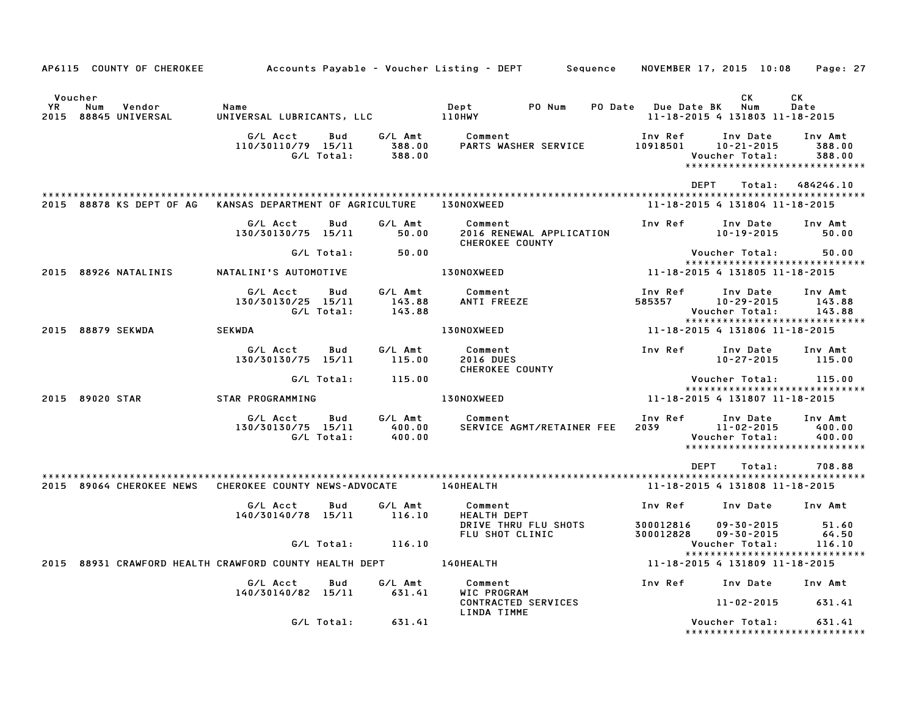AP6115 COUNTY OF CHEROKEE — Accounts Payable - Voucher Listing - DEPT — Sequence — NOVEMBER 17, 2015 10:08

| Voucher YR | Num | Vendor | Name | Dept | PO Num | PO Date | Due Date | BK | CK Num | CK Date |
|---|---|---|---|---|---|---|---|---|---|---|
| 2015 | 88845 | UNIVERSAL | UNIVERSAL LUBRICANTS, LLC | 110HWY | | | 11-18-2015 | 4 | 131803 | 11-18-2015 |

| G/L Acct | Bud | G/L Amt | Comment | Inv Ref | Inv Date | Inv Amt |
|---|---|---|---|---|---|---|
| 110/30110/79 | 15/11 | 388.00 | PARTS WASHER SERVICE | 10918501 | 10-21-2015 | 388.00 |
| | G/L Total: | 388.00 | | | Voucher Total: | 388.00 |

*****************************

DEPT Total: 484246.10

*****************************

| Voucher YR | Num | Vendor | Name | Dept | PO Num | PO Date | Due Date | BK | CK Num | CK Date |
|---|---|---|---|---|---|---|---|---|---|---|
| 2015 | 88878 | KS DEPT OF AG | KANSAS DEPARTMENT OF AGRICULTURE | 130NOXWEED | | | 11-18-2015 | 4 | 131804 | 11-18-2015 |

| G/L Acct | Bud | G/L Amt | Comment | Inv Ref | Inv Date | Inv Amt |
|---|---|---|---|---|---|---|
| 130/30130/75 | 15/11 | 50.00 | 2016 RENEWAL APPLICATION | | 10-19-2015 | 50.00 |
| | | | CHEROKEE COUNTY | | | |
| | G/L Total: | 50.00 | | | Voucher Total: | 50.00 |

*****************************

| Voucher YR | Num | Vendor | Name | Dept | PO Num | PO Date | Due Date | BK | CK Num | CK Date |
|---|---|---|---|---|---|---|---|---|---|---|
| 2015 | 88926 | NATALINIS | NATALINI'S AUTOMOTIVE | 130NOXWEED | | | 11-18-2015 | 4 | 131805 | 11-18-2015 |

| G/L Acct | Bud | G/L Amt | Comment | Inv Ref | Inv Date | Inv Amt |
|---|---|---|---|---|---|---|
| 130/30130/25 | 15/11 | 143.88 | ANTI FREEZE | 585357 | 10-29-2015 | 143.88 |
| | G/L Total: | 143.88 | | | Voucher Total: | 143.88 |

*****************************

| Voucher YR | Num | Vendor | Name | Dept | PO Num | PO Date | Due Date | BK | CK Num | CK Date |
|---|---|---|---|---|---|---|---|---|---|---|
| 2015 | 88879 | SEKWDA | SEKWDA | 130NOXWEED | | | 11-18-2015 | 4 | 131806 | 11-18-2015 |

| G/L Acct | Bud | G/L Amt | Comment | Inv Ref | Inv Date | Inv Amt |
|---|---|---|---|---|---|---|
| 130/30130/75 | 15/11 | 115.00 | 2016 DUES | | 10-27-2015 | 115.00 |
| | | | CHEROKEE COUNTY | | | |
| | G/L Total: | 115.00 | | | Voucher Total: | 115.00 |

*****************************

| Voucher YR | Num | Vendor | Name | Dept | PO Num | PO Date | Due Date | BK | CK Num | CK Date |
|---|---|---|---|---|---|---|---|---|---|---|
| 2015 | 89020 | STAR | STAR PROGRAMMING | 130NOXWEED | | | 11-18-2015 | 4 | 131807 | 11-18-2015 |

| G/L Acct | Bud | G/L Amt | Comment | Inv Ref | Inv Date | Inv Amt |
|---|---|---|---|---|---|---|
| 130/30130/75 | 15/11 | 400.00 | SERVICE AGMT/RETAINER FEE | 2039 | 11-02-2015 | 400.00 |
| | G/L Total: | 400.00 | | | Voucher Total: | 400.00 |

*****************************

DEPT Total: 708.88

*****************************

| Voucher YR | Num | Vendor | Name | Dept | PO Num | PO Date | Due Date | BK | CK Num | CK Date |
|---|---|---|---|---|---|---|---|---|---|---|
| 2015 | 89064 | CHEROKEE NEWS | CHEROKEE COUNTY NEWS-ADVOCATE | 140HEALTH | | | 11-18-2015 | 4 | 131808 | 11-18-2015 |

| G/L Acct | Bud | G/L Amt | Comment | Inv Ref | Inv Date | Inv Amt |
|---|---|---|---|---|---|---|
| 140/30140/78 | 15/11 | 116.10 | HEALTH DEPT | | | |
| | | | DRIVE THRU FLU SHOTS | 300012816 | 09-30-2015 | 51.60 |
| | | | FLU SHOT CLINIC | 300012828 | 09-30-2015 | 64.50 |
| | G/L Total: | 116.10 | | | Voucher Total: | 116.10 |

*****************************

| Voucher YR | Num | Vendor | Name | Dept | PO Num | PO Date | Due Date | BK | CK Num | CK Date |
|---|---|---|---|---|---|---|---|---|---|---|
| 2015 | 88931 | CRAWFORD HEALTH | CRAWFORD COUNTY HEALTH DEPT | 140HEALTH | | | 11-18-2015 | 4 | 131809 | 11-18-2015 |

| G/L Acct | Bud | G/L Amt | Comment | Inv Ref | Inv Date | Inv Amt |
|---|---|---|---|---|---|---|
| 140/30140/82 | 15/11 | 631.41 | WIC PROGRAM | | | |
| | | | CONTRACTED SERVICES | | 11-02-2015 | 631.41 |
| | | | LINDA TIMME | | | |
| | G/L Total: | 631.41 | | | Voucher Total: | 631.41 |

*****************************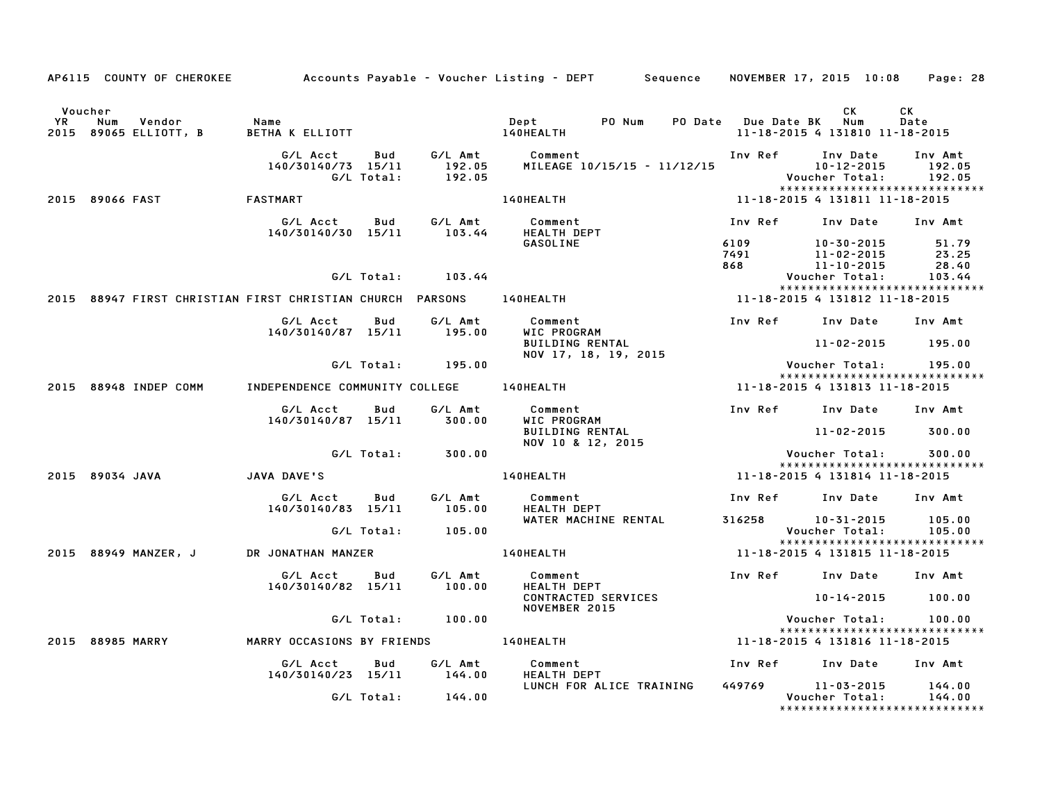AP6115 COUNTY OF CHEROKEE — Accounts Payable - Voucher Listing - DEPT — Sequence — NOVEMBER 17, 2015 10:08

| Voucher YR | Num | Vendor | Name | Dept | PO Num | PO Date | Due Date | BK | CK Num | CK Date |
|---|---|---|---|---|---|---|---|---|---|---|
| 2015 | 89065 | ELLIOTT, B | BETHA K ELLIOTT | 140HEALTH | | | 11-18-2015 | 4 | 131810 | 11-18-2015 |

| G/L Acct | Bud | G/L Amt | Comment | Inv Ref | Inv Date | Inv Amt |
|---|---|---|---|---|---|---|
| 140/30140/73 | 15/11 | 192.05 | MILEAGE 10/15/15 - 11/12/15 | | 10-12-2015 | 192.05 |
| | G/L Total: | 192.05 | | | Voucher Total: | 192.05 |

| Voucher YR | Num | Vendor | Name | Dept | PO Num | PO Date | Due Date | BK | CK Num | CK Date |
|---|---|---|---|---|---|---|---|---|---|---|
| 2015 | 89066 | FAST | FASTMART | 140HEALTH | | | 11-18-2015 | 4 | 131811 | 11-18-2015 |

| G/L Acct | Bud | G/L Amt | Comment | Inv Ref | Inv Date | Inv Amt |
|---|---|---|---|---|---|---|
| 140/30140/30 | 15/11 | 103.44 | HEALTH DEPT | | | |
| | | | GASOLINE | 6109 | 10-30-2015 | 51.79 |
| | | | | 7491 | 11-02-2015 | 23.25 |
| | | | | 868 | 11-10-2015 | 28.40 |
| | G/L Total: | 103.44 | | | Voucher Total: | 103.44 |

| Voucher YR | Num | Vendor | Name | Dept | PO Num | PO Date | Due Date | BK | CK Num | CK Date |
|---|---|---|---|---|---|---|---|---|---|---|
| 2015 | 88947 | FIRST CHRISTIAN | FIRST CHRISTIAN CHURCH PARSONS | 140HEALTH | | | 11-18-2015 | 4 | 131812 | 11-18-2015 |

| G/L Acct | Bud | G/L Amt | Comment | Inv Ref | Inv Date | Inv Amt |
|---|---|---|---|---|---|---|
| 140/30140/87 | 15/11 | 195.00 | WIC PROGRAM | | | |
| | | | BUILDING RENTAL | | 11-02-2015 | 195.00 |
| | | | NOV 17, 18, 19, 2015 | | | |
| | G/L Total: | 195.00 | | | Voucher Total: | 195.00 |

| Voucher YR | Num | Vendor | Name | Dept | PO Num | PO Date | Due Date | BK | CK Num | CK Date |
|---|---|---|---|---|---|---|---|---|---|---|
| 2015 | 88948 | INDEP COMM | INDEPENDENCE COMMUNITY COLLEGE | 140HEALTH | | | 11-18-2015 | 4 | 131813 | 11-18-2015 |

| G/L Acct | Bud | G/L Amt | Comment | Inv Ref | Inv Date | Inv Amt |
|---|---|---|---|---|---|---|
| 140/30140/87 | 15/11 | 300.00 | WIC PROGRAM | | | |
| | | | BUILDING RENTAL | | 11-02-2015 | 300.00 |
| | | | NOV 10 & 12, 2015 | | | |
| | G/L Total: | 300.00 | | | Voucher Total: | 300.00 |

| Voucher YR | Num | Vendor | Name | Dept | PO Num | PO Date | Due Date | BK | CK Num | CK Date |
|---|---|---|---|---|---|---|---|---|---|---|
| 2015 | 89034 | JAVA | JAVA DAVE'S | 140HEALTH | | | 11-18-2015 | 4 | 131814 | 11-18-2015 |

| G/L Acct | Bud | G/L Amt | Comment | Inv Ref | Inv Date | Inv Amt |
|---|---|---|---|---|---|---|
| 140/30140/83 | 15/11 | 105.00 | HEALTH DEPT | | | |
| | | | WATER MACHINE RENTAL | 316258 | 10-31-2015 | 105.00 |
| | G/L Total: | 105.00 | | | Voucher Total: | 105.00 |

| Voucher YR | Num | Vendor | Name | Dept | PO Num | PO Date | Due Date | BK | CK Num | CK Date |
|---|---|---|---|---|---|---|---|---|---|---|
| 2015 | 88949 | MANZER, J | DR JONATHAN MANZER | 140HEALTH | | | 11-18-2015 | 4 | 131815 | 11-18-2015 |

| G/L Acct | Bud | G/L Amt | Comment | Inv Ref | Inv Date | Inv Amt |
|---|---|---|---|---|---|---|
| 140/30140/82 | 15/11 | 100.00 | HEALTH DEPT | | | |
| | | | CONTRACTED SERVICES | | 10-14-2015 | 100.00 |
| | | | NOVEMBER 2015 | | | |
| | G/L Total: | 100.00 | | | Voucher Total: | 100.00 |

| Voucher YR | Num | Vendor | Name | Dept | PO Num | PO Date | Due Date | BK | CK Num | CK Date |
|---|---|---|---|---|---|---|---|---|---|---|
| 2015 | 88985 | MARRY | MARRY OCCASIONS BY FRIENDS | 140HEALTH | | | 11-18-2015 | 4 | 131816 | 11-18-2015 |

| G/L Acct | Bud | G/L Amt | Comment | Inv Ref | Inv Date | Inv Amt |
|---|---|---|---|---|---|---|
| 140/30140/23 | 15/11 | 144.00 | HEALTH DEPT | | | |
| | | | LUNCH FOR ALICE TRAINING | 449769 | 11-03-2015 | 144.00 |
| | G/L Total: | 144.00 | | | Voucher Total: | 144.00 |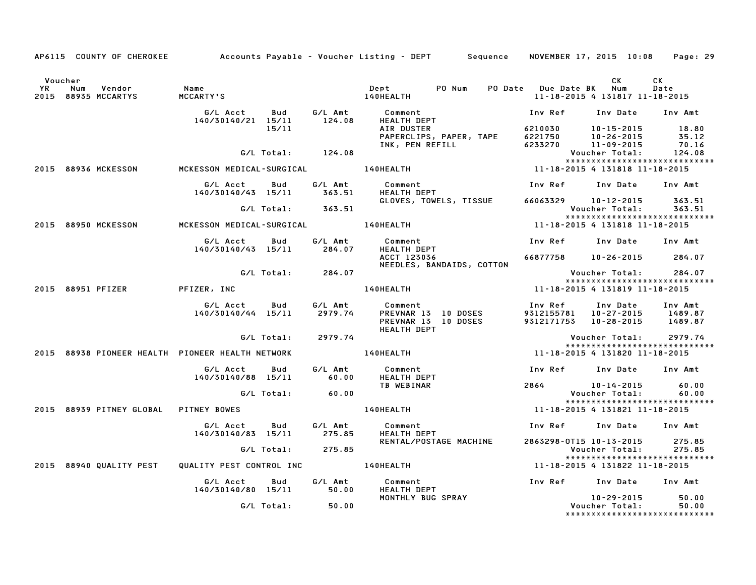AP6115 COUNTY OF CHEROKEE    Accounts Payable - Voucher Listing - DEPT    Sequence    NOVEMBER 17, 2015 10:08

| Voucher YR | Num | Vendor | Name | Dept | PO Num | PO Date | Due Date | BK | CK Num | CK Date |
|---|---|---|---|---|---|---|---|---|---|---|
| 2015 | 88935 | MCCARTYS | MCCARTY'S | 140HEALTH | | | 11-18-2015 | 4 | 131817 | 11-18-2015 |

| G/L Acct | Bud | G/L Amt | Comment | Inv Ref | Inv Date | Inv Amt |
|---|---|---|---|---|---|---|
| 140/30140/21 | 15/11 | 124.08 | HEALTH DEPT | | | |
| | 15/11 | | AIR DUSTER | 6210030 | 10-15-2015 | 18.80 |
| | | | PAPERCLIPS, PAPER, TAPE | 6221750 | 10-26-2015 | 35.12 |
| | | | INK, PEN REFILL | 6233270 | 11-09-2015 | 70.16 |
| | G/L Total: | 124.08 | | | Voucher Total: | 124.08 |

*****************************

| Voucher YR | Num | Vendor | Name | Dept | PO Num | PO Date | Due Date | BK | CK Num | CK Date |
|---|---|---|---|---|---|---|---|---|---|---|
| 2015 | 88936 | MCKESSON | MCKESSON MEDICAL-SURGICAL | 140HEALTH | | | 11-18-2015 | 4 | 131818 | 11-18-2015 |

| G/L Acct | Bud | G/L Amt | Comment | Inv Ref | Inv Date | Inv Amt |
|---|---|---|---|---|---|---|
| 140/30140/43 | 15/11 | 363.51 | HEALTH DEPT | | | |
| | | | GLOVES, TOWELS, TISSUE | 66063329 | 10-12-2015 | 363.51 |
| | G/L Total: | 363.51 | | | Voucher Total: | 363.51 |

*****************************

| Voucher YR | Num | Vendor | Name | Dept | PO Num | PO Date | Due Date | BK | CK Num | CK Date |
|---|---|---|---|---|---|---|---|---|---|---|
| 2015 | 88950 | MCKESSON | MCKESSON MEDICAL-SURGICAL | 140HEALTH | | | 11-18-2015 | 4 | 131818 | 11-18-2015 |

| G/L Acct | Bud | G/L Amt | Comment | Inv Ref | Inv Date | Inv Amt |
|---|---|---|---|---|---|---|
| 140/30140/43 | 15/11 | 284.07 | HEALTH DEPT | | | |
| | | | ACCT 123036 | 66877758 | 10-26-2015 | 284.07 |
| | | | NEEDLES, BANDAIDS, COTTON | | | |
| | G/L Total: | 284.07 | | | Voucher Total: | 284.07 |

*****************************

| Voucher YR | Num | Vendor | Name | Dept | PO Num | PO Date | Due Date | BK | CK Num | CK Date |
|---|---|---|---|---|---|---|---|---|---|---|
| 2015 | 88951 | PFIZER | PFIZER, INC | 140HEALTH | | | 11-18-2015 | 4 | 131819 | 11-18-2015 |

| G/L Acct | Bud | G/L Amt | Comment | Inv Ref | Inv Date | Inv Amt |
|---|---|---|---|---|---|---|
| 140/30140/44 | 15/11 | 2979.74 | PREVNAR 13 10 DOSES | 9312155781 | 10-27-2015 | 1489.87 |
| | | | PREVNAR 13 10 DOSES | 9312171753 | 10-28-2015 | 1489.87 |
| | | | HEALTH DEPT | | | |
| | G/L Total: | 2979.74 | | | Voucher Total: | 2979.74 |

*****************************

| Voucher YR | Num | Vendor | Name | Dept | PO Num | PO Date | Due Date | BK | CK Num | CK Date |
|---|---|---|---|---|---|---|---|---|---|---|
| 2015 | 88938 | PIONEER HEALTH | PIONEER HEALTH NETWORK | 140HEALTH | | | 11-18-2015 | 4 | 131820 | 11-18-2015 |

| G/L Acct | Bud | G/L Amt | Comment | Inv Ref | Inv Date | Inv Amt |
|---|---|---|---|---|---|---|
| 140/30140/88 | 15/11 | 60.00 | HEALTH DEPT | | | |
| | | | TB WEBINAR | 2864 | 10-14-2015 | 60.00 |
| | G/L Total: | 60.00 | | | Voucher Total: | 60.00 |

*****************************

| Voucher YR | Num | Vendor | Name | Dept | PO Num | PO Date | Due Date | BK | CK Num | CK Date |
|---|---|---|---|---|---|---|---|---|---|---|
| 2015 | 88939 | PITNEY GLOBAL | PITNEY BOWES | 140HEALTH | | | 11-18-2015 | 4 | 131821 | 11-18-2015 |

| G/L Acct | Bud | G/L Amt | Comment | Inv Ref | Inv Date | Inv Amt |
|---|---|---|---|---|---|---|
| 140/30140/83 | 15/11 | 275.85 | HEALTH DEPT | | | |
| | | | RENTAL/POSTAGE MACHINE | 2863298-OT15 | 10-13-2015 | 275.85 |
| | G/L Total: | 275.85 | | | Voucher Total: | 275.85 |

*****************************

| Voucher YR | Num | Vendor | Name | Dept | PO Num | PO Date | Due Date | BK | CK Num | CK Date |
|---|---|---|---|---|---|---|---|---|---|---|
| 2015 | 88940 | QUALITY PEST | QUALITY PEST CONTROL INC | 140HEALTH | | | 11-18-2015 | 4 | 131822 | 11-18-2015 |

| G/L Acct | Bud | G/L Amt | Comment | Inv Ref | Inv Date | Inv Amt |
|---|---|---|---|---|---|---|
| 140/30140/80 | 15/11 | 50.00 | HEALTH DEPT | | | |
| | | | MONTHLY BUG SPRAY | | 10-29-2015 | 50.00 |
| | G/L Total: | 50.00 | | | Voucher Total: | 50.00 |

*****************************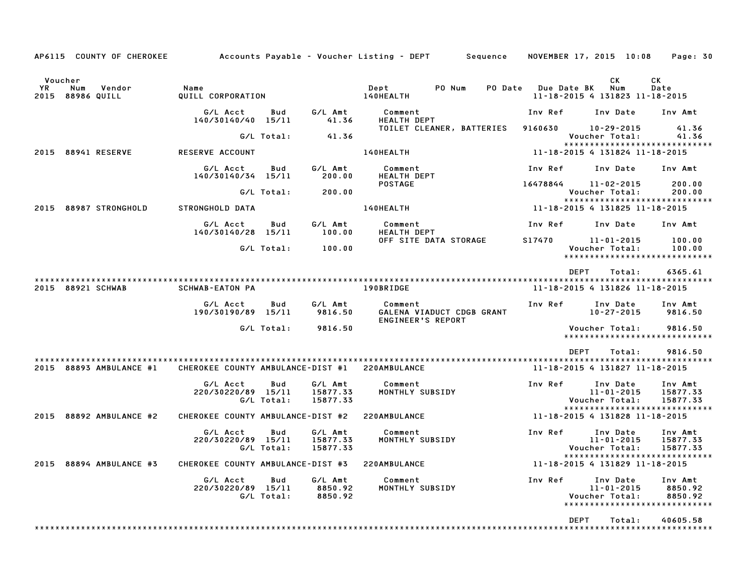AP6115 COUNTY OF CHEROKEE — Accounts Payable - Voucher Listing - DEPT — Sequence — NOVEMBER 17, 2015 10:08

| Voucher YR | Num | Vendor | Name | Dept | PO Num | PO Date | Due Date | BK | CK Num | CK Date |
|---|---|---|---|---|---|---|---|---|---|---|
| 2015 | 88986 | QUILL | QUILL CORPORATION | 140HEALTH | | | 11-18-2015 | 4 | 131823 | 11-18-2015 |

| G/L Acct | Bud | G/L Amt | Comment | Inv Ref | Inv Date | Inv Amt |
|---|---|---|---|---|---|---|
| 140/30140/40 | 15/11 | 41.36 | HEALTH DEPT | | | |
| | | | TOILET CLEANER, BATTERIES | 9160630 | 10-29-2015 | 41.36 |
| | G/L Total: | 41.36 | | | Voucher Total: | 41.36 |

****************************

| Voucher YR | Num | Vendor | Name | Dept | PO Num | PO Date | Due Date | BK | CK Num | CK Date |
|---|---|---|---|---|---|---|---|---|---|---|
| 2015 | 88941 | RESERVE | RESERVE ACCOUNT | 140HEALTH | | | 11-18-2015 | 4 | 131824 | 11-18-2015 |

| G/L Acct | Bud | G/L Amt | Comment | Inv Ref | Inv Date | Inv Amt |
|---|---|---|---|---|---|---|
| 140/30140/34 | 15/11 | 200.00 | HEALTH DEPT | | | |
| | | | POSTAGE | 16478844 | 11-02-2015 | 200.00 |
| | G/L Total: | 200.00 | | | Voucher Total: | 200.00 |

****************************

| Voucher YR | Num | Vendor | Name | Dept | PO Num | PO Date | Due Date | BK | CK Num | CK Date |
|---|---|---|---|---|---|---|---|---|---|---|
| 2015 | 88987 | STRONGHOLD | STRONGHOLD DATA | 140HEALTH | | | 11-18-2015 | 4 | 131825 | 11-18-2015 |

| G/L Acct | Bud | G/L Amt | Comment | Inv Ref | Inv Date | Inv Amt |
|---|---|---|---|---|---|---|
| 140/30140/28 | 15/11 | 100.00 | HEALTH DEPT | | | |
| | | | OFF SITE DATA STORAGE | S17470 | 11-01-2015 | 100.00 |
| | G/L Total: | 100.00 | | | Voucher Total: | 100.00 |

****************************

DEPT Total: 6365.61

****************************

| Voucher YR | Num | Vendor | Name | Dept | PO Num | PO Date | Due Date | BK | CK Num | CK Date |
|---|---|---|---|---|---|---|---|---|---|---|
| 2015 | 88921 | SCHWAB | SCHWAB-EATON PA | 190BRIDGE | | | 11-18-2015 | 4 | 131826 | 11-18-2015 |

| G/L Acct | Bud | G/L Amt | Comment | Inv Ref | Inv Date | Inv Amt |
|---|---|---|---|---|---|---|
| 190/30190/89 | 15/11 | 9816.50 | GALENA VIADUCT CDGB GRANT | | 10-27-2015 | 9816.50 |
| | | | ENGINEER'S REPORT | | | |
| | G/L Total: | 9816.50 | | | Voucher Total: | 9816.50 |

****************************

DEPT Total: 9816.50

****************************

| Voucher YR | Num | Vendor | Name | Dept | PO Num | PO Date | Due Date | BK | CK Num | CK Date |
|---|---|---|---|---|---|---|---|---|---|---|
| 2015 | 88893 | AMBULANCE #1 | CHEROKEE COUNTY AMBULANCE-DIST #1 | 220AMBULANCE | | | 11-18-2015 | 4 | 131827 | 11-18-2015 |

| G/L Acct | Bud | G/L Amt | Comment | Inv Ref | Inv Date | Inv Amt |
|---|---|---|---|---|---|---|
| 220/30220/89 | 15/11 | 15877.33 | MONTHLY SUBSIDY | | 11-01-2015 | 15877.33 |
| | G/L Total: | 15877.33 | | | Voucher Total: | 15877.33 |

****************************

| Voucher YR | Num | Vendor | Name | Dept | PO Num | PO Date | Due Date | BK | CK Num | CK Date |
|---|---|---|---|---|---|---|---|---|---|---|
| 2015 | 88892 | AMBULANCE #2 | CHEROKEE COUNTY AMBULANCE-DIST #2 | 220AMBULANCE | | | 11-18-2015 | 4 | 131828 | 11-18-2015 |

| G/L Acct | Bud | G/L Amt | Comment | Inv Ref | Inv Date | Inv Amt |
|---|---|---|---|---|---|---|
| 220/30220/89 | 15/11 | 15877.33 | MONTHLY SUBSIDY | | 11-01-2015 | 15877.33 |
| | G/L Total: | 15877.33 | | | Voucher Total: | 15877.33 |

****************************

| Voucher YR | Num | Vendor | Name | Dept | PO Num | PO Date | Due Date | BK | CK Num | CK Date |
|---|---|---|---|---|---|---|---|---|---|---|
| 2015 | 88894 | AMBULANCE #3 | CHEROKEE COUNTY AMBULANCE-DIST #3 | 220AMBULANCE | | | 11-18-2015 | 4 | 131829 | 11-18-2015 |

| G/L Acct | Bud | G/L Amt | Comment | Inv Ref | Inv Date | Inv Amt |
|---|---|---|---|---|---|---|
| 220/30220/89 | 15/11 | 8850.92 | MONTHLY SUBSIDY | | 11-01-2015 | 8850.92 |
| | G/L Total: | 8850.92 | | | Voucher Total: | 8850.92 |

****************************

DEPT Total: 40605.58

****************************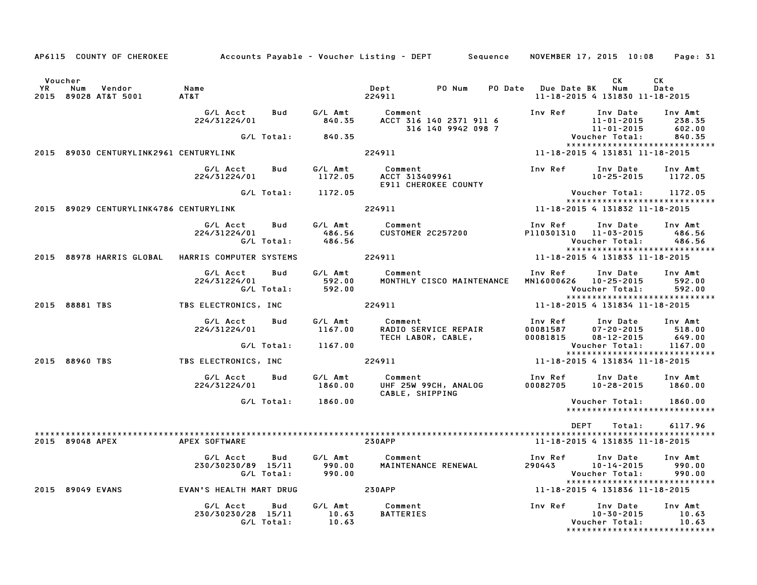AP6115 COUNTY OF CHEROKEE Accounts Payable - Voucher Listing - DEPT Sequence NOVEMBER 17, 2015 10:08 Page: 31

| Voucher YR | Num | Vendor | Name | Dept | PO Num | PO Date | Due Date | BK | CK Num | CK Date |
|---|---|---|---|---|---|---|---|---|---|---|
| 2015 | 89028 | AT&T 5001 | AT&T | 224911 | | | 11-18-2015 | 4 | 131830 | 11-18-2015 |

| G/L Acct | Bud | G/L Amt | Comment | Inv Ref | Inv Date | Inv Amt |
|---|---|---|---|---|---|---|
| 224/31224/01 | | 840.35 | ACCT 316 140 2371 911 6 | | 11-01-2015 | 238.35 |
| | | | 316 140 9942 098 7 | | 11-01-2015 | 602.00 |
| | G/L Total: | 840.35 | | | Voucher Total: | 840.35 |

| Voucher YR | Num | Vendor | Name | Dept | PO Num | PO Date | Due Date | BK | CK Num | CK Date |
|---|---|---|---|---|---|---|---|---|---|---|
| 2015 | 89030 | CENTURYLINK2961 | CENTURYLINK | 224911 | | | 11-18-2015 | 4 | 131831 | 11-18-2015 |

| G/L Acct | Bud | G/L Amt | Comment | Inv Ref | Inv Date | Inv Amt |
|---|---|---|---|---|---|---|
| 224/31224/01 | | 1172.05 | ACCT 313409961 | | 10-25-2015 | 1172.05 |
| | | | E911 CHEROKEE COUNTY | | | |
| | G/L Total: | 1172.05 | | | Voucher Total: | 1172.05 |

| Voucher YR | Num | Vendor | Name | Dept | PO Num | PO Date | Due Date | BK | CK Num | CK Date |
|---|---|---|---|---|---|---|---|---|---|---|
| 2015 | 89029 | CENTURYLINK4786 | CENTURYLINK | 224911 | | | 11-18-2015 | 4 | 131832 | 11-18-2015 |

| G/L Acct | Bud | G/L Amt | Comment | Inv Ref | Inv Date | Inv Amt |
|---|---|---|---|---|---|---|
| 224/31224/01 | | 486.56 | CUSTOMER 2C257200 | P110301310 | 11-03-2015 | 486.56 |
| | G/L Total: | 486.56 | | | Voucher Total: | 486.56 |

| Voucher YR | Num | Vendor | Name | Dept | PO Num | PO Date | Due Date | BK | CK Num | CK Date |
|---|---|---|---|---|---|---|---|---|---|---|
| 2015 | 88978 | HARRIS GLOBAL | HARRIS COMPUTER SYSTEMS | 224911 | | | 11-18-2015 | 4 | 131833 | 11-18-2015 |

| G/L Acct | Bud | G/L Amt | Comment | Inv Ref | Inv Date | Inv Amt |
|---|---|---|---|---|---|---|
| 224/31224/01 | | 592.00 | MONTHLY CISCO MAINTENANCE | MN16000626 | 10-25-2015 | 592.00 |
| | G/L Total: | 592.00 | | | Voucher Total: | 592.00 |

| Voucher YR | Num | Vendor | Name | Dept | PO Num | PO Date | Due Date | BK | CK Num | CK Date |
|---|---|---|---|---|---|---|---|---|---|---|
| 2015 | 88881 | TBS | TBS ELECTRONICS, INC | 224911 | | | 11-18-2015 | 4 | 131834 | 11-18-2015 |

| G/L Acct | Bud | G/L Amt | Comment | Inv Ref | Inv Date | Inv Amt |
|---|---|---|---|---|---|---|
| 224/31224/01 | | 1167.00 | RADIO SERVICE REPAIR | 00081587 | 07-20-2015 | 518.00 |
| | | | TECH LABOR, CABLE, | 00081815 | 08-12-2015 | 649.00 |
| | G/L Total: | 1167.00 | | | Voucher Total: | 1167.00 |

| Voucher YR | Num | Vendor | Name | Dept | PO Num | PO Date | Due Date | BK | CK Num | CK Date |
|---|---|---|---|---|---|---|---|---|---|---|
| 2015 | 88960 | TBS | TBS ELECTRONICS, INC | 224911 | | | 11-18-2015 | 4 | 131834 | 11-18-2015 |

| G/L Acct | Bud | G/L Amt | Comment | Inv Ref | Inv Date | Inv Amt |
|---|---|---|---|---|---|---|
| 224/31224/01 | | 1860.00 | UHF 25W 99CH, ANALOG | 00082705 | 10-28-2015 | 1860.00 |
| | | | CABLE, SHIPPING | | | |
| | G/L Total: | 1860.00 | | | Voucher Total: | 1860.00 |

DEPT Total: 6117.96

| Voucher YR | Num | Vendor | Name | Dept | PO Num | PO Date | Due Date | BK | CK Num | CK Date |
|---|---|---|---|---|---|---|---|---|---|---|
| 2015 | 89048 | APEX | APEX SOFTWARE | 230APP | | | 11-18-2015 | 4 | 131835 | 11-18-2015 |

| G/L Acct | Bud | G/L Amt | Comment | Inv Ref | Inv Date | Inv Amt |
|---|---|---|---|---|---|---|
| 230/30230/89 | 15/11 | 990.00 | MAINTENANCE RENEWAL | 290443 | 10-14-2015 | 990.00 |
| | G/L Total: | 990.00 | | | Voucher Total: | 990.00 |

| Voucher YR | Num | Vendor | Name | Dept | PO Num | PO Date | Due Date | BK | CK Num | CK Date |
|---|---|---|---|---|---|---|---|---|---|---|
| 2015 | 89049 | EVANS | EVAN'S HEALTH MART DRUG | 230APP | | | 11-18-2015 | 4 | 131836 | 11-18-2015 |

| G/L Acct | Bud | G/L Amt | Comment | Inv Ref | Inv Date | Inv Amt |
|---|---|---|---|---|---|---|
| 230/30230/28 | 15/11 | 10.63 | BATTERIES | | 10-30-2015 | 10.63 |
| | G/L Total: | 10.63 | | | Voucher Total: | 10.63 |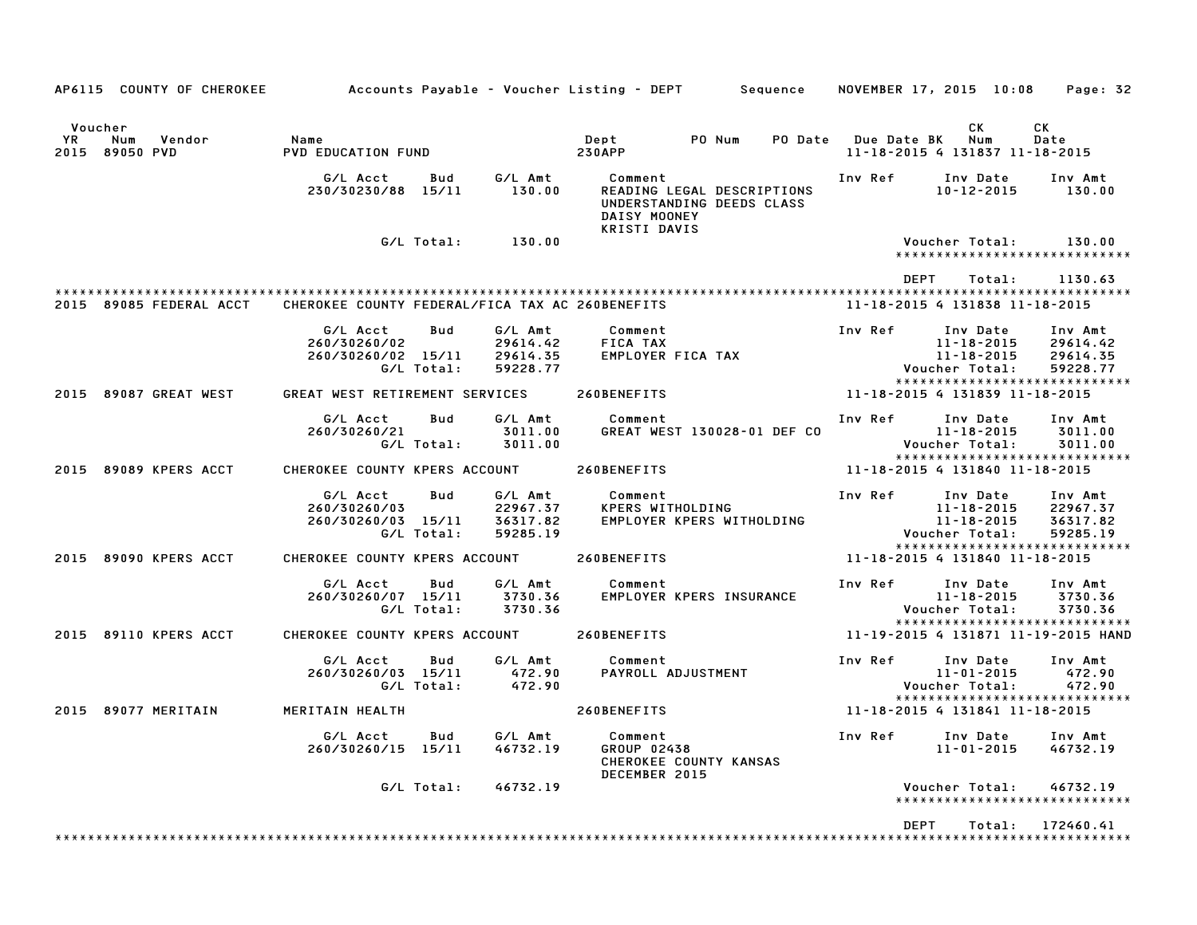AP6115 COUNTY OF CHEROKEE     Accounts Payable - Voucher Listing - DEPT     Sequence     NOVEMBER 17, 2015 10:08

| Voucher YR | Num | Vendor | Name | Dept | PO Num | PO Date | Due Date | BK | CK Num | CK Date |
|---|---|---|---|---|---|---|---|---|---|---|
| 2015 | 89050 | PVD | PVD EDUCATION FUND | 230APP | | | 11-18-2015 | 4 | 131837 | 11-18-2015 |

| G/L Acct | Bud | G/L Amt | Comment | Inv Ref | Inv Date | Inv Amt |
|---|---|---|---|---|---|---|
| 230/30230/88 | 15/11 | 130.00 | READING LEGAL DESCRIPTIONS UNDERSTANDING DEEDS CLASS DAISY MOONEY KRISTI DAVIS | | 10-12-2015 | 130.00 |
| | G/L Total: | 130.00 | | | Voucher Total: | 130.00 |

DEPT Total: 1130.63

| Voucher YR | Num | Vendor | Name | Dept | PO Num | PO Date | Due Date | BK | CK Num | CK Date |
|---|---|---|---|---|---|---|---|---|---|---|
| 2015 | 89085 | FEDERAL ACCT | CHEROKEE COUNTY FEDERAL/FICA TAX AC | 260BENEFITS | | | 11-18-2015 | 4 | 131838 | 11-18-2015 |

| G/L Acct | Bud | G/L Amt | Comment | Inv Ref | Inv Date | Inv Amt |
|---|---|---|---|---|---|---|
| 260/30260/02 | | 29614.42 | FICA TAX | | 11-18-2015 | 29614.42 |
| 260/30260/02 | 15/11 | 29614.35 | EMPLOYER FICA TAX | | 11-18-2015 | 29614.35 |
| | G/L Total: | 59228.77 | | | Voucher Total: | 59228.77 |

| Voucher YR | Num | Vendor | Name | Dept | PO Num | PO Date | Due Date | BK | CK Num | CK Date |
|---|---|---|---|---|---|---|---|---|---|---|
| 2015 | 89087 | GREAT WEST | GREAT WEST RETIREMENT SERVICES | 260BENEFITS | | | 11-18-2015 | 4 | 131839 | 11-18-2015 |

| G/L Acct | Bud | G/L Amt | Comment | Inv Ref | Inv Date | Inv Amt |
|---|---|---|---|---|---|---|
| 260/30260/21 | | 3011.00 | GREAT WEST 130028-01 DEF CO | | 11-18-2015 | 3011.00 |
| | G/L Total: | 3011.00 | | | Voucher Total: | 3011.00 |

| Voucher YR | Num | Vendor | Name | Dept | PO Num | PO Date | Due Date | BK | CK Num | CK Date |
|---|---|---|---|---|---|---|---|---|---|---|
| 2015 | 89089 | KPERS ACCT | CHEROKEE COUNTY KPERS ACCOUNT | 260BENEFITS | | | 11-18-2015 | 4 | 131840 | 11-18-2015 |

| G/L Acct | Bud | G/L Amt | Comment | Inv Ref | Inv Date | Inv Amt |
|---|---|---|---|---|---|---|
| 260/30260/03 | | 22967.37 | KPERS WITHOLDING | | 11-18-2015 | 22967.37 |
| 260/30260/03 | 15/11 | 36317.82 | EMPLOYER KPERS WITHOLDING | | 11-18-2015 | 36317.82 |
| | G/L Total: | 59285.19 | | | Voucher Total: | 59285.19 |

| Voucher YR | Num | Vendor | Name | Dept | PO Num | PO Date | Due Date | BK | CK Num | CK Date |
|---|---|---|---|---|---|---|---|---|---|---|
| 2015 | 89090 | KPERS ACCT | CHEROKEE COUNTY KPERS ACCOUNT | 260BENEFITS | | | 11-18-2015 | 4 | 131840 | 11-18-2015 |

| G/L Acct | Bud | G/L Amt | Comment | Inv Ref | Inv Date | Inv Amt |
|---|---|---|---|---|---|---|
| 260/30260/07 | 15/11 | 3730.36 | EMPLOYER KPERS INSURANCE | | 11-18-2015 | 3730.36 |
| | G/L Total: | 3730.36 | | | Voucher Total: | 3730.36 |

| Voucher YR | Num | Vendor | Name | Dept | PO Num | PO Date | Due Date | BK | CK Num | CK Date |
|---|---|---|---|---|---|---|---|---|---|---|
| 2015 | 89110 | KPERS ACCT | CHEROKEE COUNTY KPERS ACCOUNT | 260BENEFITS | | | 11-19-2015 | 4 | 131871 | 11-19-2015 HAND |

| G/L Acct | Bud | G/L Amt | Comment | Inv Ref | Inv Date | Inv Amt |
|---|---|---|---|---|---|---|
| 260/30260/03 | 15/11 | 472.90 | PAYROLL ADJUSTMENT | | 11-01-2015 | 472.90 |
| | G/L Total: | 472.90 | | | Voucher Total: | 472.90 |

| Voucher YR | Num | Vendor | Name | Dept | PO Num | PO Date | Due Date | BK | CK Num | CK Date |
|---|---|---|---|---|---|---|---|---|---|---|
| 2015 | 89077 | MERITAIN | MERITAIN HEALTH | 260BENEFITS | | | 11-18-2015 | 4 | 131841 | 11-18-2015 |

| G/L Acct | Bud | G/L Amt | Comment | Inv Ref | Inv Date | Inv Amt |
|---|---|---|---|---|---|---|
| 260/30260/15 | 15/11 | 46732.19 | GROUP 02438 CHEROKEE COUNTY KANSAS DECEMBER 2015 | | 11-01-2015 | 46732.19 |
| | G/L Total: | 46732.19 | | | Voucher Total: | 46732.19 |

DEPT Total: 172460.41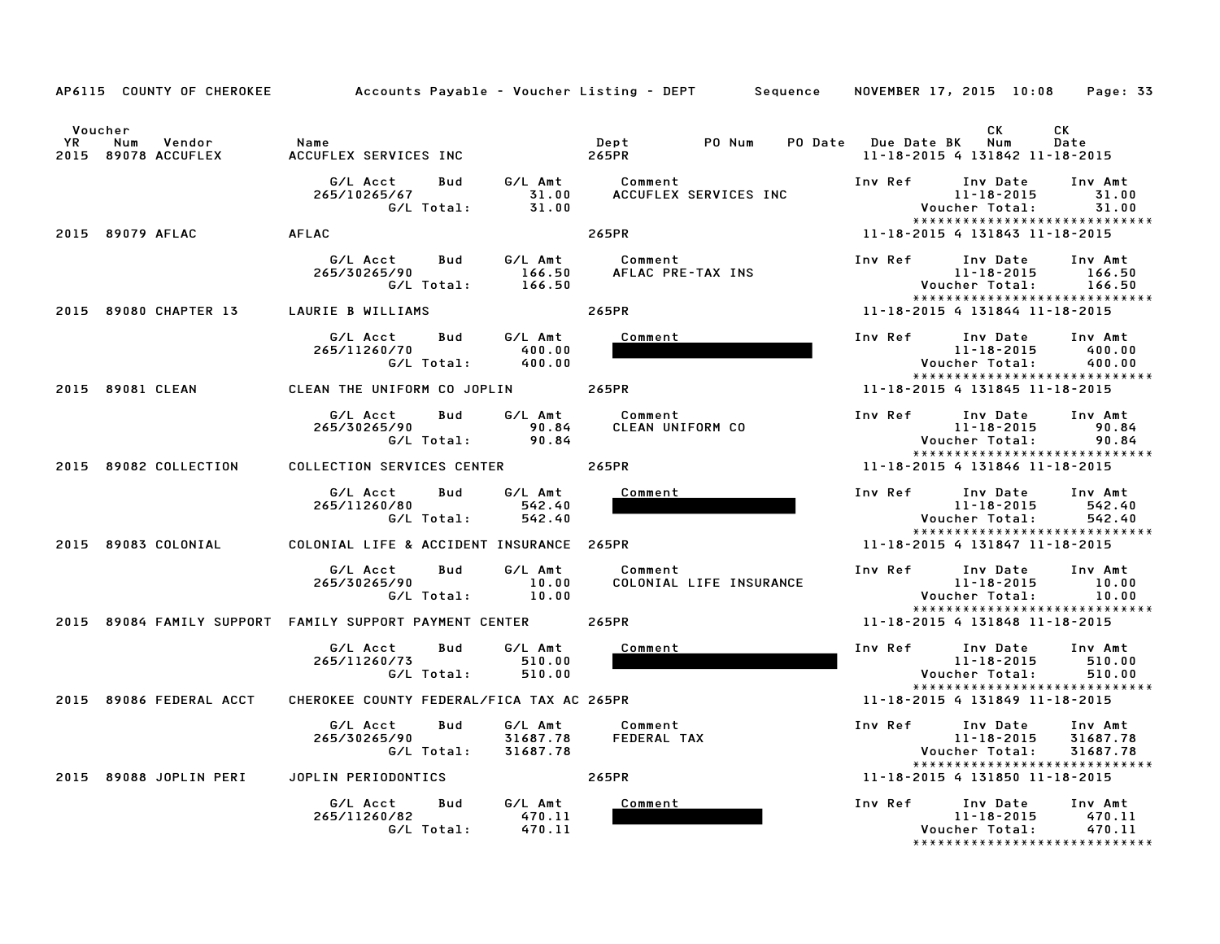AP6115 COUNTY OF CHEROKEE — Accounts Payable - Voucher Listing - DEPT — Sequence — NOVEMBER 17, 2015 10:08

| Voucher YR | Num | Vendor | Name | Dept | PO Num | PO Date | Due Date | BK | CK Num | CK Date |
|---|---|---|---|---|---|---|---|---|---|---|
| 2015 | 89078 | ACCUFLEX | ACCUFLEX SERVICES INC | 265PR | | | 11-18-2015 | 4 | 131842 | 11-18-2015 |

| G/L Acct | Bud | G/L Amt | Comment | Inv Ref | Inv Date | Inv Amt |
|---|---|---|---|---|---|---|
| 265/10265/67 | | 31.00 | ACCUFLEX SERVICES INC | | 11-18-2015 | 31.00 |
| | G/L Total: | 31.00 | | | Voucher Total: | 31.00 |

| Voucher YR | Num | Vendor | Name | Dept | PO Num | PO Date | Due Date | BK | CK Num | CK Date |
|---|---|---|---|---|---|---|---|---|---|---|
| 2015 | 89079 | AFLAC | AFLAC | 265PR | | | 11-18-2015 | 4 | 131843 | 11-18-2015 |

| G/L Acct | Bud | G/L Amt | Comment | Inv Ref | Inv Date | Inv Amt |
|---|---|---|---|---|---|---|
| 265/30265/90 | | 166.50 | AFLAC PRE-TAX INS | | 11-18-2015 | 166.50 |
| | G/L Total: | 166.50 | | | Voucher Total: | 166.50 |

| Voucher YR | Num | Vendor | Name | Dept | PO Num | PO Date | Due Date | BK | CK Num | CK Date |
|---|---|---|---|---|---|---|---|---|---|---|
| 2015 | 89080 | CHAPTER 13 | LAURIE B WILLIAMS | 265PR | | | 11-18-2015 | 4 | 131844 | 11-18-2015 |

| G/L Acct | Bud | G/L Amt | Comment | Inv Ref | Inv Date | Inv Amt |
|---|---|---|---|---|---|---|
| 265/11260/70 | | 400.00 | [REDACTED] | | 11-18-2015 | 400.00 |
| | G/L Total: | 400.00 | | | Voucher Total: | 400.00 |

| Voucher YR | Num | Vendor | Name | Dept | PO Num | PO Date | Due Date | BK | CK Num | CK Date |
|---|---|---|---|---|---|---|---|---|---|---|
| 2015 | 89081 | CLEAN | CLEAN THE UNIFORM CO JOPLIN | 265PR | | | 11-18-2015 | 4 | 131845 | 11-18-2015 |

| G/L Acct | Bud | G/L Amt | Comment | Inv Ref | Inv Date | Inv Amt |
|---|---|---|---|---|---|---|
| 265/30265/90 | | 90.84 | CLEAN UNIFORM CO | | 11-18-2015 | 90.84 |
| | G/L Total: | 90.84 | | | Voucher Total: | 90.84 |

| Voucher YR | Num | Vendor | Name | Dept | PO Num | PO Date | Due Date | BK | CK Num | CK Date |
|---|---|---|---|---|---|---|---|---|---|---|
| 2015 | 89082 | COLLECTION | COLLECTION SERVICES CENTER | 265PR | | | 11-18-2015 | 4 | 131846 | 11-18-2015 |

| G/L Acct | Bud | G/L Amt | Comment | Inv Ref | Inv Date | Inv Amt |
|---|---|---|---|---|---|---|
| 265/11260/80 | | 542.40 | [REDACTED] | | 11-18-2015 | 542.40 |
| | G/L Total: | 542.40 | | | Voucher Total: | 542.40 |

| Voucher YR | Num | Vendor | Name | Dept | PO Num | PO Date | Due Date | BK | CK Num | CK Date |
|---|---|---|---|---|---|---|---|---|---|---|
| 2015 | 89083 | COLONIAL | COLONIAL LIFE & ACCIDENT INSURANCE | 265PR | | | 11-18-2015 | 4 | 131847 | 11-18-2015 |

| G/L Acct | Bud | G/L Amt | Comment | Inv Ref | Inv Date | Inv Amt |
|---|---|---|---|---|---|---|
| 265/30265/90 | | 10.00 | COLONIAL LIFE INSURANCE | | 11-18-2015 | 10.00 |
| | G/L Total: | 10.00 | | | Voucher Total: | 10.00 |

| Voucher YR | Num | Vendor | Name | Dept | PO Num | PO Date | Due Date | BK | CK Num | CK Date |
|---|---|---|---|---|---|---|---|---|---|---|
| 2015 | 89084 | FAMILY SUPPORT | FAMILY SUPPORT PAYMENT CENTER | 265PR | | | 11-18-2015 | 4 | 131848 | 11-18-2015 |

| G/L Acct | Bud | G/L Amt | Comment | Inv Ref | Inv Date | Inv Amt |
|---|---|---|---|---|---|---|
| 265/11260/73 | | 510.00 | [REDACTED] | | 11-18-2015 | 510.00 |
| | G/L Total: | 510.00 | | | Voucher Total: | 510.00 |

| Voucher YR | Num | Vendor | Name | Dept | PO Num | PO Date | Due Date | BK | CK Num | CK Date |
|---|---|---|---|---|---|---|---|---|---|---|
| 2015 | 89086 | FEDERAL ACCT | CHEROKEE COUNTY FEDERAL/FICA TAX AC | 265PR | | | 11-18-2015 | 4 | 131849 | 11-18-2015 |

| G/L Acct | Bud | G/L Amt | Comment | Inv Ref | Inv Date | Inv Amt |
|---|---|---|---|---|---|---|
| 265/30265/90 | | 31687.78 | FEDERAL TAX | | 11-18-2015 | 31687.78 |
| | G/L Total: | 31687.78 | | | Voucher Total: | 31687.78 |

| Voucher YR | Num | Vendor | Name | Dept | PO Num | PO Date | Due Date | BK | CK Num | CK Date |
|---|---|---|---|---|---|---|---|---|---|---|
| 2015 | 89088 | JOPLIN PERI | JOPLIN PERIODONTICS | 265PR | | | 11-18-2015 | 4 | 131850 | 11-18-2015 |

| G/L Acct | Bud | G/L Amt | Comment | Inv Ref | Inv Date | Inv Amt |
|---|---|---|---|---|---|---|
| 265/11260/82 | | 470.11 | [REDACTED] | | 11-18-2015 | 470.11 |
| | G/L Total: | 470.11 | | | Voucher Total: | 470.11 |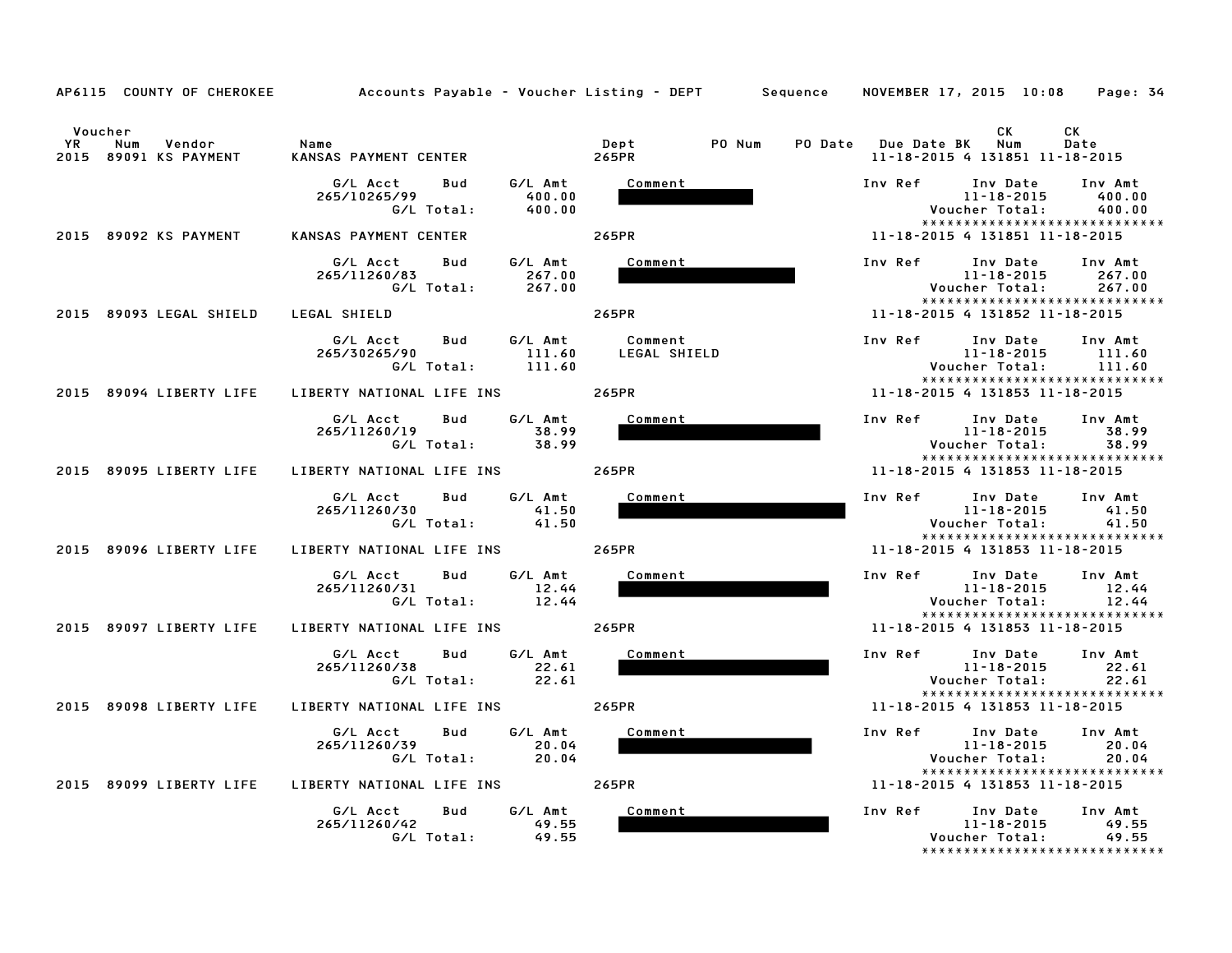AP6115 COUNTY OF CHEROKEE Accounts Payable - Voucher Listing - DEPT Sequence NOVEMBER 17, 2015 10:08

| Voucher YR | Num | Vendor | Name | Dept | PO Num | PO Date | Due Date | BK | CK Num | CK Date |
|---|---|---|---|---|---|---|---|---|---|---|
| 2015 | 89091 | KS PAYMENT | KANSAS PAYMENT CENTER | 265PR | | | 11-18-2015 | 4 | 131851 | 11-18-2015 |

| G/L Acct | Bud | G/L Amt | Comment | Inv Ref | Inv Date | Inv Amt |
|---|---|---|---|---|---|---|
| 265/10265/99 | | 400.00 | | | 11-18-2015 | 400.00 |
| | G/L Total: | 400.00 | | | Voucher Total: | 400.00 |

*****************************

| Voucher YR | Num | Vendor | Name | Dept | PO Num | PO Date | Due Date | BK | CK Num | CK Date |
|---|---|---|---|---|---|---|---|---|---|---|
| 2015 | 89092 | KS PAYMENT | KANSAS PAYMENT CENTER | 265PR | | | 11-18-2015 | 4 | 131851 | 11-18-2015 |

| G/L Acct | Bud | G/L Amt | Comment | Inv Ref | Inv Date | Inv Amt |
|---|---|---|---|---|---|---|
| 265/11260/83 | | 267.00 | | | 11-18-2015 | 267.00 |
| | G/L Total: | 267.00 | | | Voucher Total: | 267.00 |

*****************************

| Voucher YR | Num | Vendor | Name | Dept | PO Num | PO Date | Due Date | BK | CK Num | CK Date |
|---|---|---|---|---|---|---|---|---|---|---|
| 2015 | 89093 | LEGAL SHIELD | LEGAL SHIELD | 265PR | | | 11-18-2015 | 4 | 131852 | 11-18-2015 |

| G/L Acct | Bud | G/L Amt | Comment | Inv Ref | Inv Date | Inv Amt |
|---|---|---|---|---|---|---|
| 265/30265/90 | | 111.60 | LEGAL SHIELD | | 11-18-2015 | 111.60 |
| | G/L Total: | 111.60 | | | Voucher Total: | 111.60 |

*****************************

| Voucher YR | Num | Vendor | Name | Dept | PO Num | PO Date | Due Date | BK | CK Num | CK Date |
|---|---|---|---|---|---|---|---|---|---|---|
| 2015 | 89094 | LIBERTY LIFE | LIBERTY NATIONAL LIFE INS | 265PR | | | 11-18-2015 | 4 | 131853 | 11-18-2015 |

| G/L Acct | Bud | G/L Amt | Comment | Inv Ref | Inv Date | Inv Amt |
|---|---|---|---|---|---|---|
| 265/11260/19 | | 38.99 | | | 11-18-2015 | 38.99 |
| | G/L Total: | 38.99 | | | Voucher Total: | 38.99 |

*****************************

| Voucher YR | Num | Vendor | Name | Dept | PO Num | PO Date | Due Date | BK | CK Num | CK Date |
|---|---|---|---|---|---|---|---|---|---|---|
| 2015 | 89095 | LIBERTY LIFE | LIBERTY NATIONAL LIFE INS | 265PR | | | 11-18-2015 | 4 | 131853 | 11-18-2015 |

| G/L Acct | Bud | G/L Amt | Comment | Inv Ref | Inv Date | Inv Amt |
|---|---|---|---|---|---|---|
| 265/11260/30 | | 41.50 | | | 11-18-2015 | 41.50 |
| | G/L Total: | 41.50 | | | Voucher Total: | 41.50 |

*****************************

| Voucher YR | Num | Vendor | Name | Dept | PO Num | PO Date | Due Date | BK | CK Num | CK Date |
|---|---|---|---|---|---|---|---|---|---|---|
| 2015 | 89096 | LIBERTY LIFE | LIBERTY NATIONAL LIFE INS | 265PR | | | 11-18-2015 | 4 | 131853 | 11-18-2015 |

| G/L Acct | Bud | G/L Amt | Comment | Inv Ref | Inv Date | Inv Amt |
|---|---|---|---|---|---|---|
| 265/11260/31 | | 12.44 | | | 11-18-2015 | 12.44 |
| | G/L Total: | 12.44 | | | Voucher Total: | 12.44 |

*****************************

| Voucher YR | Num | Vendor | Name | Dept | PO Num | PO Date | Due Date | BK | CK Num | CK Date |
|---|---|---|---|---|---|---|---|---|---|---|
| 2015 | 89097 | LIBERTY LIFE | LIBERTY NATIONAL LIFE INS | 265PR | | | 11-18-2015 | 4 | 131853 | 11-18-2015 |

| G/L Acct | Bud | G/L Amt | Comment | Inv Ref | Inv Date | Inv Amt |
|---|---|---|---|---|---|---|
| 265/11260/38 | | 22.61 | | | 11-18-2015 | 22.61 |
| | G/L Total: | 22.61 | | | Voucher Total: | 22.61 |

*****************************

| Voucher YR | Num | Vendor | Name | Dept | PO Num | PO Date | Due Date | BK | CK Num | CK Date |
|---|---|---|---|---|---|---|---|---|---|---|
| 2015 | 89098 | LIBERTY LIFE | LIBERTY NATIONAL LIFE INS | 265PR | | | 11-18-2015 | 4 | 131853 | 11-18-2015 |

| G/L Acct | Bud | G/L Amt | Comment | Inv Ref | Inv Date | Inv Amt |
|---|---|---|---|---|---|---|
| 265/11260/39 | | 20.04 | | | 11-18-2015 | 20.04 |
| | G/L Total: | 20.04 | | | Voucher Total: | 20.04 |

*****************************

| Voucher YR | Num | Vendor | Name | Dept | PO Num | PO Date | Due Date | BK | CK Num | CK Date |
|---|---|---|---|---|---|---|---|---|---|---|
| 2015 | 89099 | LIBERTY LIFE | LIBERTY NATIONAL LIFE INS | 265PR | | | 11-18-2015 | 4 | 131853 | 11-18-2015 |

| G/L Acct | Bud | G/L Amt | Comment | Inv Ref | Inv Date | Inv Amt |
|---|---|---|---|---|---|---|
| 265/11260/42 | | 49.55 | | | 11-18-2015 | 49.55 |
| | G/L Total: | 49.55 | | | Voucher Total: | 49.55 |

*****************************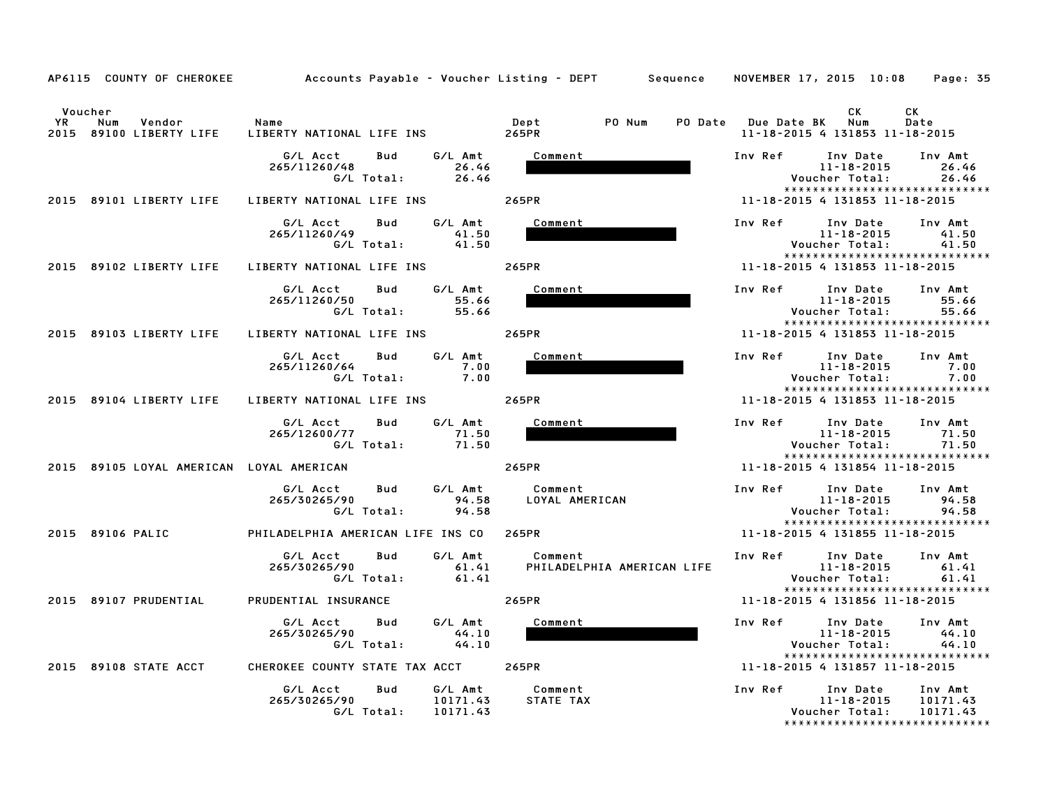AP6115 COUNTY OF CHEROKEE — Accounts Payable - Voucher Listing - DEPT — Sequence — NOVEMBER 17, 2015 10:08

| Voucher YR | Num | Vendor | Name | Dept | PO Num | PO Date | Due Date | BK | CK Num | CK Date |
|---|---|---|---|---|---|---|---|---|---|---|
| 2015 | 89100 | LIBERTY LIFE | LIBERTY NATIONAL LIFE INS | 265PR | | | 11-18-2015 | 4 | 131853 | 11-18-2015 |

| G/L Acct | Bud | G/L Amt | Comment | Inv Ref | Inv Date | Inv Amt |
|---|---|---|---|---|---|---|
| 265/11260/48 | | 26.46 | [REDACTED] | | 11-18-2015 | 26.46 |
| | G/L Total: | 26.46 | | | Voucher Total: | 26.46 |

| 2015 | 89101 | LIBERTY LIFE | LIBERTY NATIONAL LIFE INS | 265PR | | | 11-18-2015 | 4 | 131853 | 11-18-2015 |
|---|---|---|---|---|---|---|---|---|---|---|

| G/L Acct | Bud | G/L Amt | Comment | Inv Ref | Inv Date | Inv Amt |
|---|---|---|---|---|---|---|
| 265/11260/49 | | 41.50 | [REDACTED] | | 11-18-2015 | 41.50 |
| | G/L Total: | 41.50 | | | Voucher Total: | 41.50 |

| 2015 | 89102 | LIBERTY LIFE | LIBERTY NATIONAL LIFE INS | 265PR | | | 11-18-2015 | 4 | 131853 | 11-18-2015 |
|---|---|---|---|---|---|---|---|---|---|---|

| G/L Acct | Bud | G/L Amt | Comment | Inv Ref | Inv Date | Inv Amt |
|---|---|---|---|---|---|---|
| 265/11260/50 | | 55.66 | [REDACTED] | | 11-18-2015 | 55.66 |
| | G/L Total: | 55.66 | | | Voucher Total: | 55.66 |

| 2015 | 89103 | LIBERTY LIFE | LIBERTY NATIONAL LIFE INS | 265PR | | | 11-18-2015 | 4 | 131853 | 11-18-2015 |
|---|---|---|---|---|---|---|---|---|---|---|

| G/L Acct | Bud | G/L Amt | Comment | Inv Ref | Inv Date | Inv Amt |
|---|---|---|---|---|---|---|
| 265/11260/64 | | 7.00 | [REDACTED] | | 11-18-2015 | 7.00 |
| | G/L Total: | 7.00 | | | Voucher Total: | 7.00 |

| 2015 | 89104 | LIBERTY LIFE | LIBERTY NATIONAL LIFE INS | 265PR | | | 11-18-2015 | 4 | 131853 | 11-18-2015 |
|---|---|---|---|---|---|---|---|---|---|---|

| G/L Acct | Bud | G/L Amt | Comment | Inv Ref | Inv Date | Inv Amt |
|---|---|---|---|---|---|---|
| 265/12600/77 | | 71.50 | [REDACTED] | | 11-18-2015 | 71.50 |
| | G/L Total: | 71.50 | | | Voucher Total: | 71.50 |

| 2015 | 89105 | LOYAL AMERICAN | LOYAL AMERICAN | 265PR | | | 11-18-2015 | 4 | 131854 | 11-18-2015 |
|---|---|---|---|---|---|---|---|---|---|---|

| G/L Acct | Bud | G/L Amt | Comment | Inv Ref | Inv Date | Inv Amt |
|---|---|---|---|---|---|---|
| 265/30265/90 | | 94.58 | LOYAL AMERICAN | | 11-18-2015 | 94.58 |
| | G/L Total: | 94.58 | | | Voucher Total: | 94.58 |

| 2015 | 89106 | PALIC | PHILADELPHIA AMERICAN LIFE INS CO | 265PR | | | 11-18-2015 | 4 | 131855 | 11-18-2015 |
|---|---|---|---|---|---|---|---|---|---|---|

| G/L Acct | Bud | G/L Amt | Comment | Inv Ref | Inv Date | Inv Amt |
|---|---|---|---|---|---|---|
| 265/30265/90 | | 61.41 | PHILADELPHIA AMERICAN LIFE | | 11-18-2015 | 61.41 |
| | G/L Total: | 61.41 | | | Voucher Total: | 61.41 |

| 2015 | 89107 | PRUDENTIAL | PRUDENTIAL INSURANCE | 265PR | | | 11-18-2015 | 4 | 131856 | 11-18-2015 |
|---|---|---|---|---|---|---|---|---|---|---|

| G/L Acct | Bud | G/L Amt | Comment | Inv Ref | Inv Date | Inv Amt |
|---|---|---|---|---|---|---|
| 265/30265/90 | | 44.10 | [REDACTED] | | 11-18-2015 | 44.10 |
| | G/L Total: | 44.10 | | | Voucher Total: | 44.10 |

| 2015 | 89108 | STATE ACCT | CHEROKEE COUNTY STATE TAX ACCT | 265PR | | | 11-18-2015 | 4 | 131857 | 11-18-2015 |
|---|---|---|---|---|---|---|---|---|---|---|

| G/L Acct | Bud | G/L Amt | Comment | Inv Ref | Inv Date | Inv Amt |
|---|---|---|---|---|---|---|
| 265/30265/90 | | 10171.43 | STATE TAX | | 11-18-2015 | 10171.43 |
| | G/L Total: | 10171.43 | | | Voucher Total: | 10171.43 |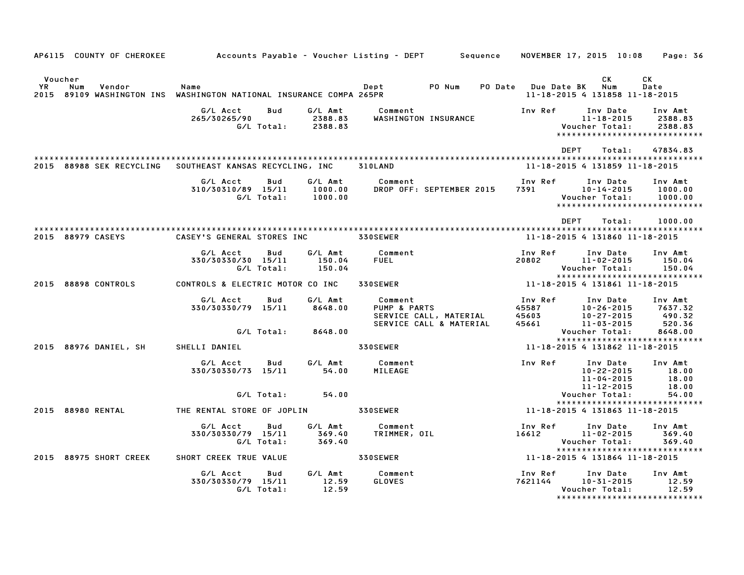AP6115 COUNTY OF CHEROKEE — Accounts Payable - Voucher Listing - DEPT — Sequence — NOVEMBER 17, 2015 10:08

| Voucher YR | Num | Vendor | Name | Dept | PO Num | PO Date | Due Date | BK | CK Num | CK Date |
|---|---|---|---|---|---|---|---|---|---|---|
| 2015 | 89109 | WASHINGTON INS | WASHINGTON NATIONAL INSURANCE COMPA | 265PR | | | 11-18-2015 | 4 | 131858 | 11-18-2015 |

| G/L Acct | Bud | G/L Amt | Comment | Inv Ref | Inv Date | Inv Amt |
|---|---|---|---|---|---|---|
| 265/30265/90 | | 2388.83 | WASHINGTON INSURANCE | | 11-18-2015 | 2388.83 |
| | G/L Total: | 2388.83 | | | Voucher Total: | 2388.83 |

DEPT Total: 47834.83

| Voucher YR | Num | Vendor | Name | Dept | PO Num | PO Date | Due Date | BK | CK Num | CK Date |
|---|---|---|---|---|---|---|---|---|---|---|
| 2015 | 88988 | SEK RECYCLING | SOUTHEAST KANSAS RECYCLING, INC | 310LAND | | | 11-18-2015 | 4 | 131859 | 11-18-2015 |

| G/L Acct | Bud | G/L Amt | Comment | Inv Ref | Inv Date | Inv Amt |
|---|---|---|---|---|---|---|
| 310/30310/89 | 15/11 | 1000.00 | DROP OFF: SEPTEMBER 2015 | 7391 | 10-14-2015 | 1000.00 |
| | G/L Total: | 1000.00 | | | Voucher Total: | 1000.00 |

DEPT Total: 1000.00

| Voucher YR | Num | Vendor | Name | Dept | PO Num | PO Date | Due Date | BK | CK Num | CK Date |
|---|---|---|---|---|---|---|---|---|---|---|
| 2015 | 88979 | CASEYS | CASEY'S GENERAL STORES INC | 330SEWER | | | 11-18-2015 | 4 | 131860 | 11-18-2015 |

| G/L Acct | Bud | G/L Amt | Comment | Inv Ref | Inv Date | Inv Amt |
|---|---|---|---|---|---|---|
| 330/30330/30 | 15/11 | 150.04 | FUEL | 20802 | 11-02-2015 | 150.04 |
| | G/L Total: | 150.04 | | | Voucher Total: | 150.04 |

| Voucher YR | Num | Vendor | Name | Dept | PO Num | PO Date | Due Date | BK | CK Num | CK Date |
|---|---|---|---|---|---|---|---|---|---|---|
| 2015 | 88898 | CONTROLS | CONTROLS & ELECTRIC MOTOR CO INC | 330SEWER | | | 11-18-2015 | 4 | 131861 | 11-18-2015 |

| G/L Acct | Bud | G/L Amt | Comment | Inv Ref | Inv Date | Inv Amt |
|---|---|---|---|---|---|---|
| 330/30330/79 | 15/11 | 8648.00 | PUMP & PARTS | 45587 | 10-26-2015 | 7637.32 |
| | | | SERVICE CALL, MATERIAL | 45603 | 10-27-2015 | 490.32 |
| | | | SERVICE CALL & MATERIAL | 45661 | 11-03-2015 | 520.36 |
| | G/L Total: | 8648.00 | | | Voucher Total: | 8648.00 |

| Voucher YR | Num | Vendor | Name | Dept | PO Num | PO Date | Due Date | BK | CK Num | CK Date |
|---|---|---|---|---|---|---|---|---|---|---|
| 2015 | 88976 | DANIEL, SH | SHELLI DANIEL | 330SEWER | | | 11-18-2015 | 4 | 131862 | 11-18-2015 |

| G/L Acct | Bud | G/L Amt | Comment | Inv Ref | Inv Date | Inv Amt |
|---|---|---|---|---|---|---|
| 330/30330/73 | 15/11 | 54.00 | MILEAGE | | 10-22-2015 | 18.00 |
| | | | | | 11-04-2015 | 18.00 |
| | | | | | 11-12-2015 | 18.00 |
| | G/L Total: | 54.00 | | | Voucher Total: | 54.00 |

| Voucher YR | Num | Vendor | Name | Dept | PO Num | PO Date | Due Date | BK | CK Num | CK Date |
|---|---|---|---|---|---|---|---|---|---|---|
| 2015 | 88980 | RENTAL | THE RENTAL STORE OF JOPLIN | 330SEWER | | | 11-18-2015 | 4 | 131863 | 11-18-2015 |

| G/L Acct | Bud | G/L Amt | Comment | Inv Ref | Inv Date | Inv Amt |
|---|---|---|---|---|---|---|
| 330/30330/79 | 15/11 | 369.40 | TRIMMER, OIL | 16612 | 11-02-2015 | 369.40 |
| | G/L Total: | 369.40 | | | Voucher Total: | 369.40 |

| Voucher YR | Num | Vendor | Name | Dept | PO Num | PO Date | Due Date | BK | CK Num | CK Date |
|---|---|---|---|---|---|---|---|---|---|---|
| 2015 | 88975 | SHORT CREEK | SHORT CREEK TRUE VALUE | 330SEWER | | | 11-18-2015 | 4 | 131864 | 11-18-2015 |

| G/L Acct | Bud | G/L Amt | Comment | Inv Ref | Inv Date | Inv Amt |
|---|---|---|---|---|---|---|
| 330/30330/79 | 15/11 | 12.59 | GLOVES | 7621144 | 10-31-2015 | 12.59 |
| | G/L Total: | 12.59 | | | Voucher Total: | 12.59 |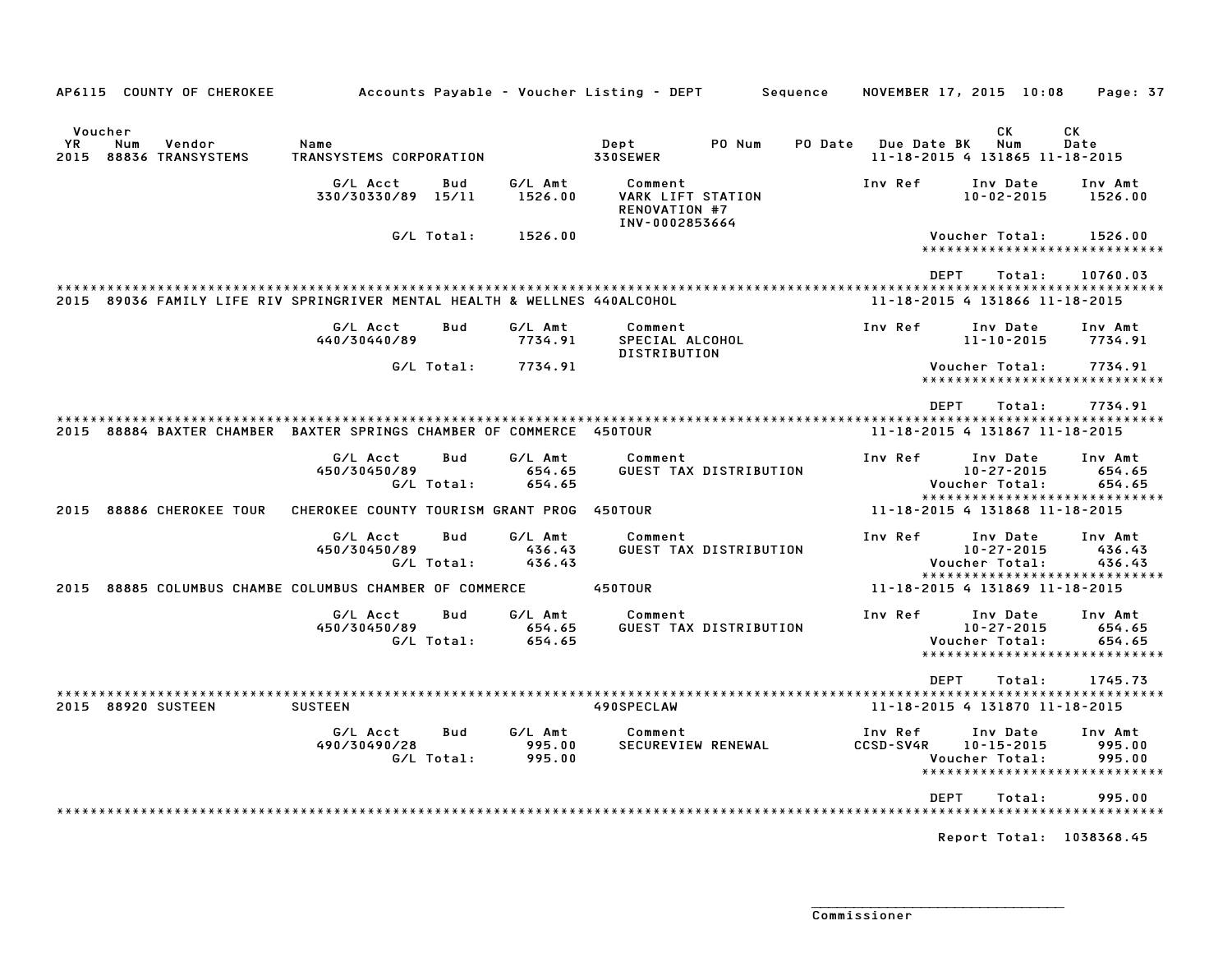AP6115 COUNTY OF CHEROKEE — Accounts Payable - Voucher Listing - DEPT — Sequence — NOVEMBER 17, 2015 10:08

| Voucher YR | Num | Vendor | Name | Dept | PO Num | PO Date | Due Date | BK | CK Num | CK Date |
|---|---|---|---|---|---|---|---|---|---|---|
| 2015 | 88836 | TRANSYSTEMS | TRANSYSTEMS CORPORATION | 330SEWER | | | 11-18-2015 | 4 | 131865 | 11-18-2015 |

| G/L Acct | Bud | G/L Amt | Comment | Inv Ref | Inv Date | Inv Amt |
|---|---|---|---|---|---|---|
| 330/30330/89 | 15/11 | 1526.00 | VARK LIFT STATION RENOVATION #7 INV-0002853664 | | 10-02-2015 | 1526.00 |
| | G/L Total: | 1526.00 | | | Voucher Total: | 1526.00 |

DEPT Total: 10760.03

| Voucher YR | Num | Vendor | Name | Dept | PO Num | PO Date | Due Date | BK | CK Num | CK Date |
|---|---|---|---|---|---|---|---|---|---|---|
| 2015 | 89036 | FAMILY LIFE RIV | SPRINGRIVER MENTAL HEALTH & WELLNES | 440ALCOHOL | | | 11-18-2015 | 4 | 131866 | 11-18-2015 |

| G/L Acct | Bud | G/L Amt | Comment | Inv Ref | Inv Date | Inv Amt |
|---|---|---|---|---|---|---|
| 440/30440/89 | | 7734.91 | SPECIAL ALCOHOL DISTRIBUTION | | 11-10-2015 | 7734.91 |
| | G/L Total: | 7734.91 | | | Voucher Total: | 7734.91 |

DEPT Total: 7734.91

| Voucher YR | Num | Vendor | Name | Dept | PO Num | PO Date | Due Date | BK | CK Num | CK Date |
|---|---|---|---|---|---|---|---|---|---|---|
| 2015 | 88884 | BAXTER CHAMBER | BAXTER SPRINGS CHAMBER OF COMMERCE | 450TOUR | | | 11-18-2015 | 4 | 131867 | 11-18-2015 |

| G/L Acct | Bud | G/L Amt | Comment | Inv Ref | Inv Date | Inv Amt |
|---|---|---|---|---|---|---|
| 450/30450/89 | | 654.65 | GUEST TAX DISTRIBUTION | | 10-27-2015 | 654.65 |
| | G/L Total: | 654.65 | | | Voucher Total: | 654.65 |

| Voucher YR | Num | Vendor | Name | Dept | PO Num | PO Date | Due Date | BK | CK Num | CK Date |
|---|---|---|---|---|---|---|---|---|---|---|
| 2015 | 88886 | CHEROKEE TOUR | CHEROKEE COUNTY TOURISM GRANT PROG | 450TOUR | | | 11-18-2015 | 4 | 131868 | 11-18-2015 |

| G/L Acct | Bud | G/L Amt | Comment | Inv Ref | Inv Date | Inv Amt |
|---|---|---|---|---|---|---|
| 450/30450/89 | | 436.43 | GUEST TAX DISTRIBUTION | | 10-27-2015 | 436.43 |
| | G/L Total: | 436.43 | | | Voucher Total: | 436.43 |

| Voucher YR | Num | Vendor | Name | Dept | PO Num | PO Date | Due Date | BK | CK Num | CK Date |
|---|---|---|---|---|---|---|---|---|---|---|
| 2015 | 88885 | COLUMBUS CHAMBE | COLUMBUS CHAMBER OF COMMERCE | 450TOUR | | | 11-18-2015 | 4 | 131869 | 11-18-2015 |

| G/L Acct | Bud | G/L Amt | Comment | Inv Ref | Inv Date | Inv Amt |
|---|---|---|---|---|---|---|
| 450/30450/89 | | 654.65 | GUEST TAX DISTRIBUTION | | 10-27-2015 | 654.65 |
| | G/L Total: | 654.65 | | | Voucher Total: | 654.65 |

DEPT Total: 1745.73

| Voucher YR | Num | Vendor | Name | Dept | PO Num | PO Date | Due Date | BK | CK Num | CK Date |
|---|---|---|---|---|---|---|---|---|---|---|
| 2015 | 88920 | SUSTEEN | SUSTEEN | 490SPECLAW | | | 11-18-2015 | 4 | 131870 | 11-18-2015 |

| G/L Acct | Bud | G/L Amt | Comment | Inv Ref | Inv Date | Inv Amt |
|---|---|---|---|---|---|---|
| 490/30490/28 | | 995.00 | SECUREVIEW RENEWAL | CCSD-SV4R | 10-15-2015 | 995.00 |
| | G/L Total: | 995.00 | | | Voucher Total: | 995.00 |

DEPT Total: 995.00

Report Total: 1038368.45

Commissioner